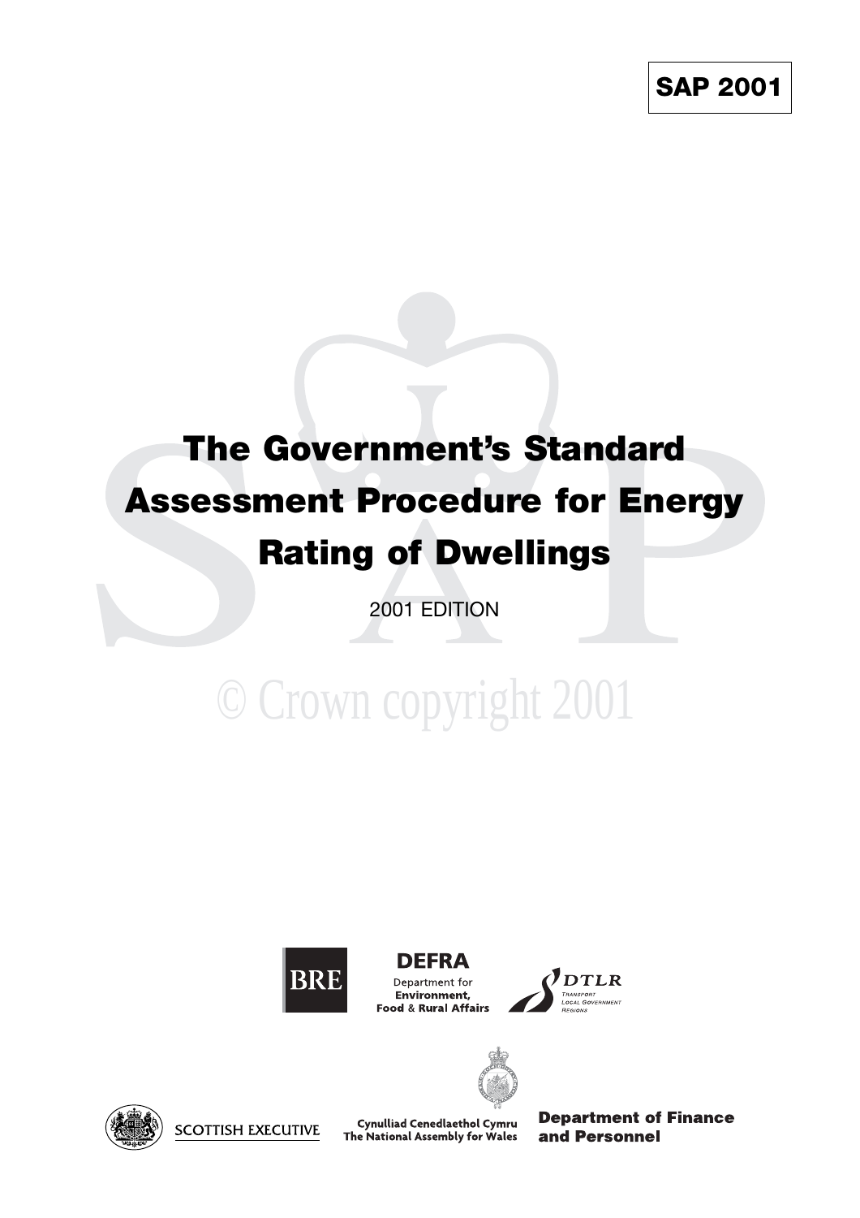**SAP 2001**

# The Government's Standard Assessment Procedure for Energy Rating of Dwellings

2001 EDITION

© Crown copyright 2001

BRE

DEFRA
Department for
**Environment, Food & Rural Affairs**

DTLR
Transport
Local Government
Regions

SCOTTISH EXECUTIVE

Cynulliad Cenedlaethol Cymru
The National Assembly for Wales

**Department of Finance and Personnel**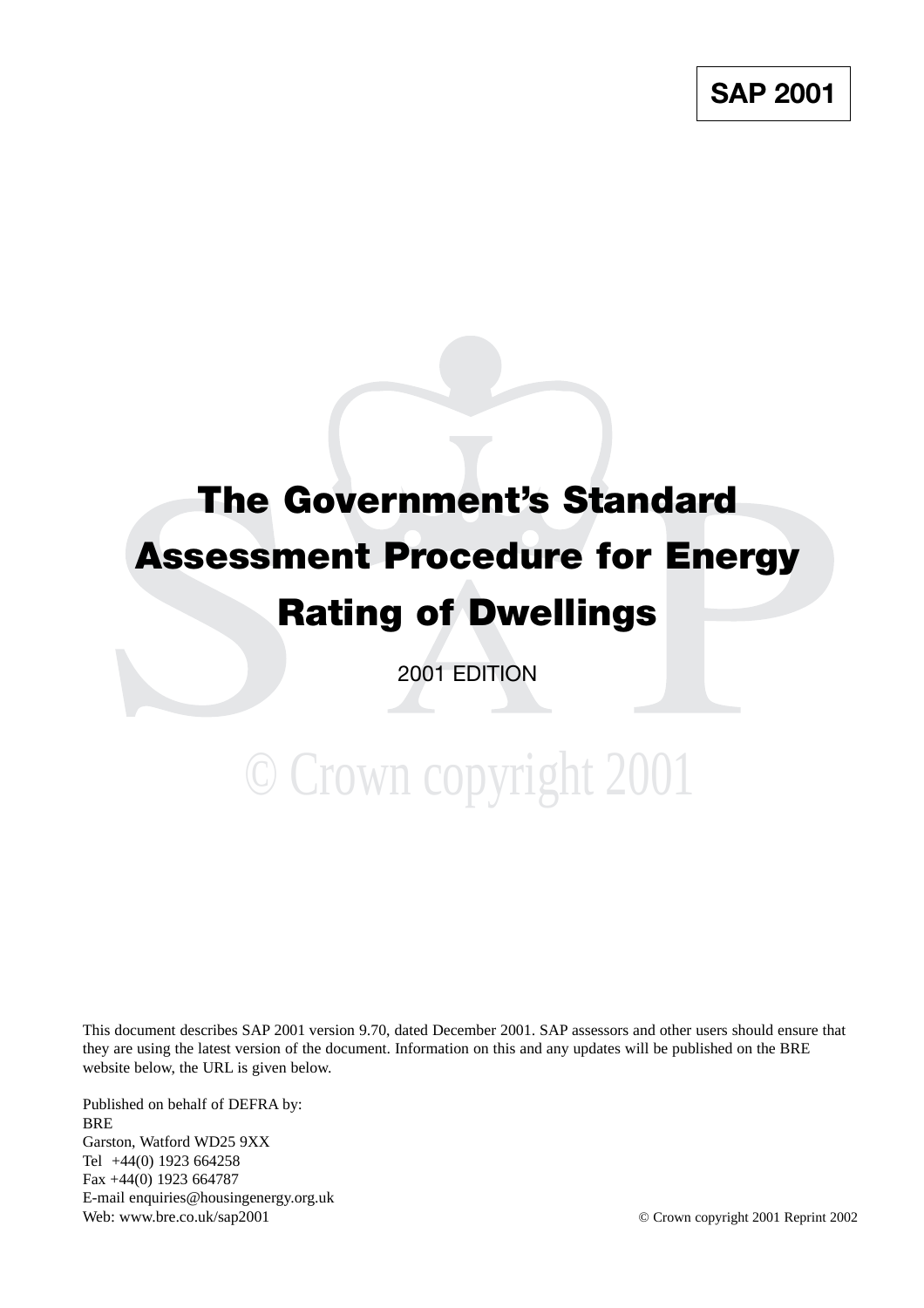**SAP 2001**

# The Government's Standard Assessment Procedure for Energy Rating of Dwellings

2001 EDITION

© Crown copyright 2001

This document describes SAP 2001 version 9.70, dated December 2001. SAP assessors and other users should ensure that they are using the latest version of the document. Information on this and any updates will be published on the BRE website below, the URL is given below.

Published on behalf of DEFRA by:
BRE
Garston, Watford WD25 9XX
Tel +44(0) 1923 664258
Fax +44(0) 1923 664787
E-mail enquiries@housingenergy.org.uk
Web: www.bre.co.uk/sap2001

© Crown copyright 2001 Reprint 2002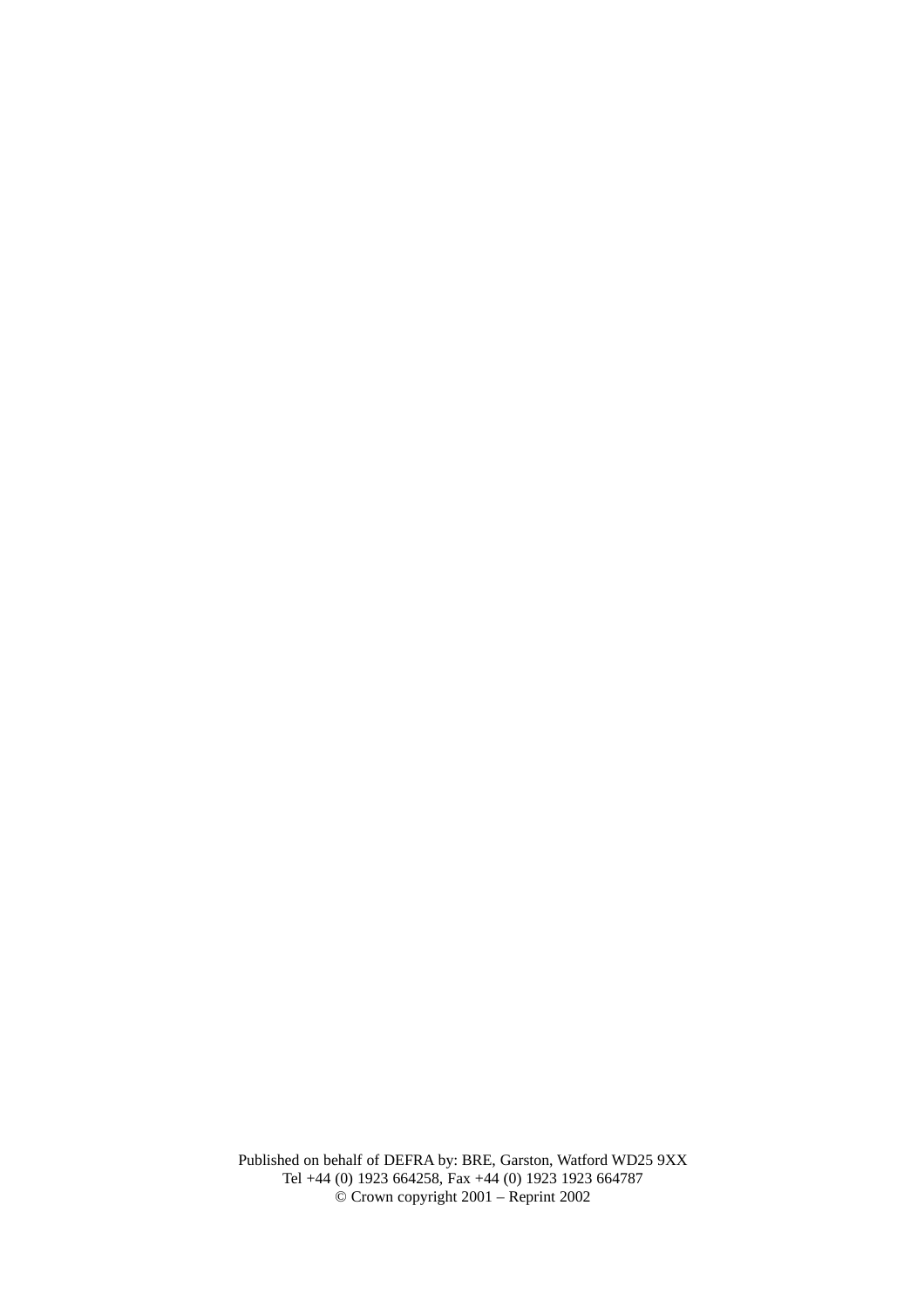Published on behalf of DEFRA by: BRE, Garston, Watford WD25 9XX
Tel +44 (0) 1923 664258, Fax +44 (0) 1923 1923 664787
© Crown copyright 2001 – Reprint 2002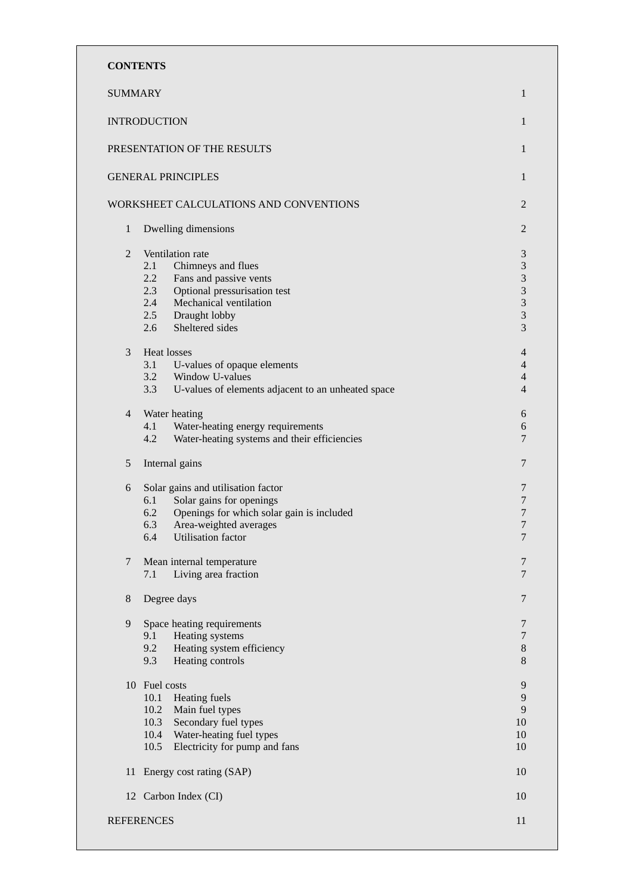**CONTENTS**

| | |
|---|---|
| SUMMARY | 1 |
| INTRODUCTION | 1 |
| PRESENTATION OF THE RESULTS | 1 |
| GENERAL PRINCIPLES | 1 |
| WORKSHEET CALCULATIONS AND CONVENTIONS | 2 |
| 1 Dwelling dimensions | 2 |
| 2 Ventilation rate | 3 |
| 2.1 Chimneys and flues | 3 |
| 2.2 Fans and passive vents | 3 |
| 2.3 Optional pressurisation test | 3 |
| 2.4 Mechanical ventilation | 3 |
| 2.5 Draught lobby | 3 |
| 2.6 Sheltered sides | 3 |
| 3 Heat losses | 4 |
| 3.1 U-values of opaque elements | 4 |
| 3.2 Window U-values | 4 |
| 3.3 U-values of elements adjacent to an unheated space | 4 |
| 4 Water heating | 6 |
| 4.1 Water-heating energy requirements | 6 |
| 4.2 Water-heating systems and their efficiencies | 7 |
| 5 Internal gains | 7 |
| 6 Solar gains and utilisation factor | 7 |
| 6.1 Solar gains for openings | 7 |
| 6.2 Openings for which solar gain is included | 7 |
| 6.3 Area-weighted averages | 7 |
| 6.4 Utilisation factor | 7 |
| 7 Mean internal temperature | 7 |
| 7.1 Living area fraction | 7 |
| 8 Degree days | 7 |
| 9 Space heating requirements | 7 |
| 9.1 Heating systems | 7 |
| 9.2 Heating system efficiency | 8 |
| 9.3 Heating controls | 8 |
| 10 Fuel costs | 9 |
| 10.1 Heating fuels | 9 |
| 10.2 Main fuel types | 9 |
| 10.3 Secondary fuel types | 10 |
| 10.4 Water-heating fuel types | 10 |
| 10.5 Electricity for pump and fans | 10 |
| 11 Energy cost rating (SAP) | 10 |
| 12 Carbon Index (CI) | 10 |
| REFERENCES | 11 |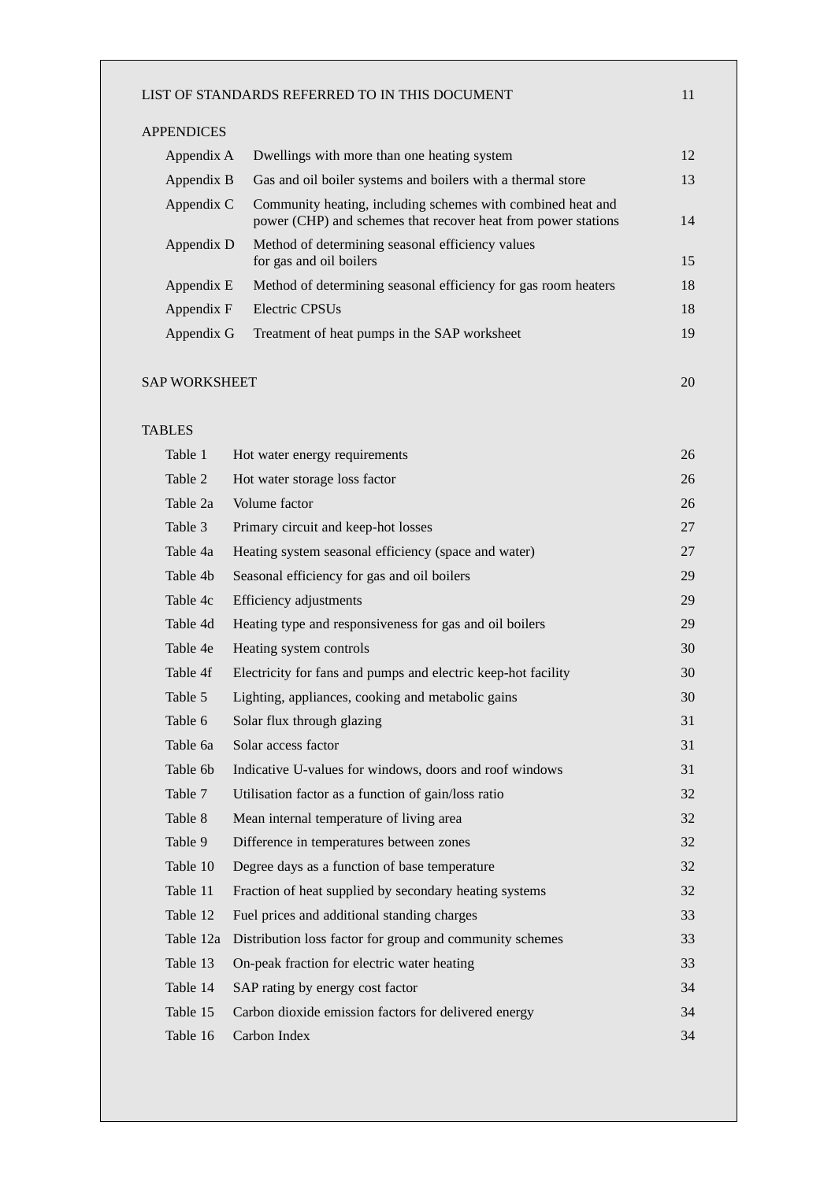LIST OF STANDARDS REFERRED TO IN THIS DOCUMENT 11

APPENDICES

| | | |
|---|---|---|
| Appendix A | Dwellings with more than one heating system | 12 |
| Appendix B | Gas and oil boiler systems and boilers with a thermal store | 13 |
| Appendix C | Community heating, including schemes with combined heat and power (CHP) and schemes that recover heat from power stations | 14 |
| Appendix D | Method of determining seasonal efficiency values for gas and oil boilers | 15 |
| Appendix E | Method of determining seasonal efficiency for gas room heaters | 18 |
| Appendix F | Electric CPSUs | 18 |
| Appendix G | Treatment of heat pumps in the SAP worksheet | 19 |

SAP WORKSHEET 20

TABLES

| | | |
|---|---|---|
| Table 1 | Hot water energy requirements | 26 |
| Table 2 | Hot water storage loss factor | 26 |
| Table 2a | Volume factor | 26 |
| Table 3 | Primary circuit and keep-hot losses | 27 |
| Table 4a | Heating system seasonal efficiency (space and water) | 27 |
| Table 4b | Seasonal efficiency for gas and oil boilers | 29 |
| Table 4c | Efficiency adjustments | 29 |
| Table 4d | Heating type and responsiveness for gas and oil boilers | 29 |
| Table 4e | Heating system controls | 30 |
| Table 4f | Electricity for fans and pumps and electric keep-hot facility | 30 |
| Table 5 | Lighting, appliances, cooking and metabolic gains | 30 |
| Table 6 | Solar flux through glazing | 31 |
| Table 6a | Solar access factor | 31 |
| Table 6b | Indicative U-values for windows, doors and roof windows | 31 |
| Table 7 | Utilisation factor as a function of gain/loss ratio | 32 |
| Table 8 | Mean internal temperature of living area | 32 |
| Table 9 | Difference in temperatures between zones | 32 |
| Table 10 | Degree days as a function of base temperature | 32 |
| Table 11 | Fraction of heat supplied by secondary heating systems | 32 |
| Table 12 | Fuel prices and additional standing charges | 33 |
| Table 12a | Distribution loss factor for group and community schemes | 33 |
| Table 13 | On-peak fraction for electric water heating | 33 |
| Table 14 | SAP rating by energy cost factor | 34 |
| Table 15 | Carbon dioxide emission factors for delivered energy | 34 |
| Table 16 | Carbon Index | 34 |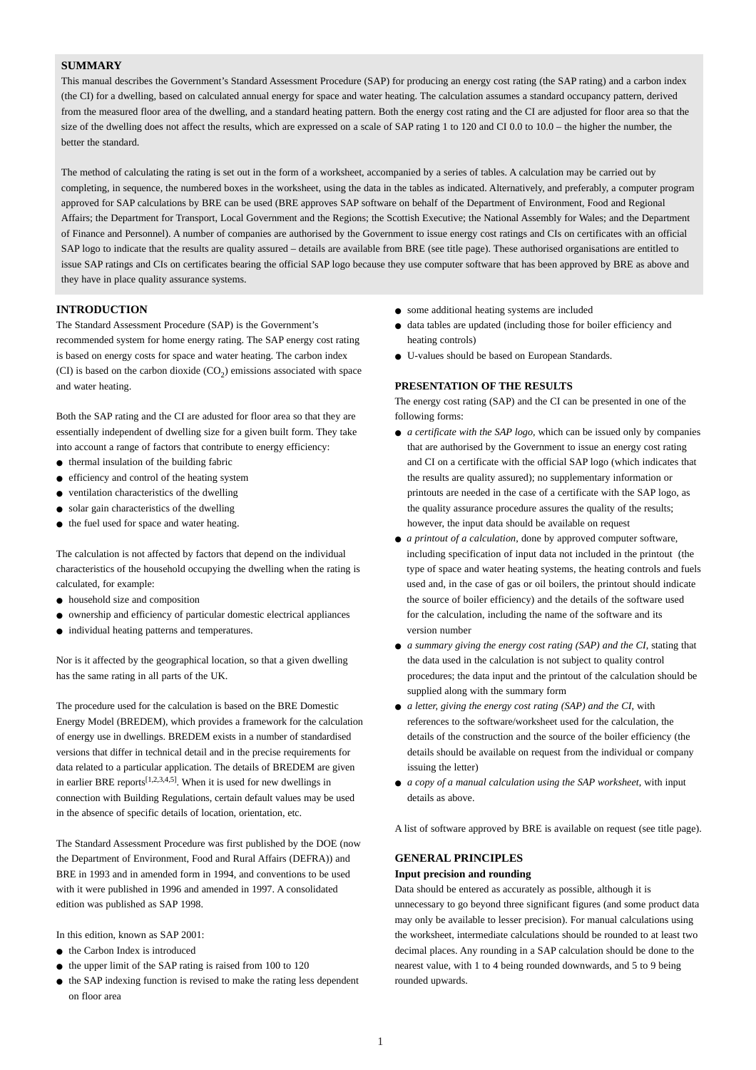## SUMMARY

This manual describes the Government's Standard Assessment Procedure (SAP) for producing an energy cost rating (the SAP rating) and a carbon index (the CI) for a dwelling, based on calculated annual energy for space and water heating. The calculation assumes a standard occupancy pattern, derived from the measured floor area of the dwelling, and a standard heating pattern. Both the energy cost rating and the CI are adjusted for floor area so that the size of the dwelling does not affect the results, which are expressed on a scale of SAP rating 1 to 120 and CI 0.0 to 10.0 – the higher the number, the better the standard.

The method of calculating the rating is set out in the form of a worksheet, accompanied by a series of tables. A calculation may be carried out by completing, in sequence, the numbered boxes in the worksheet, using the data in the tables as indicated. Alternatively, and preferably, a computer program approved for SAP calculations by BRE can be used (BRE approves SAP software on behalf of the Department of Environment, Food and Regional Affairs; the Department for Transport, Local Government and the Regions; the Scottish Executive; the National Assembly for Wales; and the Department of Finance and Personnel). A number of companies are authorised by the Government to issue energy cost ratings and CIs on certificates with an official SAP logo to indicate that the results are quality assured – details are available from BRE (see title page). These authorised organisations are entitled to issue SAP ratings and CIs on certificates bearing the official SAP logo because they use computer software that has been approved by BRE as above and they have in place quality assurance systems.

## INTRODUCTION

The Standard Assessment Procedure (SAP) is the Government's recommended system for home energy rating. The SAP energy cost rating is based on energy costs for space and water heating. The carbon index (CI) is based on the carbon dioxide ($CO_2$) emissions associated with space and water heating.

Both the SAP rating and the CI are adusted for floor area so that they are essentially independent of dwelling size for a given built form. They take into account a range of factors that contribute to energy efficiency:

- thermal insulation of the building fabric
- efficiency and control of the heating system
- ventilation characteristics of the dwelling
- solar gain characteristics of the dwelling
- the fuel used for space and water heating.

The calculation is not affected by factors that depend on the individual characteristics of the household occupying the dwelling when the rating is calculated, for example:

- household size and composition
- ownership and efficiency of particular domestic electrical appliances
- individual heating patterns and temperatures.

Nor is it affected by the geographical location, so that a given dwelling has the same rating in all parts of the UK.

The procedure used for the calculation is based on the BRE Domestic Energy Model (BREDEM), which provides a framework for the calculation of energy use in dwellings. BREDEM exists in a number of standardised versions that differ in technical detail and in the precise requirements for data related to a particular application. The details of BREDEM are given in earlier BRE reports[1,2,3,4,5]. When it is used for new dwellings in connection with Building Regulations, certain default values may be used in the absence of specific details of location, orientation, etc.

The Standard Assessment Procedure was first published by the DOE (now the Department of Environment, Food and Rural Affairs (DEFRA)) and BRE in 1993 and in amended form in 1994, and conventions to be used with it were published in 1996 and amended in 1997. A consolidated edition was published as SAP 1998.

In this edition, known as SAP 2001:

- the Carbon Index is introduced
- the upper limit of the SAP rating is raised from 100 to 120
- the SAP indexing function is revised to make the rating less dependent on floor area
- some additional heating systems are included
- data tables are updated (including those for boiler efficiency and heating controls)
- U-values should be based on European Standards.

## PRESENTATION OF THE RESULTS

The energy cost rating (SAP) and the CI can be presented in one of the following forms:

- *a certificate with the SAP logo*, which can be issued only by companies that are authorised by the Government to issue an energy cost rating and CI on a certificate with the official SAP logo (which indicates that the results are quality assured); no supplementary information or printouts are needed in the case of a certificate with the SAP logo, as the quality assurance procedure assures the quality of the results; however, the input data should be available on request
- *a printout of a calculation*, done by approved computer software, including specification of input data not included in the printout (the type of space and water heating systems, the heating controls and fuels used and, in the case of gas or oil boilers, the printout should indicate the source of boiler efficiency) and the details of the software used for the calculation, including the name of the software and its version number
- *a summary giving the energy cost rating (SAP) and the CI*, stating that the data used in the calculation is not subject to quality control procedures; the data input and the printout of the calculation should be supplied along with the summary form
- *a letter, giving the energy cost rating (SAP) and the CI*, with references to the software/worksheet used for the calculation, the details of the construction and the source of the boiler efficiency (the details should be available on request from the individual or company issuing the letter)
- *a copy of a manual calculation using the SAP worksheet*, with input details as above.

A list of software approved by BRE is available on request (see title page).

## GENERAL PRINCIPLES

### Input precision and rounding

Data should be entered as accurately as possible, although it is unnecessary to go beyond three significant figures (and some product data may only be available to lesser precision). For manual calculations using the worksheet, intermediate calculations should be rounded to at least two decimal places. Any rounding in a SAP calculation should be done to the nearest value, with 1 to 4 being rounded downwards, and 5 to 9 being rounded upwards.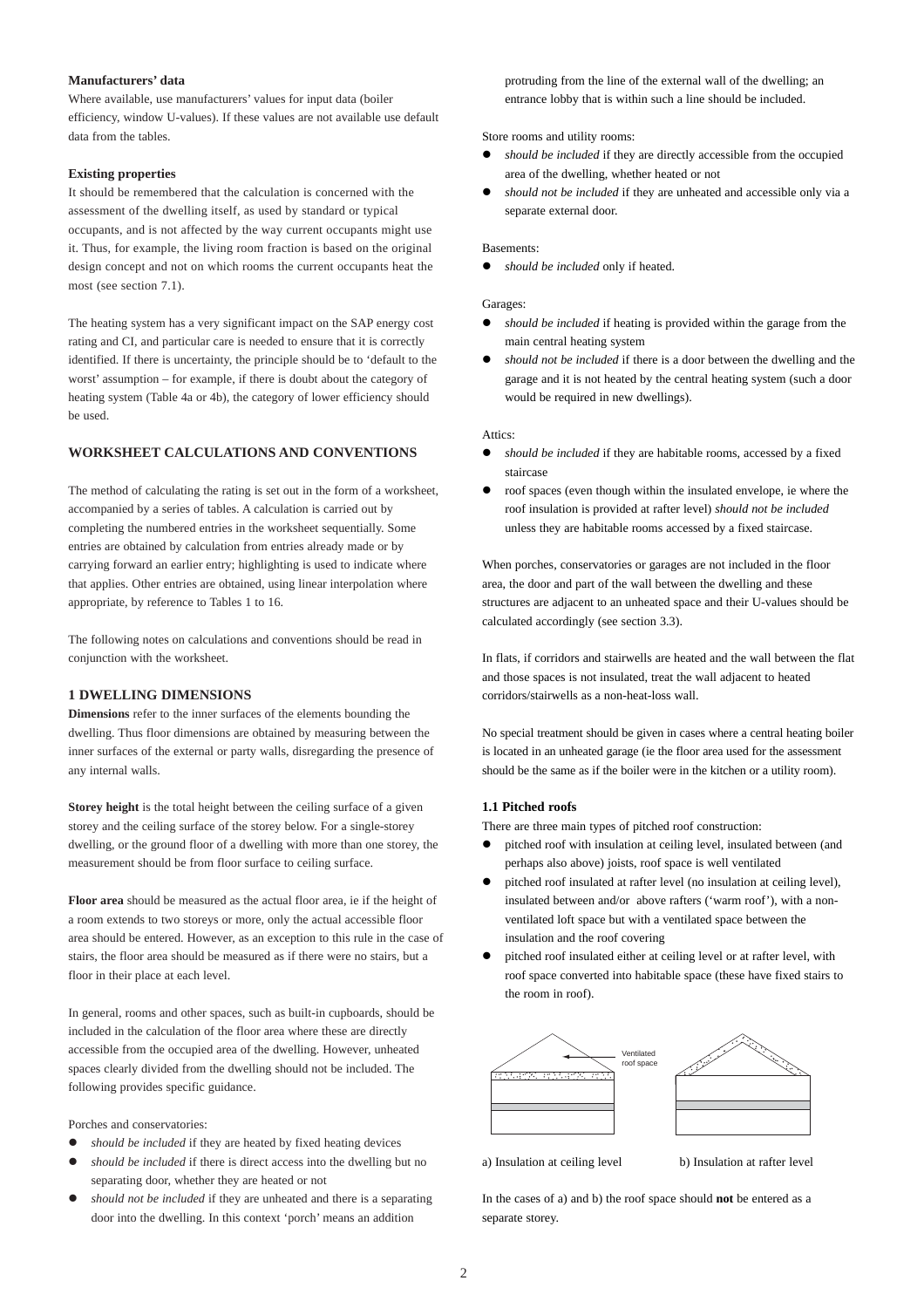**Manufacturers' data**

Where available, use manufacturers' values for input data (boiler efficiency, window U-values). If these values are not available use default data from the tables.

**Existing properties**

It should be remembered that the calculation is concerned with the assessment of the dwelling itself, as used by standard or typical occupants, and is not affected by the way current occupants might use it. Thus, for example, the living room fraction is based on the original design concept and not on which rooms the current occupants heat the most (see section 7.1).

The heating system has a very significant impact on the SAP energy cost rating and CI, and particular care is needed to ensure that it is correctly identified. If there is uncertainty, the principle should be to 'default to the worst' assumption – for example, if there is doubt about the category of heating system (Table 4a or 4b), the category of lower efficiency should be used.

## WORKSHEET CALCULATIONS AND CONVENTIONS

The method of calculating the rating is set out in the form of a worksheet, accompanied by a series of tables. A calculation is carried out by completing the numbered entries in the worksheet sequentially. Some entries are obtained by calculation from entries already made or by carrying forward an earlier entry; highlighting is used to indicate where that applies. Other entries are obtained, using linear interpolation where appropriate, by reference to Tables 1 to 16.

The following notes on calculations and conventions should be read in conjunction with the worksheet.

### 1 DWELLING DIMENSIONS

**Dimensions** refer to the inner surfaces of the elements bounding the dwelling. Thus floor dimensions are obtained by measuring between the inner surfaces of the external or party walls, disregarding the presence of any internal walls.

**Storey height** is the total height between the ceiling surface of a given storey and the ceiling surface of the storey below. For a single-storey dwelling, or the ground floor of a dwelling with more than one storey, the measurement should be from floor surface to ceiling surface.

**Floor area** should be measured as the actual floor area, ie if the height of a room extends to two storeys or more, only the actual accessible floor area should be entered. However, as an exception to this rule in the case of stairs, the floor area should be measured as if there were no stairs, but a floor in their place at each level.

In general, rooms and other spaces, such as built-in cupboards, should be included in the calculation of the floor area where these are directly accessible from the occupied area of the dwelling. However, unheated spaces clearly divided from the dwelling should not be included. The following provides specific guidance.

Porches and conservatories:

- *should be included* if they are heated by fixed heating devices
- *should be included* if there is direct access into the dwelling but no separating door, whether they are heated or not
- *should not be included* if they are unheated and there is a separating door into the dwelling. In this context 'porch' means an addition protruding from the line of the external wall of the dwelling; an entrance lobby that is within such a line should be included.

Store rooms and utility rooms:

- *should be included* if they are directly accessible from the occupied area of the dwelling, whether heated or not
- *should not be included* if they are unheated and accessible only via a separate external door.

Basements:

- *should be included* only if heated.

Garages:

- *should be included* if heating is provided within the garage from the main central heating system
- *should not be included* if there is a door between the dwelling and the garage and it is not heated by the central heating system (such a door would be required in new dwellings).

Attics:

- *should be included* if they are habitable rooms, accessed by a fixed staircase
- roof spaces (even though within the insulated envelope, ie where the roof insulation is provided at rafter level) *should not be included* unless they are habitable rooms accessed by a fixed staircase.

When porches, conservatories or garages are not included in the floor area, the door and part of the wall between the dwelling and these structures are adjacent to an unheated space and their U-values should be calculated accordingly (see section 3.3).

In flats, if corridors and stairwells are heated and the wall between the flat and those spaces is not insulated, treat the wall adjacent to heated corridors/stairwells as a non-heat-loss wall.

No special treatment should be given in cases where a central heating boiler is located in an unheated garage (ie the floor area used for the assessment should be the same as if the boiler were in the kitchen or a utility room).

#### 1.1 Pitched roofs

There are three main types of pitched roof construction:

- pitched roof with insulation at ceiling level, insulated between (and perhaps also above) joists, roof space is well ventilated
- pitched roof insulated at rafter level (no insulation at ceiling level), insulated between and/or above rafters ('warm roof'), with a non-ventilated loft space but with a ventilated space between the insulation and the roof covering
- pitched roof insulated either at ceiling level or at rafter level, with roof space converted into habitable space (these have fixed stairs to the room in roof).

Ventilated roof space

a) Insulation at ceiling level    b) Insulation at rafter level

In the cases of a) and b) the roof space should **not** be entered as a separate storey.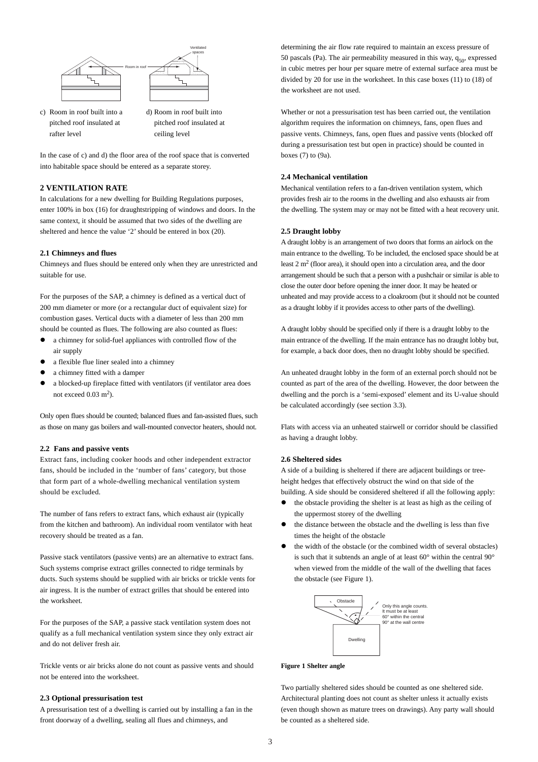c) Room in roof built into a pitched roof insulated at rafter level

d) Room in roof built into pitched roof insulated at ceiling level

In the case of c) and d) the floor area of the roof space that is converted into habitable space should be entered as a separate storey.

## 2 VENTILATION RATE

In calculations for a new dwelling for Building Regulations purposes, enter 100% in box (16) for draughtstripping of windows and doors. In the same context, it should be assumed that two sides of the dwelling are sheltered and hence the value '2' should be entered in box (20).

### 2.1 Chimneys and flues

Chimneys and flues should be entered only when they are unrestricted and suitable for use.

For the purposes of the SAP, a chimney is defined as a vertical duct of 200 mm diameter or more (or a rectangular duct of equivalent size) for combustion gases. Vertical ducts with a diameter of less than 200 mm should be counted as flues. The following are also counted as flues:

- a chimney for solid-fuel appliances with controlled flow of the air supply
- a flexible flue liner sealed into a chimney
- a chimney fitted with a damper
- a blocked-up fireplace fitted with ventilators (if ventilator area does not exceed 0.03 m$^2$).

Only open flues should be counted; balanced flues and fan-assisted flues, such as those on many gas boilers and wall-mounted convector heaters, should not.

### 2.2 Fans and passive vents

Extract fans, including cooker hoods and other independent extractor fans, should be included in the 'number of fans' category, but those that form part of a whole-dwelling mechanical ventilation system should be excluded.

The number of fans refers to extract fans, which exhaust air (typically from the kitchen and bathroom). An individual room ventilator with heat recovery should be treated as a fan.

Passive stack ventilators (passive vents) are an alternative to extract fans. Such systems comprise extract grilles connected to ridge terminals by ducts. Such systems should be supplied with air bricks or trickle vents for air ingress. It is the number of extract grilles that should be entered into the worksheet.

For the purposes of the SAP, a passive stack ventilation system does not qualify as a full mechanical ventilation system since they only extract air and do not deliver fresh air.

Trickle vents or air bricks alone do not count as passive vents and should not be entered into the worksheet.

### 2.3 Optional pressurisation test

A pressurisation test of a dwelling is carried out by installing a fan in the front doorway of a dwelling, sealing all flues and chimneys, and determining the air flow rate required to maintain an excess pressure of 50 pascals (Pa). The air permeability measured in this way, $q_{50}$, expressed in cubic metres per hour per square metre of external surface area must be divided by 20 for use in the worksheet. In this case boxes (11) to (18) of the worksheet are not used.

Whether or not a pressurisation test has been carried out, the ventilation algorithm requires the information on chimneys, fans, open flues and passive vents. Chimneys, fans, open flues and passive vents (blocked off during a pressurisation test but open in practice) should be counted in boxes (7) to (9a).

### 2.4 Mechanical ventilation

Mechanical ventilation refers to a fan-driven ventilation system, which provides fresh air to the rooms in the dwelling and also exhausts air from the dwelling. The system may or may not be fitted with a heat recovery unit.

### 2.5 Draught lobby

A draught lobby is an arrangement of two doors that forms an airlock on the main entrance to the dwelling. To be included, the enclosed space should be at least 2 m$^2$ (floor area), it should open into a circulation area, and the door arrangement should be such that a person with a pushchair or similar is able to close the outer door before opening the inner door. It may be heated or unheated and may provide access to a cloakroom (but it should not be counted as a draught lobby if it provides access to other parts of the dwelling).

A draught lobby should be specified only if there is a draught lobby to the main entrance of the dwelling. If the main entrance has no draught lobby but, for example, a back door does, then no draught lobby should be specified.

An unheated draught lobby in the form of an external porch should not be counted as part of the area of the dwelling. However, the door between the dwelling and the porch is a 'semi-exposed' element and its U-value should be calculated accordingly (see section 3.3).

Flats with access via an unheated stairwell or corridor should be classified as having a draught lobby.

### 2.6 Sheltered sides

A side of a building is sheltered if there are adjacent buildings or tree-height hedges that effectively obstruct the wind on that side of the building. A side should be considered sheltered if all the following apply:

- the obstacle providing the shelter is at least as high as the ceiling of the uppermost storey of the dwelling
- the distance between the obstacle and the dwelling is less than five times the height of the obstacle
- the width of the obstacle (or the combined width of several obstacles) is such that it subtends an angle of at least 60° within the central 90° when viewed from the middle of the wall of the dwelling that faces the obstacle (see Figure 1).

**Figure 1 Shelter angle**

Two partially sheltered sides should be counted as one sheltered side. Architectural planting does not count as shelter unless it actually exists (even though shown as mature trees on drawings). Any party wall should be counted as a sheltered side.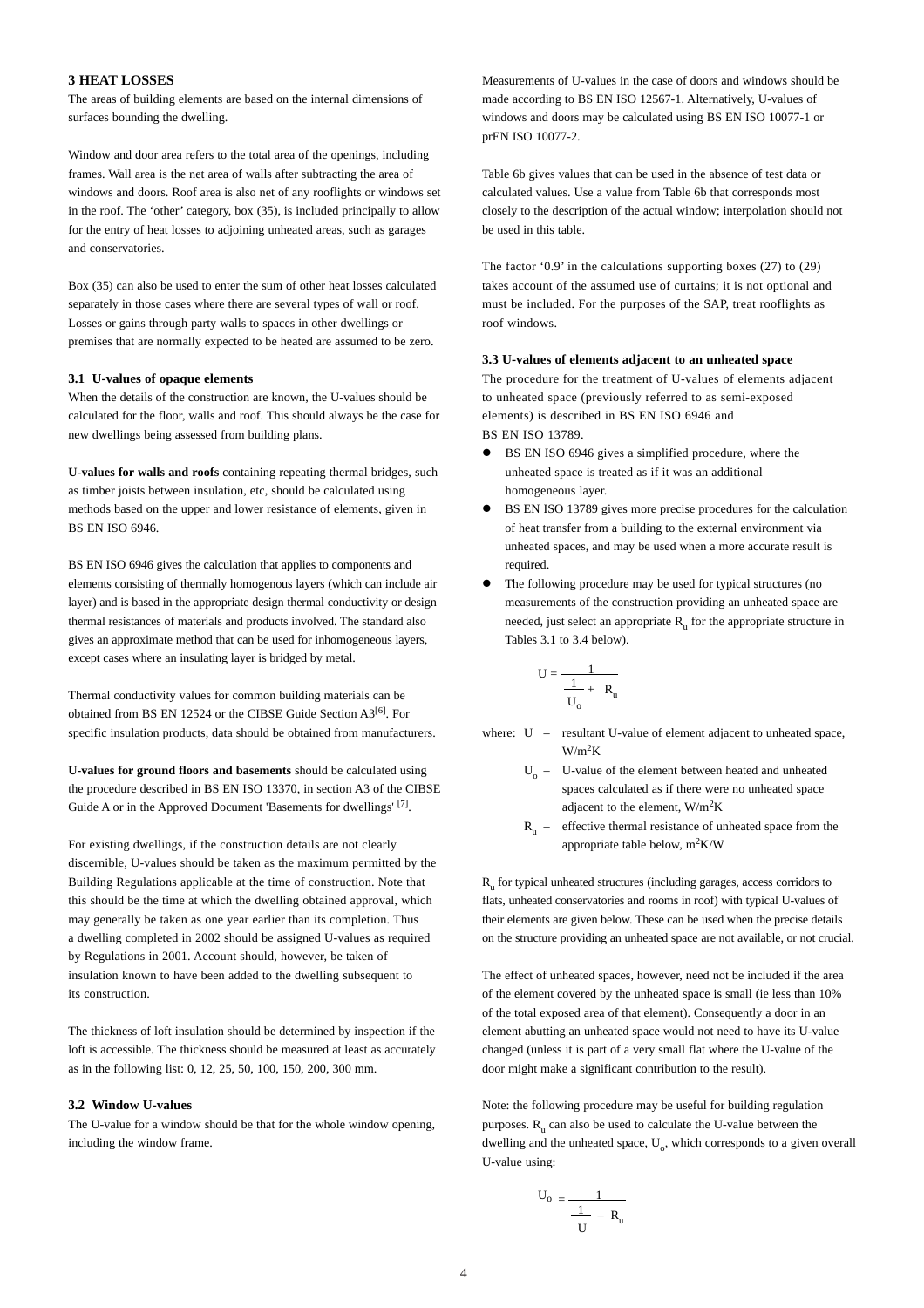## 3 HEAT LOSSES

The areas of building elements are based on the internal dimensions of surfaces bounding the dwelling.

Window and door area refers to the total area of the openings, including frames. Wall area is the net area of walls after subtracting the area of windows and doors. Roof area is also net of any rooflights or windows set in the roof. The 'other' category, box (35), is included principally to allow for the entry of heat losses to adjoining unheated areas, such as garages and conservatories.

Box (35) can also be used to enter the sum of other heat losses calculated separately in those cases where there are several types of wall or roof. Losses or gains through party walls to spaces in other dwellings or premises that are normally expected to be heated are assumed to be zero.

### 3.1 U-values of opaque elements

When the details of the construction are known, the U-values should be calculated for the floor, walls and roof. This should always be the case for new dwellings being assessed from building plans.

**U-values for walls and roofs** containing repeating thermal bridges, such as timber joists between insulation, etc, should be calculated using methods based on the upper and lower resistance of elements, given in BS EN ISO 6946.

BS EN ISO 6946 gives the calculation that applies to components and elements consisting of thermally homogenous layers (which can include air layer) and is based in the appropriate design thermal conductivity or design thermal resistances of materials and products involved. The standard also gives an approximate method that can be used for inhomogeneous layers, except cases where an insulating layer is bridged by metal.

Thermal conductivity values for common building materials can be obtained from BS EN 12524 or the CIBSE Guide Section A3[6]. For specific insulation products, data should be obtained from manufacturers.

**U-values for ground floors and basements** should be calculated using the procedure described in BS EN ISO 13370, in section A3 of the CIBSE Guide A or in the Approved Document 'Basements for dwellings' [7].

For existing dwellings, if the construction details are not clearly discernible, U-values should be taken as the maximum permitted by the Building Regulations applicable at the time of construction. Note that this should be the time at which the dwelling obtained approval, which may generally be taken as one year earlier than its completion. Thus a dwelling completed in 2002 should be assigned U-values as required by Regulations in 2001. Account should, however, be taken of insulation known to have been added to the dwelling subsequent to its construction.

The thickness of loft insulation should be determined by inspection if the loft is accessible. The thickness should be measured at least as accurately as in the following list: 0, 12, 25, 50, 100, 150, 200, 300 mm.

### 3.2 Window U-values

The U-value for a window should be that for the whole window opening, including the window frame.

Measurements of U-values in the case of doors and windows should be made according to BS EN ISO 12567-1. Alternatively, U-values of windows and doors may be calculated using BS EN ISO 10077-1 or prEN ISO 10077-2.

Table 6b gives values that can be used in the absence of test data or calculated values. Use a value from Table 6b that corresponds most closely to the description of the actual window; interpolation should not be used in this table.

The factor '0.9' in the calculations supporting boxes (27) to (29) takes account of the assumed use of curtains; it is not optional and must be included. For the purposes of the SAP, treat rooflights as roof windows.

### 3.3 U-values of elements adjacent to an unheated space

The procedure for the treatment of U-values of elements adjacent to unheated space (previously referred to as semi-exposed elements) is described in BS EN ISO 6946 and BS EN ISO 13789.

- BS EN ISO 6946 gives a simplified procedure, where the unheated space is treated as if it was an additional homogeneous layer.
- BS EN ISO 13789 gives more precise procedures for the calculation of heat transfer from a building to the external environment via unheated spaces, and may be used when a more accurate result is required.
- The following procedure may be used for typical structures (no measurements of the construction providing an unheated space are needed, just select an appropriate $R_u$ for the appropriate structure in Tables 3.1 to 3.4 below).

$$U = \frac{1}{\frac{1}{U_o} + R_u}$$

where:
- $U$ – resultant U-value of element adjacent to unheated space, W/m$^2$K
- $U_o$ – U-value of the element between heated and unheated spaces calculated as if there were no unheated space adjacent to the element, W/m$^2$K
- $R_u$ – effective thermal resistance of unheated space from the appropriate table below, m$^2$K/W

$R_u$ for typical unheated structures (including garages, access corridors to flats, unheated conservatories and rooms in roof) with typical U-values of their elements are given below. These can be used when the precise details on the structure providing an unheated space are not available, or not crucial.

The effect of unheated spaces, however, need not be included if the area of the element covered by the unheated space is small (ie less than 10% of the total exposed area of that element). Consequently a door in an element abutting an unheated space would not need to have its U-value changed (unless it is part of a very small flat where the U-value of the door might make a significant contribution to the result).

Note: the following procedure may be useful for building regulation purposes. $R_u$ can also be used to calculate the U-value between the dwelling and the unheated space, $U_o$, which corresponds to a given overall U-value using:

$$U_o = \frac{1}{\frac{1}{U} - R_u}$$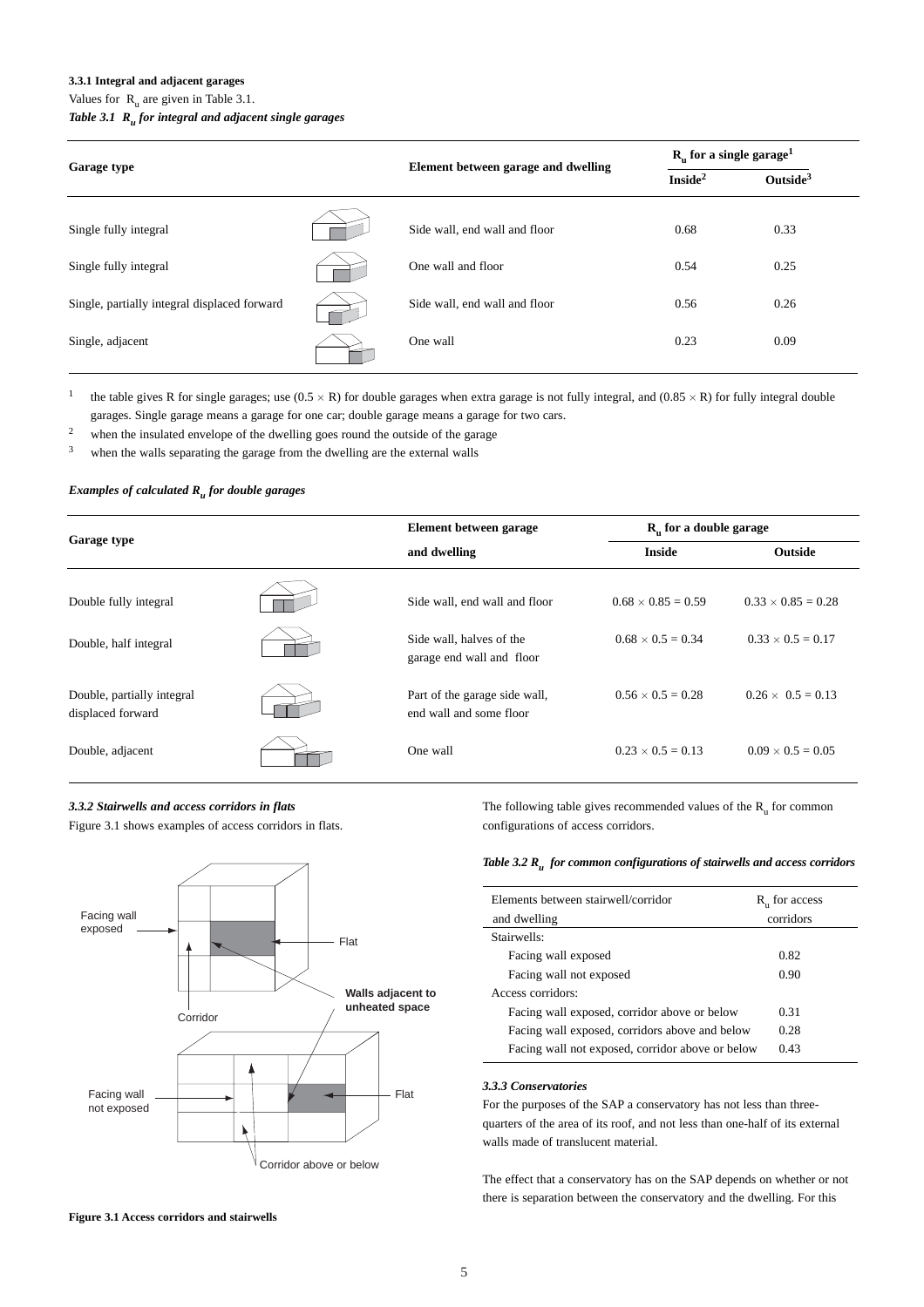### 3.3.1 Integral and adjacent garages

Values for $R_u$ are given in Table 3.1.

*Table 3.1 $R_u$ for integral and adjacent single garages*

| Garage type | Element between garage and dwelling | $R_u$ for a single garage[1] | |
|---|---|---|---|
| | | Inside[2] | Outside[3] |
| Single fully integral | Side wall, end wall and floor | 0.68 | 0.33 |
| Single fully integral | One wall and floor | 0.54 | 0.25 |
| Single, partially integral displaced forward | Side wall, end wall and floor | 0.56 | 0.26 |
| Single, adjacent | One wall | 0.23 | 0.09 |

[1] the table gives R for single garages; use ($0.5 \times R$) for double garages when extra garage is not fully integral, and ($0.85 \times R$) for fully integral double garages. Single garage means a garage for one car; double garage means a garage for two cars.

[2] when the insulated envelope of the dwelling goes round the outside of the garage

[3] when the walls separating the garage from the dwelling are the external walls

*Examples of calculated $R_u$ for double garages*

| Garage type | Element between garage and dwelling | $R_u$ for a double garage | |
|---|---|---|---|
| | | Inside | Outside |
| Double fully integral | Side wall, end wall and floor | $0.68 \times 0.85 = 0.59$ | $0.33 \times 0.85 = 0.28$ |
| Double, half integral | Side wall, halves of the garage end wall and floor | $0.68 \times 0.5 = 0.34$ | $0.33 \times 0.5 = 0.17$ |
| Double, partially integral displaced forward | Part of the garage side wall, end wall and some floor | $0.56 \times 0.5 = 0.28$ | $0.26 \times 0.5 = 0.13$ |
| Double, adjacent | One wall | $0.23 \times 0.5 = 0.13$ | $0.09 \times 0.5 = 0.05$ |

### *3.3.2 Stairwells and access corridors in flats*

Figure 3.1 shows examples of access corridors in flats.

**Figure 3.1 Access corridors and stairwells**

The following table gives recommended values of the $R_u$ for common configurations of access corridors.

*Table 3.2 $R_u$ for common configurations of stairwells and access corridors*

| Elements between stairwell/corridor and dwelling | $R_u$ for access corridors |
|---|---|
| Stairwells: | |
| Facing wall exposed | 0.82 |
| Facing wall not exposed | 0.90 |
| Access corridors: | |
| Facing wall exposed, corridor above or below | 0.31 |
| Facing wall exposed, corridors above and below | 0.28 |
| Facing wall not exposed, corridor above or below | 0.43 |

### *3.3.3 Conservatories*

For the purposes of the SAP a conservatory has not less than three-quarters of the area of its roof, and not less than one-half of its external walls made of translucent material.

The effect that a conservatory has on the SAP depends on whether or not there is separation between the conservatory and the dwelling. For this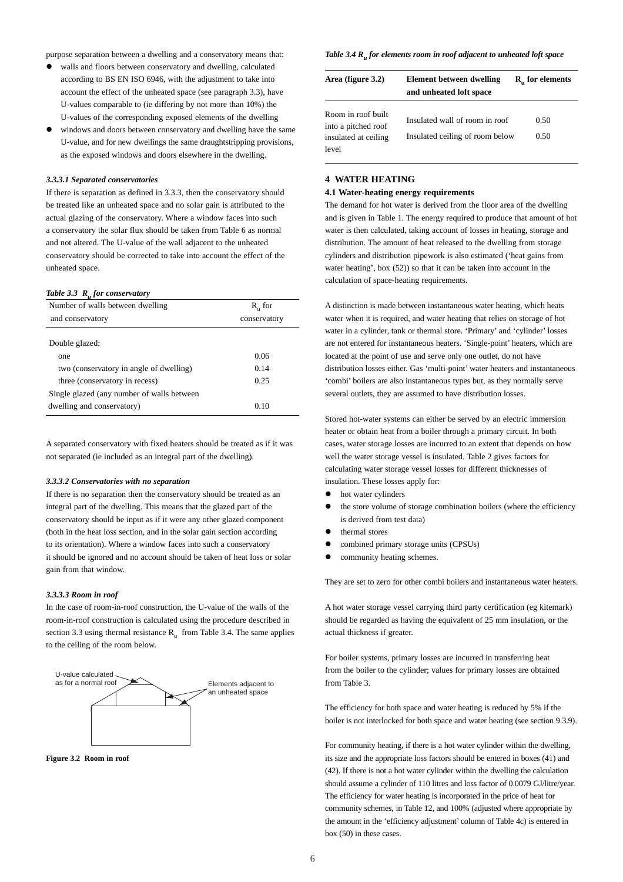purpose separation between a dwelling and a conservatory means that:

- walls and floors between conservatory and dwelling, calculated according to BS EN ISO 6946, with the adjustment to take into account the effect of the unheated space (see paragraph 3.3), have U-values comparable to (ie differing by not more than 10%) the U-values of the corresponding exposed elements of the dwelling
- windows and doors between conservatory and dwelling have the same U-value, and for new dwellings the same draughtstripping provisions, as the exposed windows and doors elsewhere in the dwelling.

#### *3.3.3.1 Separated conservatories*

If there is separation as defined in 3.3.3, then the conservatory should be treated like an unheated space and no solar gain is attributed to the actual glazing of the conservatory. Where a window faces into such a conservatory the solar flux should be taken from Table 6 as normal and not altered. The U-value of the wall adjacent to the unheated conservatory should be corrected to take into account the effect of the unheated space.

***Table 3.3 $R_u$ for conservatory***

| Number of walls between dwelling and conservatory | $R_u$ for conservatory |
|---|---|
| Double glazed: | |
| one | 0.06 |
| two (conservatory in angle of dwelling) | 0.14 |
| three (conservatory in recess) | 0.25 |
| Single glazed (any number of walls between dwelling and conservatory) | 0.10 |

A separated conservatory with fixed heaters should be treated as if it was not separated (ie included as an integral part of the dwelling).

#### *3.3.3.2 Conservatories with no separation*

If there is no separation then the conservatory should be treated as an integral part of the dwelling. This means that the glazed part of the conservatory should be input as if it were any other glazed component (both in the heat loss section, and in the solar gain section according to its orientation). Where a window faces into such a conservatory it should be ignored and no account should be taken of heat loss or solar gain from that window.

#### *3.3.3.3 Room in roof*

In the case of room-in-roof construction, the U-value of the walls of the room-in-roof construction is calculated using the procedure described in section 3.3 using thermal resistance $R_u$ from Table 3.4. The same applies to the ceiling of the room below.

U-value calculated as for a normal roof

Elements adjacent to an unheated space

**Figure 3.2 Room in roof**

***Table 3.4 $R_u$ for elements room in roof adjacent to unheated loft space***

| Area (figure 3.2) | Element between dwelling and unheated loft space | $R_u$ for elements |
|---|---|---|
| Room in roof built into a pitched roof insulated at ceiling level | Insulated wall of room in roof | 0.50 |
| | Insulated ceiling of room below | 0.50 |

## 4 WATER HEATING

### 4.1 Water-heating energy requirements

The demand for hot water is derived from the floor area of the dwelling and is given in Table 1. The energy required to produce that amount of hot water is then calculated, taking account of losses in heating, storage and distribution. The amount of heat released to the dwelling from storage cylinders and distribution pipework is also estimated ('heat gains from water heating', box (52)) so that it can be taken into account in the calculation of space-heating requirements.

A distinction is made between instantaneous water heating, which heats water when it is required, and water heating that relies on storage of hot water in a cylinder, tank or thermal store. 'Primary' and 'cylinder' losses are not entered for instantaneous heaters. 'Single-point' heaters, which are located at the point of use and serve only one outlet, do not have distribution losses either. Gas 'multi-point' water heaters and instantaneous 'combi' boilers are also instantaneous types but, as they normally serve several outlets, they are assumed to have distribution losses.

Stored hot-water systems can either be served by an electric immersion heater or obtain heat from a boiler through a primary circuit. In both cases, water storage losses are incurred to an extent that depends on how well the water storage vessel is insulated. Table 2 gives factors for calculating water storage vessel losses for different thicknesses of insulation. These losses apply for:

- hot water cylinders
- the store volume of storage combination boilers (where the efficiency is derived from test data)
- thermal stores
- combined primary storage units (CPSUs)
- community heating schemes.

They are set to zero for other combi boilers and instantaneous water heaters.

A hot water storage vessel carrying third party certification (eg kitemark) should be regarded as having the equivalent of 25 mm insulation, or the actual thickness if greater.

For boiler systems, primary losses are incurred in transferring heat from the boiler to the cylinder; values for primary losses are obtained from Table 3.

The efficiency for both space and water heating is reduced by 5% if the boiler is not interlocked for both space and water heating (see section 9.3.9).

For community heating, if there is a hot water cylinder within the dwelling, its size and the appropriate loss factors should be entered in boxes (41) and (42). If there is not a hot water cylinder within the dwelling the calculation should assume a cylinder of 110 litres and loss factor of 0.0079 GJ/litre/year. The efficiency for water heating is incorporated in the price of heat for community schemes, in Table 12, and 100% (adjusted where appropriate by the amount in the 'efficiency adjustment' column of Table 4c) is entered in box (50) in these cases.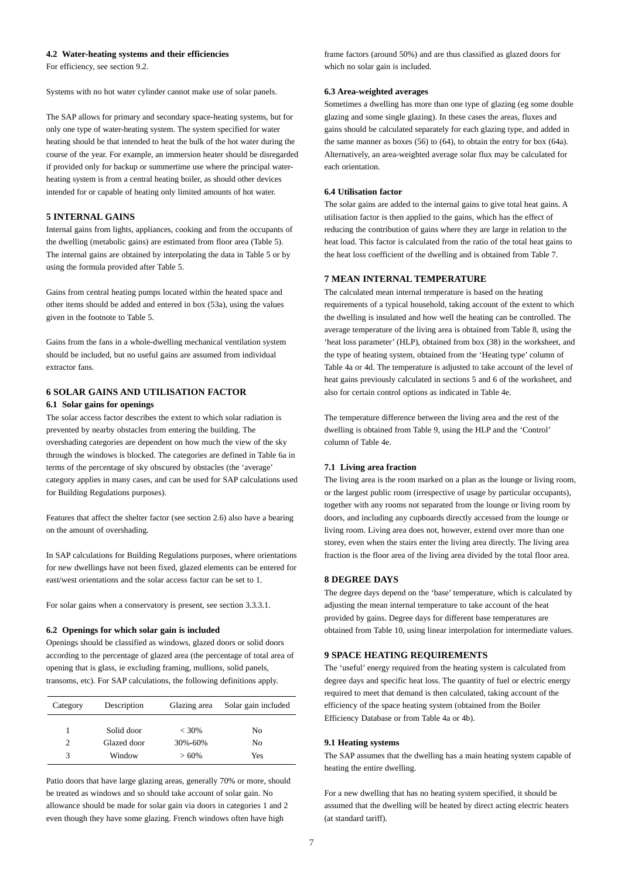### 4.2 Water-heating systems and their efficiencies

For efficiency, see section 9.2.

Systems with no hot water cylinder cannot make use of solar panels.

The SAP allows for primary and secondary space-heating systems, but for only one type of water-heating system. The system specified for water heating should be that intended to heat the bulk of the hot water during the course of the year. For example, an immersion heater should be disregarded if provided only for backup or summertime use where the principal water-heating system is from a central heating boiler, as should other devices intended for or capable of heating only limited amounts of hot water.

## 5 INTERNAL GAINS

Internal gains from lights, appliances, cooking and from the occupants of the dwelling (metabolic gains) are estimated from floor area (Table 5). The internal gains are obtained by interpolating the data in Table 5 or by using the formula provided after Table 5.

Gains from central heating pumps located within the heated space and other items should be added and entered in box (53a), using the values given in the footnote to Table 5.

Gains from the fans in a whole-dwelling mechanical ventilation system should be included, but no useful gains are assumed from individual extractor fans.

## 6 SOLAR GAINS AND UTILISATION FACTOR

### 6.1 Solar gains for openings

The solar access factor describes the extent to which solar radiation is prevented by nearby obstacles from entering the building. The overshading categories are dependent on how much the view of the sky through the windows is blocked. The categories are defined in Table 6a in terms of the percentage of sky obscured by obstacles (the 'average' category applies in many cases, and can be used for SAP calculations used for Building Regulations purposes).

Features that affect the shelter factor (see section 2.6) also have a bearing on the amount of overshading.

In SAP calculations for Building Regulations purposes, where orientations for new dwellings have not been fixed, glazed elements can be entered for east/west orientations and the solar access factor can be set to 1.

For solar gains when a conservatory is present, see section 3.3.3.1.

### 6.2 Openings for which solar gain is included

Openings should be classified as windows, glazed doors or solid doors according to the percentage of glazed area (the percentage of total area of opening that is glass, ie excluding framing, mullions, solid panels, transoms, etc). For SAP calculations, the following definitions apply.

| Category | Description | Glazing area | Solar gain included |
|---|---|---|---|
| 1 | Solid door | < 30% | No |
| 2 | Glazed door | 30%-60% | No |
| 3 | Window | > 60% | Yes |

Patio doors that have large glazing areas, generally 70% or more, should be treated as windows and so should take account of solar gain. No allowance should be made for solar gain via doors in categories 1 and 2 even though they have some glazing. French windows often have high frame factors (around 50%) and are thus classified as glazed doors for which no solar gain is included.

### 6.3 Area-weighted averages

Sometimes a dwelling has more than one type of glazing (eg some double glazing and some single glazing). In these cases the areas, fluxes and gains should be calculated separately for each glazing type, and added in the same manner as boxes (56) to (64), to obtain the entry for box (64a). Alternatively, an area-weighted average solar flux may be calculated for each orientation.

### 6.4 Utilisation factor

The solar gains are added to the internal gains to give total heat gains. A utilisation factor is then applied to the gains, which has the effect of reducing the contribution of gains where they are large in relation to the heat load. This factor is calculated from the ratio of the total heat gains to the heat loss coefficient of the dwelling and is obtained from Table 7.

## 7 MEAN INTERNAL TEMPERATURE

The calculated mean internal temperature is based on the heating requirements of a typical household, taking account of the extent to which the dwelling is insulated and how well the heating can be controlled. The average temperature of the living area is obtained from Table 8, using the 'heat loss parameter' (HLP), obtained from box (38) in the worksheet, and the type of heating system, obtained from the 'Heating type' column of Table 4a or 4d. The temperature is adjusted to take account of the level of heat gains previously calculated in sections 5 and 6 of the worksheet, and also for certain control options as indicated in Table 4e.

The temperature difference between the living area and the rest of the dwelling is obtained from Table 9, using the HLP and the 'Control' column of Table 4e.

### 7.1 Living area fraction

The living area is the room marked on a plan as the lounge or living room, or the largest public room (irrespective of usage by particular occupants), together with any rooms not separated from the lounge or living room by doors, and including any cupboards directly accessed from the lounge or living room. Living area does not, however, extend over more than one storey, even when the stairs enter the living area directly. The living area fraction is the floor area of the living area divided by the total floor area.

## 8 DEGREE DAYS

The degree days depend on the 'base' temperature, which is calculated by adjusting the mean internal temperature to take account of the heat provided by gains. Degree days for different base temperatures are obtained from Table 10, using linear interpolation for intermediate values.

## 9 SPACE HEATING REQUIREMENTS

The 'useful' energy required from the heating system is calculated from degree days and specific heat loss. The quantity of fuel or electric energy required to meet that demand is then calculated, taking account of the efficiency of the space heating system (obtained from the Boiler Efficiency Database or from Table 4a or 4b).

### 9.1 Heating systems

The SAP assumes that the dwelling has a main heating system capable of heating the entire dwelling.

For a new dwelling that has no heating system specified, it should be assumed that the dwelling will be heated by direct acting electric heaters (at standard tariff).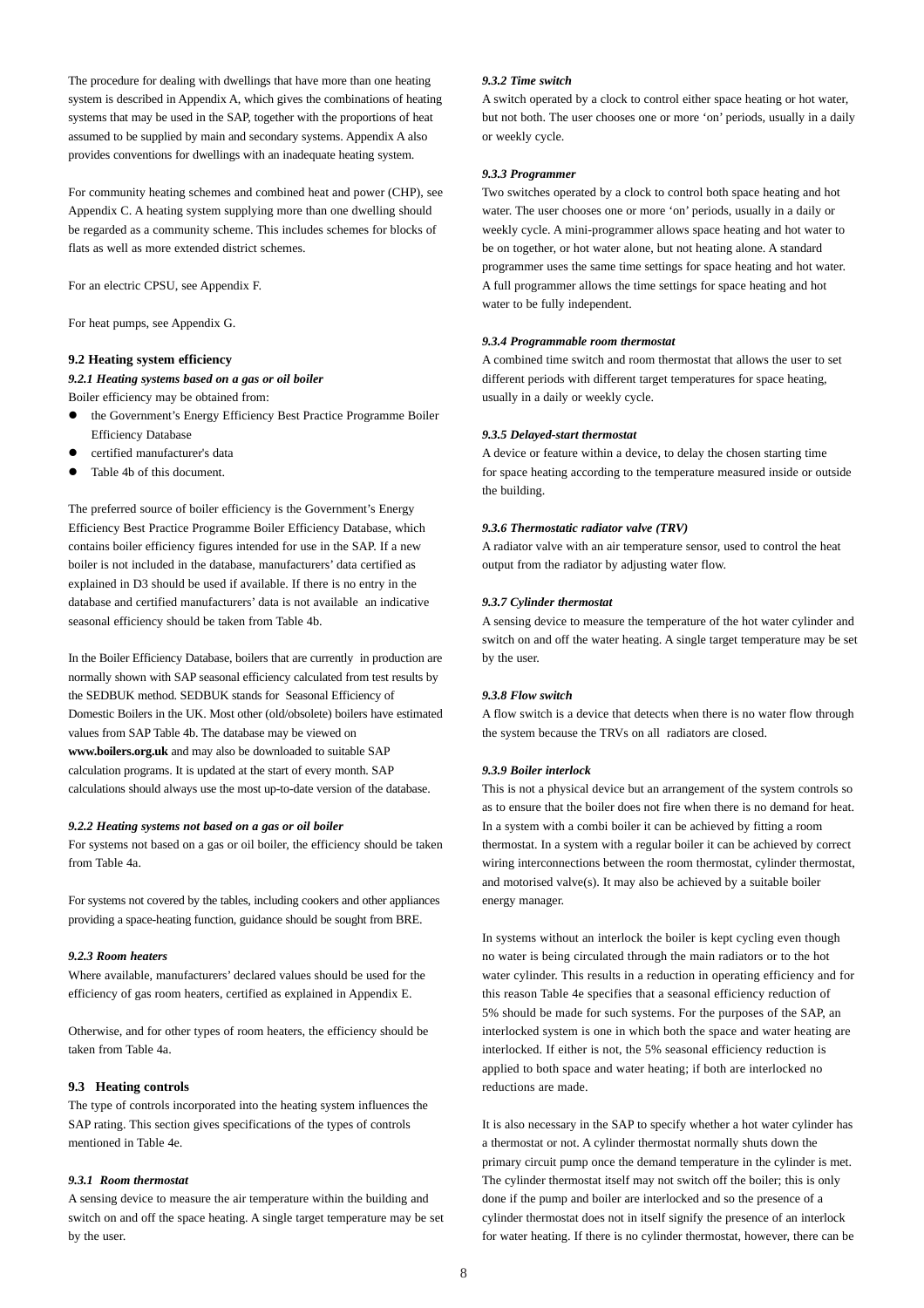The procedure for dealing with dwellings that have more than one heating system is described in Appendix A, which gives the combinations of heating systems that may be used in the SAP, together with the proportions of heat assumed to be supplied by main and secondary systems. Appendix A also provides conventions for dwellings with an inadequate heating system.

For community heating schemes and combined heat and power (CHP), see Appendix C. A heating system supplying more than one dwelling should be regarded as a community scheme. This includes schemes for blocks of flats as well as more extended district schemes.

For an electric CPSU, see Appendix F.

For heat pumps, see Appendix G.

### 9.2 Heating system efficiency

#### *9.2.1 Heating systems based on a gas or oil boiler*

Boiler efficiency may be obtained from:

- the Government's Energy Efficiency Best Practice Programme Boiler Efficiency Database
- certified manufacturer's data
- Table 4b of this document.

The preferred source of boiler efficiency is the Government's Energy Efficiency Best Practice Programme Boiler Efficiency Database, which contains boiler efficiency figures intended for use in the SAP. If a new boiler is not included in the database, manufacturers' data certified as explained in D3 should be used if available. If there is no entry in the database and certified manufacturers' data is not available an indicative seasonal efficiency should be taken from Table 4b.

In the Boiler Efficiency Database, boilers that are currently in production are normally shown with SAP seasonal efficiency calculated from test results by the SEDBUK method. SEDBUK stands for Seasonal Efficiency of Domestic Boilers in the UK. Most other (old/obsolete) boilers have estimated values from SAP Table 4b. The database may be viewed on **www.boilers.org.uk** and may also be downloaded to suitable SAP calculation programs. It is updated at the start of every month. SAP calculations should always use the most up-to-date version of the database.

#### *9.2.2 Heating systems not based on a gas or oil boiler*

For systems not based on a gas or oil boiler, the efficiency should be taken from Table 4a.

For systems not covered by the tables, including cookers and other appliances providing a space-heating function, guidance should be sought from BRE.

#### *9.2.3 Room heaters*

Where available, manufacturers' declared values should be used for the efficiency of gas room heaters, certified as explained in Appendix E.

Otherwise, and for other types of room heaters, the efficiency should be taken from Table 4a.

### 9.3 Heating controls

The type of controls incorporated into the heating system influences the SAP rating. This section gives specifications of the types of controls mentioned in Table 4e.

#### *9.3.1 Room thermostat*

A sensing device to measure the air temperature within the building and switch on and off the space heating. A single target temperature may be set by the user.

#### *9.3.2 Time switch*

A switch operated by a clock to control either space heating or hot water, but not both. The user chooses one or more 'on' periods, usually in a daily or weekly cycle.

#### *9.3.3 Programmer*

Two switches operated by a clock to control both space heating and hot water. The user chooses one or more 'on' periods, usually in a daily or weekly cycle. A mini-programmer allows space heating and hot water to be on together, or hot water alone, but not heating alone. A standard programmer uses the same time settings for space heating and hot water. A full programmer allows the time settings for space heating and hot water to be fully independent.

#### *9.3.4 Programmable room thermostat*

A combined time switch and room thermostat that allows the user to set different periods with different target temperatures for space heating, usually in a daily or weekly cycle.

#### *9.3.5 Delayed-start thermostat*

A device or feature within a device, to delay the chosen starting time for space heating according to the temperature measured inside or outside the building.

#### *9.3.6 Thermostatic radiator valve (TRV)*

A radiator valve with an air temperature sensor, used to control the heat output from the radiator by adjusting water flow.

#### *9.3.7 Cylinder thermostat*

A sensing device to measure the temperature of the hot water cylinder and switch on and off the water heating. A single target temperature may be set by the user.

#### *9.3.8 Flow switch*

A flow switch is a device that detects when there is no water flow through the system because the TRVs on all radiators are closed.

#### *9.3.9 Boiler interlock*

This is not a physical device but an arrangement of the system controls so as to ensure that the boiler does not fire when there is no demand for heat. In a system with a combi boiler it can be achieved by fitting a room thermostat. In a system with a regular boiler it can be achieved by correct wiring interconnections between the room thermostat, cylinder thermostat, and motorised valve(s). It may also be achieved by a suitable boiler energy manager.

In systems without an interlock the boiler is kept cycling even though no water is being circulated through the main radiators or to the hot water cylinder. This results in a reduction in operating efficiency and for this reason Table 4e specifies that a seasonal efficiency reduction of 5% should be made for such systems. For the purposes of the SAP, an interlocked system is one in which both the space and water heating are interlocked. If either is not, the 5% seasonal efficiency reduction is applied to both space and water heating; if both are interlocked no reductions are made.

It is also necessary in the SAP to specify whether a hot water cylinder has a thermostat or not. A cylinder thermostat normally shuts down the primary circuit pump once the demand temperature in the cylinder is met. The cylinder thermostat itself may not switch off the boiler; this is only done if the pump and boiler are interlocked and so the presence of a cylinder thermostat does not in itself signify the presence of an interlock for water heating. If there is no cylinder thermostat, however, there can be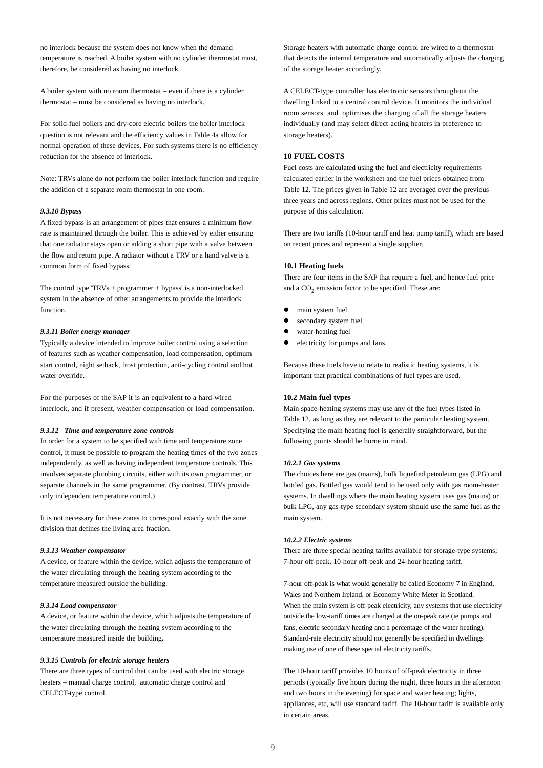no interlock because the system does not know when the demand temperature is reached. A boiler system with no cylinder thermostat must, therefore, be considered as having no interlock.

A boiler system with no room thermostat – even if there is a cylinder thermostat – must be considered as having no interlock.

For solid-fuel boilers and dry-core electric boilers the boiler interlock question is not relevant and the efficiency values in Table 4a allow for normal operation of these devices. For such systems there is no efficiency reduction for the absence of interlock.

Note: TRVs alone do not perform the boiler interlock function and require the addition of a separate room thermostat in one room.

#### *9.3.10 Bypass*

A fixed bypass is an arrangement of pipes that ensures a minimum flow rate is maintained through the boiler. This is achieved by either ensuring that one radiator stays open or adding a short pipe with a valve between the flow and return pipe. A radiator without a TRV or a hand valve is a common form of fixed bypass.

The control type 'TRVs + programmer + bypass' is a non-interlocked system in the absence of other arrangements to provide the interlock function.

#### *9.3.11 Boiler energy manager*

Typically a device intended to improve boiler control using a selection of features such as weather compensation, load compensation, optimum start control, night setback, frost protection, anti-cycling control and hot water override.

For the purposes of the SAP it is an equivalent to a hard-wired interlock, and if present, weather compensation or load compensation.

#### *9.3.12 Time and temperature zone controls*

In order for a system to be specified with time and temperature zone control, it must be possible to program the heating times of the two zones independently, as well as having independent temperature controls. This involves separate plumbing circuits, either with its own programmer, or separate channels in the same programmer. (By contrast, TRVs provide only independent temperature control.)

It is not necessary for these zones to correspond exactly with the zone division that defines the living area fraction.

#### *9.3.13 Weather compensator*

A device, or feature within the device, which adjusts the temperature of the water circulating through the heating system according to the temperature measured outside the building.

#### *9.3.14 Load compensator*

A device, or feature within the device, which adjusts the temperature of the water circulating through the heating system according to the temperature measured inside the building.

#### *9.3.15 Controls for electric storage heaters*

There are three types of control that can be used with electric storage heaters – manual charge control, automatic charge control and CELECT-type control.

Storage heaters with automatic charge control are wired to a thermostat that detects the internal temperature and automatically adjusts the charging of the storage heater accordingly.

A CELECT-type controller has electronic sensors throughout the dwelling linked to a central control device. It monitors the individual room sensors and optimises the charging of all the storage heaters individually (and may select direct-acting heaters in preference to storage heaters).

## 10 FUEL COSTS

Fuel costs are calculated using the fuel and electricity requirements calculated earlier in the worksheet and the fuel prices obtained from Table 12. The prices given in Table 12 are averaged over the previous three years and across regions. Other prices must not be used for the purpose of this calculation.

There are two tariffs (10-hour tariff and heat pump tariff), which are based on recent prices and represent a single supplier.

### 10.1 Heating fuels

There are four items in the SAP that require a fuel, and hence fuel price and a $CO_2$ emission factor to be specified. These are:

- main system fuel
- secondary system fuel
- water-heating fuel
- electricity for pumps and fans.

Because these fuels have to relate to realistic heating systems, it is important that practical combinations of fuel types are used.

### 10.2 Main fuel types

Main space-heating systems may use any of the fuel types listed in Table 12, as long as they are relevant to the particular heating system. Specifying the main heating fuel is generally straightforward, but the following points should be borne in mind.

#### *10.2.1 Gas systems*

The choices here are gas (mains), bulk liquefied petroleum gas (LPG) and bottled gas. Bottled gas would tend to be used only with gas room-heater systems. In dwellings where the main heating system uses gas (mains) or bulk LPG, any gas-type secondary system should use the same fuel as the main system.

#### *10.2.2 Electric systems*

There are three special heating tariffs available for storage-type systems; 7-hour off-peak, 10-hour off-peak and 24-hour heating tariff.

7-hour off-peak is what would generally be called Economy 7 in England, Wales and Northern Ireland, or Economy White Meter in Scotland. When the main system is off-peak electricity, any systems that use electricity outside the low-tariff times are charged at the on-peak rate (ie pumps and fans, electric secondary heating and a percentage of the water heating). Standard-rate electricity should not generally be specified in dwellings making use of one of these special electricity tariffs.

The 10-hour tariff provides 10 hours of off-peak electricity in three periods (typically five hours during the night, three hours in the afternoon and two hours in the evening) for space and water heating; lights, appliances, etc, will use standard tariff. The 10-hour tariff is available only in certain areas.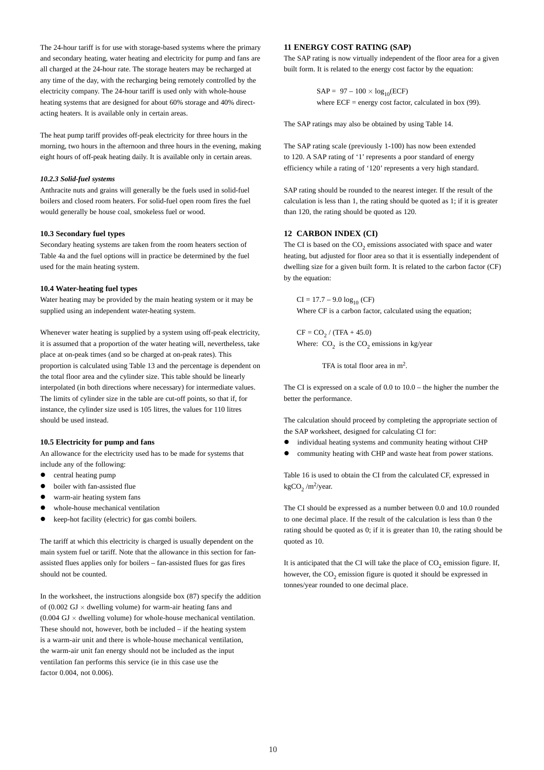The 24-hour tariff is for use with storage-based systems where the primary and secondary heating, water heating and electricity for pump and fans are all charged at the 24-hour rate. The storage heaters may be recharged at any time of the day, with the recharging being remotely controlled by the electricity company. The 24-hour tariff is used only with whole-house heating systems that are designed for about 60% storage and 40% direct-acting heaters. It is available only in certain areas.

The heat pump tariff provides off-peak electricity for three hours in the morning, two hours in the afternoon and three hours in the evening, making eight hours of off-peak heating daily. It is available only in certain areas.

#### *10.2.3 Solid-fuel systems*

Anthracite nuts and grains will generally be the fuels used in solid-fuel boilers and closed room heaters. For solid-fuel open room fires the fuel would generally be house coal, smokeless fuel or wood.

### 10.3 Secondary fuel types

Secondary heating systems are taken from the room heaters section of Table 4a and the fuel options will in practice be determined by the fuel used for the main heating system.

### 10.4 Water-heating fuel types

Water heating may be provided by the main heating system or it may be supplied using an independent water-heating system.

Whenever water heating is supplied by a system using off-peak electricity, it is assumed that a proportion of the water heating will, nevertheless, take place at on-peak times (and so be charged at on-peak rates). This proportion is calculated using Table 13 and the percentage is dependent on the total floor area and the cylinder size. This table should be linearly interpolated (in both directions where necessary) for intermediate values. The limits of cylinder size in the table are cut-off points, so that if, for instance, the cylinder size used is 105 litres, the values for 110 litres should be used instead.

### 10.5 Electricity for pump and fans

An allowance for the electricity used has to be made for systems that include any of the following:

- central heating pump
- boiler with fan-assisted flue
- warm-air heating system fans
- whole-house mechanical ventilation
- keep-hot facility (electric) for gas combi boilers.

The tariff at which this electricity is charged is usually dependent on the main system fuel or tariff. Note that the allowance in this section for fan-assisted flues applies only for boilers – fan-assisted flues for gas fires should not be counted.

In the worksheet, the instructions alongside box (87) specify the addition of ($0.002$ GJ $\times$ dwelling volume) for warm-air heating fans and ($0.004$ GJ $\times$ dwelling volume) for whole-house mechanical ventilation. These should not, however, both be included – if the heating system is a warm-air unit and there is whole-house mechanical ventilation, the warm-air unit fan energy should not be included as the input ventilation fan performs this service (ie in this case use the factor 0.004, not 0.006).

## 11 ENERGY COST RATING (SAP)

The SAP rating is now virtually independent of the floor area for a given built form. It is related to the energy cost factor by the equation:

$$SAP = 97 - 100 \times \log_{10}(ECF)$$

where ECF = energy cost factor, calculated in box (99).

The SAP ratings may also be obtained by using Table 14.

The SAP rating scale (previously 1-100) has now been extended to 120. A SAP rating of '1' represents a poor standard of energy efficiency while a rating of '120' represents a very high standard.

SAP rating should be rounded to the nearest integer. If the result of the calculation is less than 1, the rating should be quoted as 1; if it is greater than 120, the rating should be quoted as 120.

## 12 CARBON INDEX (CI)

The CI is based on the $CO_2$ emissions associated with space and water heating, but adjusted for floor area so that it is essentially independent of dwelling size for a given built form. It is related to the carbon factor (CF) by the equation:

$$CI = 17.7 - 9.0 \log_{10}(CF)$$

Where CF is a carbon factor, calculated using the equation;

$$CF = CO_2 / (TFA + 45.0)$$

Where: $CO_2$ is the $CO_2$ emissions in kg/year

TFA is total floor area in $m^2$.

The CI is expressed on a scale of 0.0 to 10.0 – the higher the number the better the performance.

The calculation should proceed by completing the appropriate section of the SAP worksheet, designed for calculating CI for:

- individual heating systems and community heating without CHP
- community heating with CHP and waste heat from power stations.

Table 16 is used to obtain the CI from the calculated CF, expressed in $kgCO_2/m^2/year$.

The CI should be expressed as a number between 0.0 and 10.0 rounded to one decimal place. If the result of the calculation is less than 0 the rating should be quoted as 0; if it is greater than 10, the rating should be quoted as 10.

It is anticipated that the CI will take the place of $CO_2$ emission figure. If, however, the $CO_2$ emission figure is quoted it should be expressed in tonnes/year rounded to one decimal place.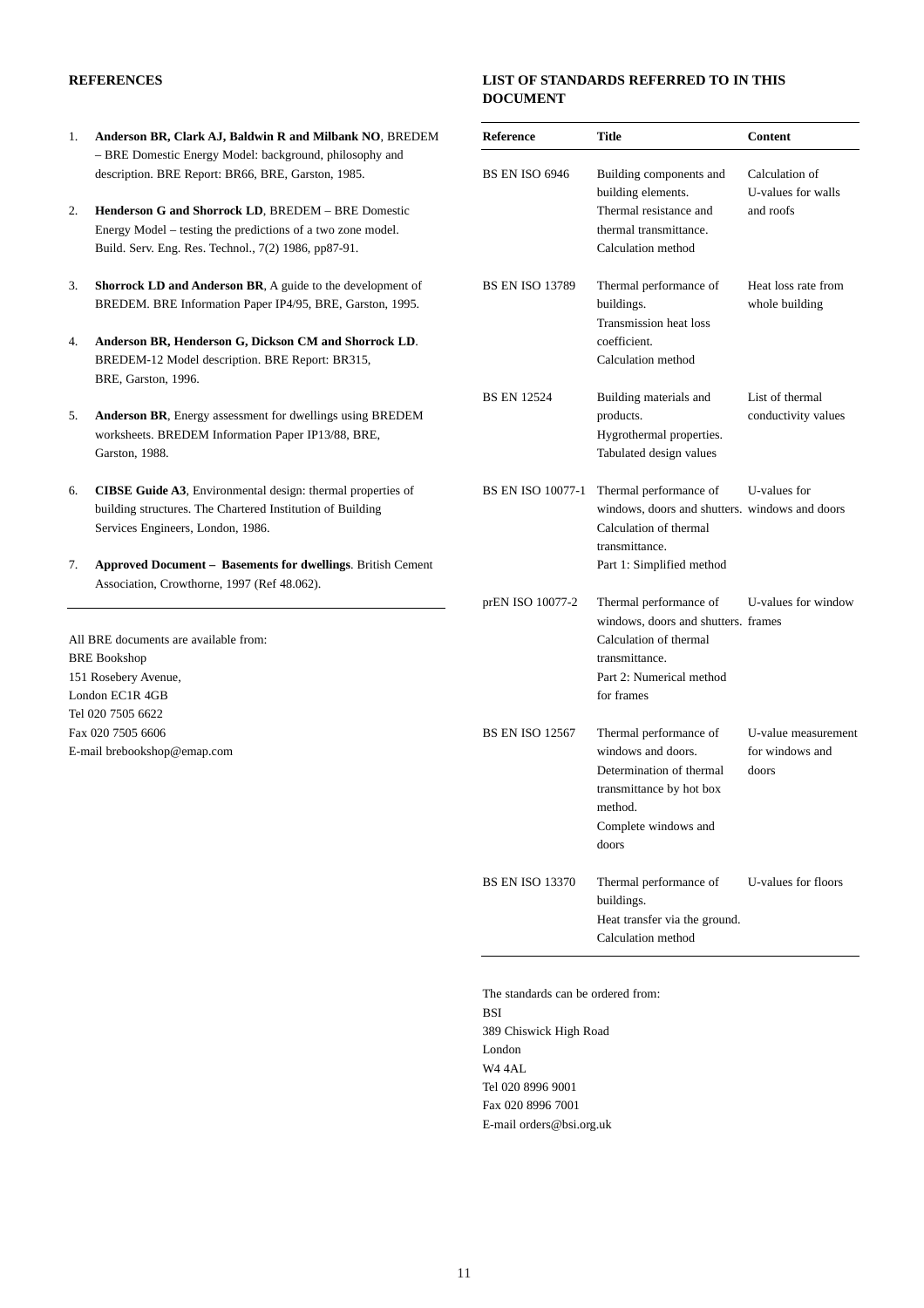## REFERENCES

1. **Anderson BR, Clark AJ, Baldwin R and Milbank NO**, BREDEM – BRE Domestic Energy Model: background, philosophy and description. BRE Report: BR66, BRE, Garston, 1985.

2. **Henderson G and Shorrock LD**, BREDEM – BRE Domestic Energy Model – testing the predictions of a two zone model. Build. Serv. Eng. Res. Technol., 7(2) 1986, pp87-91.

3. **Shorrock LD and Anderson BR**, A guide to the development of BREDEM. BRE Information Paper IP4/95, BRE, Garston, 1995.

4. **Anderson BR, Henderson G, Dickson CM and Shorrock LD**. BREDEM-12 Model description. BRE Report: BR315, BRE, Garston, 1996.

5. **Anderson BR**, Energy assessment for dwellings using BREDEM worksheets. BREDEM Information Paper IP13/88, BRE, Garston, 1988.

6. **CIBSE Guide A3**, Environmental design: thermal properties of building structures. The Chartered Institution of Building Services Engineers, London, 1986.

7. **Approved Document – Basements for dwellings**. British Cement Association, Crowthorne, 1997 (Ref 48.062).

All BRE documents are available from:
BRE Bookshop
151 Rosebery Avenue,
London EC1R 4GB
Tel 020 7505 6622
Fax 020 7505 6606
E-mail brebookshop@emap.com

## LIST OF STANDARDS REFERRED TO IN THIS DOCUMENT

| Reference | Title | Content |
|---|---|---|
| BS EN ISO 6946 | Building components and building elements. Thermal resistance and thermal transmittance. Calculation method | Calculation of U-values for walls and roofs |
| BS EN ISO 13789 | Thermal performance of buildings. Transmission heat loss coefficient. Calculation method | Heat loss rate from whole building |
| BS EN 12524 | Building materials and products. Hygrothermal properties. Tabulated design values | List of thermal conductivity values |
| BS EN ISO 10077-1 | Thermal performance of windows, doors and shutters. Calculation of thermal transmittance. Part 1: Simplified method | U-values for windows and doors |
| prEN ISO 10077-2 | Thermal performance of windows, doors and shutters. Calculation of thermal transmittance. Part 2: Numerical method for frames | U-values for window frames |
| BS EN ISO 12567 | Thermal performance of windows and doors. Determination of thermal transmittance by hot box method. Complete windows and doors | U-value measurement for windows and doors |
| BS EN ISO 13370 | Thermal performance of buildings. Heat transfer via the ground. Calculation method | U-values for floors |

The standards can be ordered from:
BSI
389 Chiswick High Road
London
W4 4AL
Tel 020 8996 9001
Fax 020 8996 7001
E-mail orders@bsi.org.uk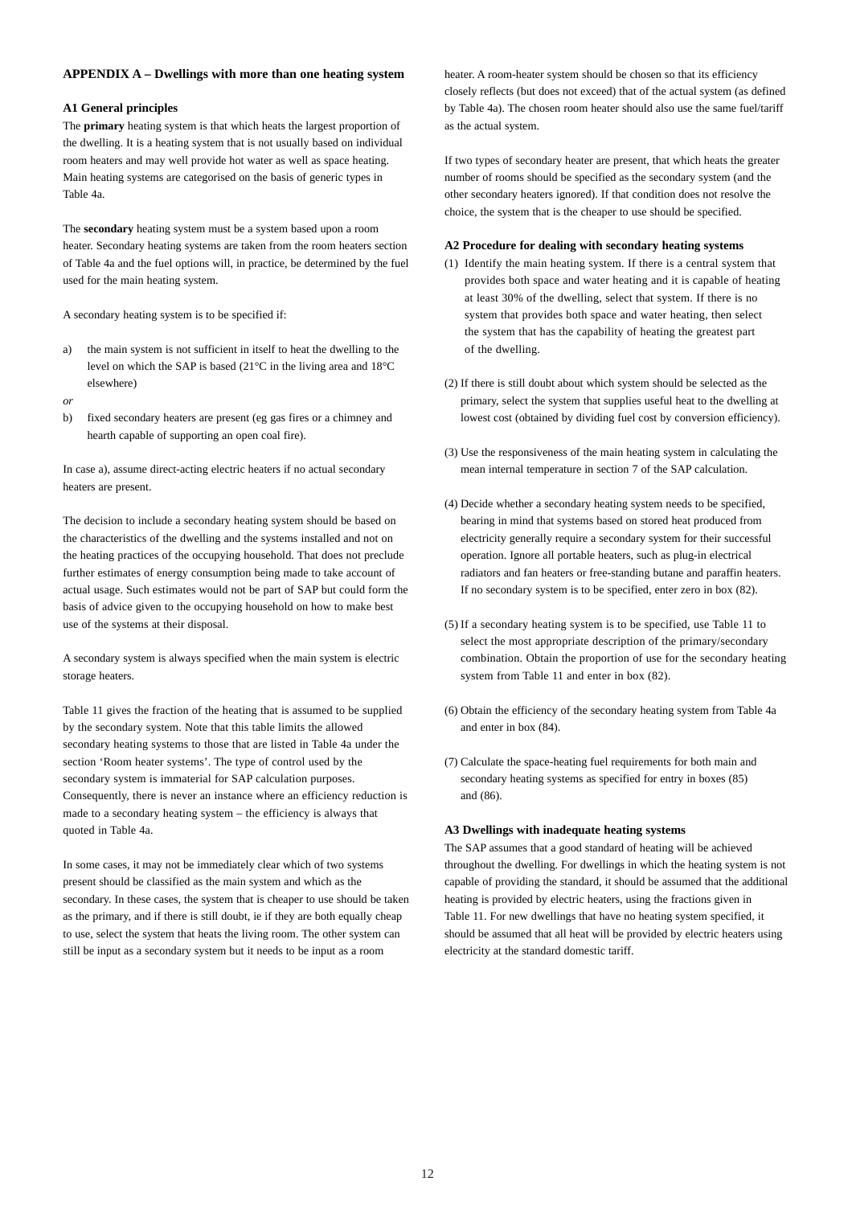## APPENDIX A – Dwellings with more than one heating system

### A1 General principles

The **primary** heating system is that which heats the largest proportion of the dwelling. It is a heating system that is not usually based on individual room heaters and may well provide hot water as well as space heating. Main heating systems are categorised on the basis of generic types in Table 4a.

The **secondary** heating system must be a system based upon a room heater. Secondary heating systems are taken from the room heaters section of Table 4a and the fuel options will, in practice, be determined by the fuel used for the main heating system.

A secondary heating system is to be specified if:

a) the main system is not sufficient in itself to heat the dwelling to the level on which the SAP is based (21°C in the living area and 18°C elsewhere)

*or*

b) fixed secondary heaters are present (eg gas fires or a chimney and hearth capable of supporting an open coal fire).

In case a), assume direct-acting electric heaters if no actual secondary heaters are present.

The decision to include a secondary heating system should be based on the characteristics of the dwelling and the systems installed and not on the heating practices of the occupying household. That does not preclude further estimates of energy consumption being made to take account of actual usage. Such estimates would not be part of SAP but could form the basis of advice given to the occupying household on how to make best use of the systems at their disposal.

A secondary system is always specified when the main system is electric storage heaters.

Table 11 gives the fraction of the heating that is assumed to be supplied by the secondary system. Note that this table limits the allowed secondary heating systems to those that are listed in Table 4a under the section 'Room heater systems'. The type of control used by the secondary system is immaterial for SAP calculation purposes. Consequently, there is never an instance where an efficiency reduction is made to a secondary heating system – the efficiency is always that quoted in Table 4a.

In some cases, it may not be immediately clear which of two systems present should be classified as the main system and which as the secondary. In these cases, the system that is cheaper to use should be taken as the primary, and if there is still doubt, ie if they are both equally cheap to use, select the system that heats the living room. The other system can still be input as a secondary system but it needs to be input as a room heater. A room-heater system should be chosen so that its efficiency closely reflects (but does not exceed) that of the actual system (as defined by Table 4a). The chosen room heater should also use the same fuel/tariff as the actual system.

If two types of secondary heater are present, that which heats the greater number of rooms should be specified as the secondary system (and the other secondary heaters ignored). If that condition does not resolve the choice, the system that is the cheaper to use should be specified.

### A2 Procedure for dealing with secondary heating systems

(1) Identify the main heating system. If there is a central system that provides both space and water heating and it is capable of heating at least 30% of the dwelling, select that system. If there is no system that provides both space and water heating, then select the system that has the capability of heating the greatest part of the dwelling.

(2) If there is still doubt about which system should be selected as the primary, select the system that supplies useful heat to the dwelling at lowest cost (obtained by dividing fuel cost by conversion efficiency).

(3) Use the responsiveness of the main heating system in calculating the mean internal temperature in section 7 of the SAP calculation.

(4) Decide whether a secondary heating system needs to be specified, bearing in mind that systems based on stored heat produced from electricity generally require a secondary system for their successful operation. Ignore all portable heaters, such as plug-in electrical radiators and fan heaters or free-standing butane and paraffin heaters. If no secondary system is to be specified, enter zero in box (82).

(5) If a secondary heating system is to be specified, use Table 11 to select the most appropriate description of the primary/secondary combination. Obtain the proportion of use for the secondary heating system from Table 11 and enter in box (82).

(6) Obtain the efficiency of the secondary heating system from Table 4a and enter in box (84).

(7) Calculate the space-heating fuel requirements for both main and secondary heating systems as specified for entry in boxes (85) and (86).

### A3 Dwellings with inadequate heating systems

The SAP assumes that a good standard of heating will be achieved throughout the dwelling. For dwellings in which the heating system is not capable of providing the standard, it should be assumed that the additional heating is provided by electric heaters, using the fractions given in Table 11. For new dwellings that have no heating system specified, it should be assumed that all heat will be provided by electric heaters using electricity at the standard domestic tariff.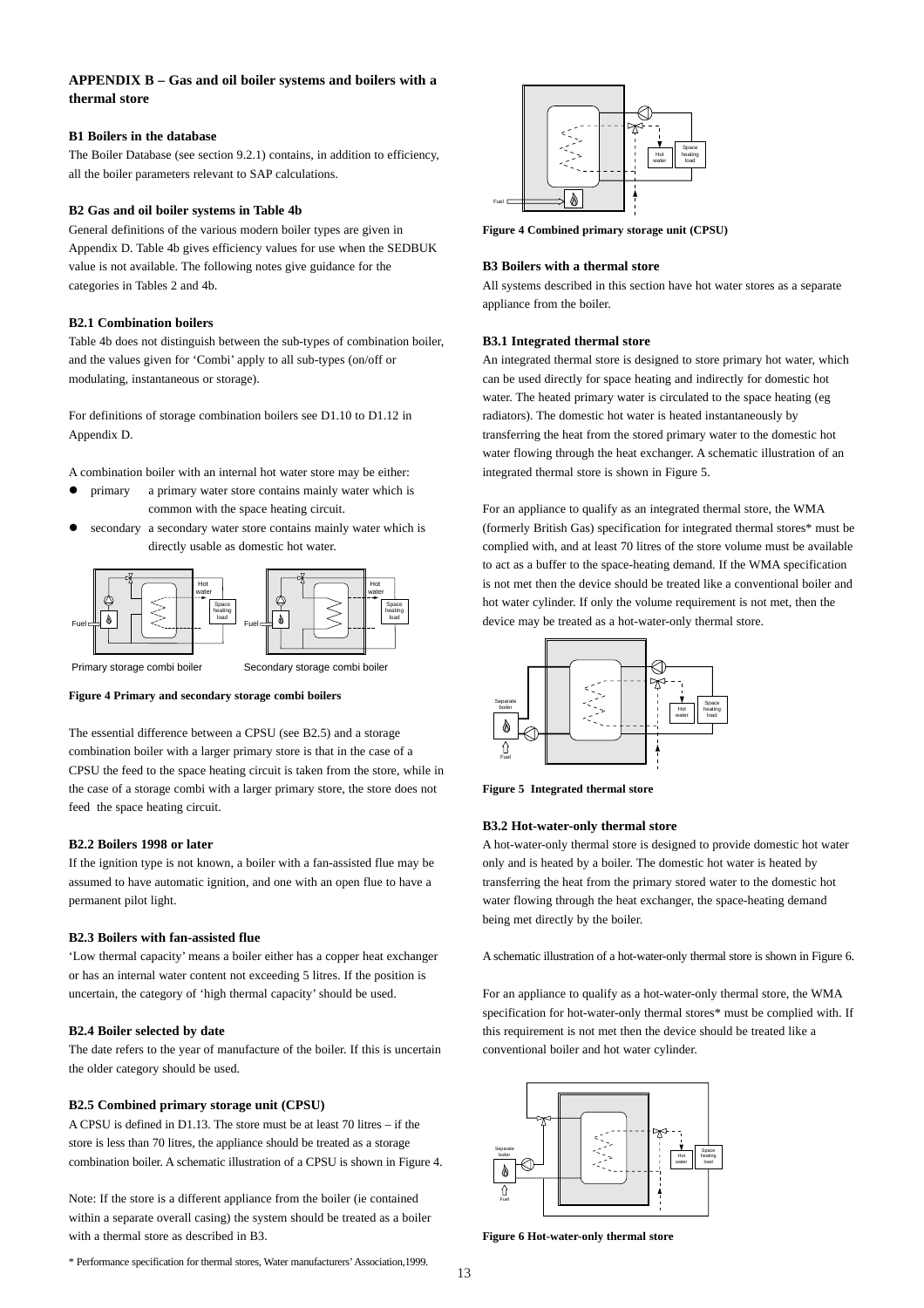## APPENDIX B – Gas and oil boiler systems and boilers with a thermal store

### B1 Boilers in the database

The Boiler Database (see section 9.2.1) contains, in addition to efficiency, all the boiler parameters relevant to SAP calculations.

### B2 Gas and oil boiler systems in Table 4b

General definitions of the various modern boiler types are given in Appendix D. Table 4b gives efficiency values for use when the SEDBUK value is not available. The following notes give guidance for the categories in Tables 2 and 4b.

### B2.1 Combination boilers

Table 4b does not distinguish between the sub-types of combination boiler, and the values given for 'Combi' apply to all sub-types (on/off or modulating, instantaneous or storage).

For definitions of storage combination boilers see D1.10 to D1.12 in Appendix D.

A combination boiler with an internal hot water store may be either:

- primary a primary water store contains mainly water which is common with the space heating circuit.
- secondary a secondary water store contains mainly water which is directly usable as domestic hot water.

Primary storage combi boiler    Secondary storage combi boiler

**Figure 4 Primary and secondary storage combi boilers**

The essential difference between a CPSU (see B2.5) and a storage combination boiler with a larger primary store is that in the case of a CPSU the feed to the space heating circuit is taken from the store, while in the case of a storage combi with a larger primary store, the store does not feed the space heating circuit.

### B2.2 Boilers 1998 or later

If the ignition type is not known, a boiler with a fan-assisted flue may be assumed to have automatic ignition, and one with an open flue to have a permanent pilot light.

### B2.3 Boilers with fan-assisted flue

'Low thermal capacity' means a boiler either has a copper heat exchanger or has an internal water content not exceeding 5 litres. If the position is uncertain, the category of 'high thermal capacity' should be used.

### B2.4 Boiler selected by date

The date refers to the year of manufacture of the boiler. If this is uncertain the older category should be used.

### B2.5 Combined primary storage unit (CPSU)

A CPSU is defined in D1.13. The store must be at least 70 litres – if the store is less than 70 litres, the appliance should be treated as a storage combination boiler. A schematic illustration of a CPSU is shown in Figure 4.

Note: If the store is a different appliance from the boiler (ie contained within a separate overall casing) the system should be treated as a boiler with a thermal store as described in B3.

\* Performance specification for thermal stores, Water manufacturers' Association,1999.

**Figure 4 Combined primary storage unit (CPSU)**

### B3 Boilers with a thermal store

All systems described in this section have hot water stores as a separate appliance from the boiler.

### B3.1 Integrated thermal store

An integrated thermal store is designed to store primary hot water, which can be used directly for space heating and indirectly for domestic hot water. The heated primary water is circulated to the space heating (eg radiators). The domestic hot water is heated instantaneously by transferring the heat from the stored primary water to the domestic hot water flowing through the heat exchanger. A schematic illustration of an integrated thermal store is shown in Figure 5.

For an appliance to qualify as an integrated thermal store, the WMA (formerly British Gas) specification for integrated thermal stores\* must be complied with, and at least 70 litres of the store volume must be available to act as a buffer to the space-heating demand. If the WMA specification is not met then the device should be treated like a conventional boiler and hot water cylinder. If only the volume requirement is not met, then the device may be treated as a hot-water-only thermal store.

**Figure 5 Integrated thermal store**

### B3.2 Hot-water-only thermal store

A hot-water-only thermal store is designed to provide domestic hot water only and is heated by a boiler. The domestic hot water is heated by transferring the heat from the primary stored water to the domestic hot water flowing through the heat exchanger, the space-heating demand being met directly by the boiler.

A schematic illustration of a hot-water-only thermal store is shown in Figure 6.

For an appliance to qualify as a hot-water-only thermal store, the WMA specification for hot-water-only thermal stores\* must be complied with. If this requirement is not met then the device should be treated like a conventional boiler and hot water cylinder.

**Figure 6 Hot-water-only thermal store**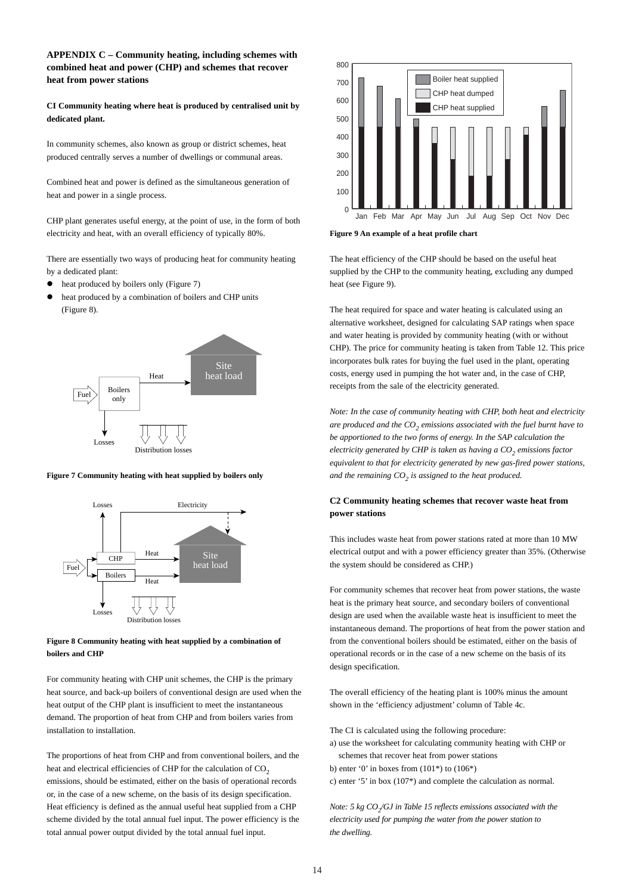## APPENDIX C – Community heating, including schemes with combined heat and power (CHP) and schemes that recover heat from power stations

### CI Community heating where heat is produced by centralised unit by dedicated plant.

In community schemes, also known as group or district schemes, heat produced centrally serves a number of dwellings or communal areas.

Combined heat and power is defined as the simultaneous generation of heat and power in a single process.

CHP plant generates useful energy, at the point of use, in the form of both electricity and heat, with an overall efficiency of typically 80%.

There are essentially two ways of producing heat for community heating by a dedicated plant:

- heat produced by boilers only (Figure 7)
- heat produced by a combination of boilers and CHP units (Figure 8).

**Figure 7 Community heating with heat supplied by boilers only**

**Figure 8 Community heating with heat supplied by a combination of boilers and CHP**

For community heating with CHP unit schemes, the CHP is the primary heat source, and back-up boilers of conventional design are used when the heat output of the CHP plant is insufficient to meet the instantaneous demand. The proportion of heat from CHP and from boilers varies from installation to installation.

The proportions of heat from CHP and from conventional boilers, and the heat and electrical efficiencies of CHP for the calculation of $CO_2$ emissions, should be estimated, either on the basis of operational records or, in the case of a new scheme, on the basis of its design specification. Heat efficiency is defined as the annual useful heat supplied from a CHP scheme divided by the total annual fuel input. The power efficiency is the total annual power output divided by the total annual fuel input.

**Figure 9 An example of a heat profile chart**

The heat efficiency of the CHP should be based on the useful heat supplied by the CHP to the community heating, excluding any dumped heat (see Figure 9).

The heat required for space and water heating is calculated using an alternative worksheet, designed for calculating SAP ratings when space and water heating is provided by community heating (with or without CHP). The price for community heating is taken from Table 12. This price incorporates bulk rates for buying the fuel used in the plant, operating costs, energy used in pumping the hot water and, in the case of CHP, receipts from the sale of the electricity generated.

*Note: In the case of community heating with CHP, both heat and electricity are produced and the $CO_2$ emissions associated with the fuel burnt have to be apportioned to the two forms of energy. In the SAP calculation the electricity generated by CHP is taken as having a $CO_2$ emissions factor equivalent to that for electricity generated by new gas-fired power stations, and the remaining $CO_2$ is assigned to the heat produced.*

### C2 Community heating schemes that recover waste heat from power stations

This includes waste heat from power stations rated at more than 10 MW electrical output and with a power efficiency greater than 35%. (Otherwise the system should be considered as CHP.)

For community schemes that recover heat from power stations, the waste heat is the primary heat source, and secondary boilers of conventional design are used when the available waste heat is insufficient to meet the instantaneous demand. The proportions of heat from the power station and from the conventional boilers should be estimated, either on the basis of operational records or in the case of a new scheme on the basis of its design specification.

The overall efficiency of the heating plant is 100% minus the amount shown in the 'efficiency adjustment' column of Table 4c.

The CI is calculated using the following procedure:

a) use the worksheet for calculating community heating with CHP or schemes that recover heat from power stations
b) enter '0' in boxes from (101*) to (106*)
c) enter '5' in box (107*) and complete the calculation as normal.

*Note: 5 kg $CO_2$/GJ in Table 15 reflects emissions associated with the electricity used for pumping the water from the power station to the dwelling.*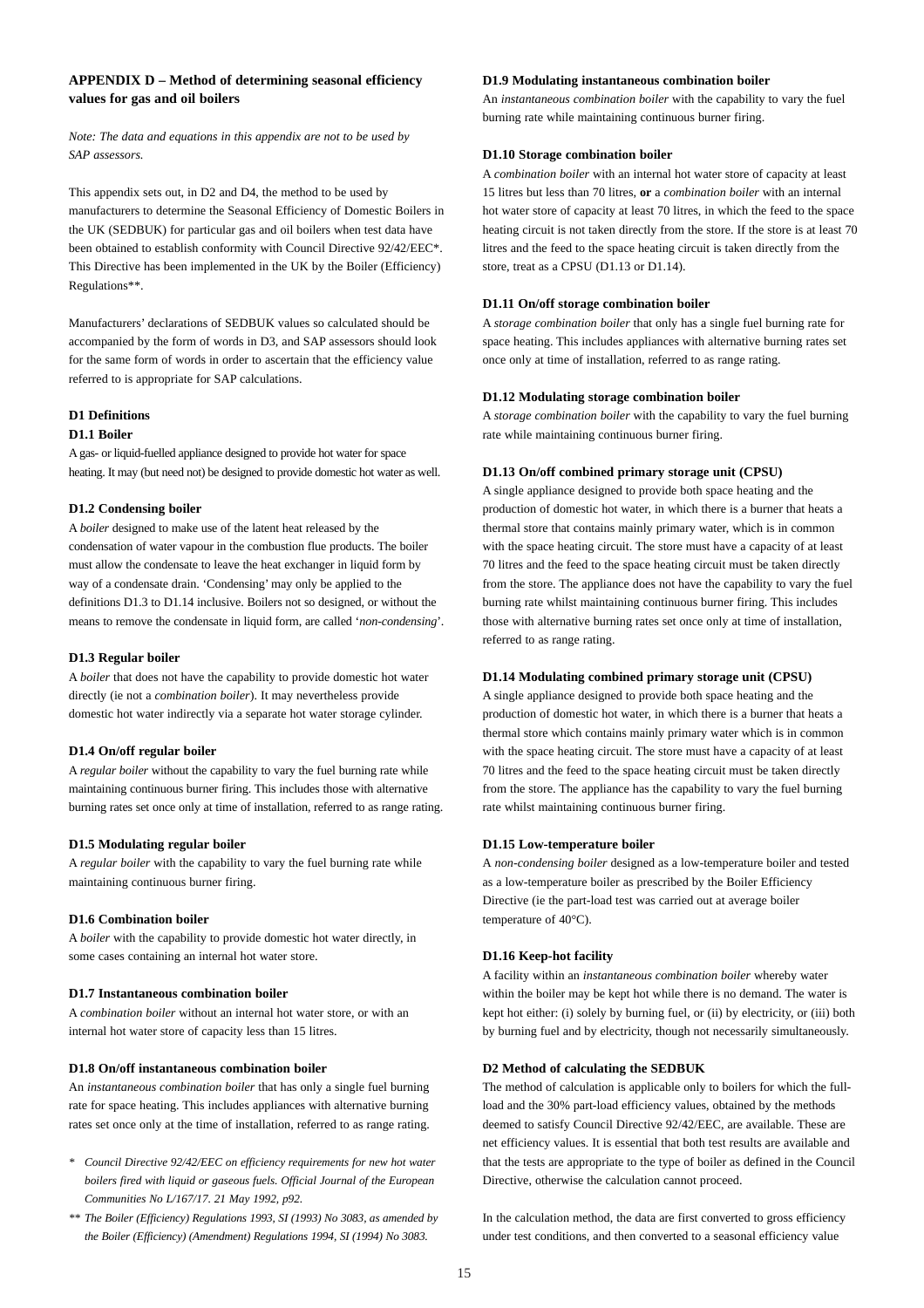## APPENDIX D – Method of determining seasonal efficiency values for gas and oil boilers

*Note: The data and equations in this appendix are not to be used by SAP assessors.*

This appendix sets out, in D2 and D4, the method to be used by manufacturers to determine the Seasonal Efficiency of Domestic Boilers in the UK (SEDBUK) for particular gas and oil boilers when test data have been obtained to establish conformity with Council Directive 92/42/EEC*. This Directive has been implemented in the UK by the Boiler (Efficiency) Regulations**.

Manufacturers' declarations of SEDBUK values so calculated should be accompanied by the form of words in D3, and SAP assessors should look for the same form of words in order to ascertain that the efficiency value referred to is appropriate for SAP calculations.

### D1 Definitions

#### D1.1 Boiler

A gas- or liquid-fuelled appliance designed to provide hot water for space heating. It may (but need not) be designed to provide domestic hot water as well.

#### D1.2 Condensing boiler

A *boiler* designed to make use of the latent heat released by the condensation of water vapour in the combustion flue products. The boiler must allow the condensate to leave the heat exchanger in liquid form by way of a condensate drain. 'Condensing' may only be applied to the definitions D1.3 to D1.14 inclusive. Boilers not so designed, or without the means to remove the condensate in liquid form, are called '*non-condensing*'.

#### D1.3 Regular boiler

A *boiler* that does not have the capability to provide domestic hot water directly (ie not a *combination boiler*). It may nevertheless provide domestic hot water indirectly via a separate hot water storage cylinder.

#### D1.4 On/off regular boiler

A *regular boiler* without the capability to vary the fuel burning rate while maintaining continuous burner firing. This includes those with alternative burning rates set once only at time of installation, referred to as range rating.

#### D1.5 Modulating regular boiler

A *regular boiler* with the capability to vary the fuel burning rate while maintaining continuous burner firing.

#### D1.6 Combination boiler

A *boiler* with the capability to provide domestic hot water directly, in some cases containing an internal hot water store.

#### D1.7 Instantaneous combination boiler

A *combination boiler* without an internal hot water store, or with an internal hot water store of capacity less than 15 litres.

#### D1.8 On/off instantaneous combination boiler

An *instantaneous combination boiler* that has only a single fuel burning rate for space heating. This includes appliances with alternative burning rates set once only at the time of installation, referred to as range rating.

\* *Council Directive 92/42/EEC on efficiency requirements for new hot water boilers fired with liquid or gaseous fuels. Official Journal of the European Communities No L/167/17. 21 May 1992, p92.*

\*\* *The Boiler (Efficiency) Regulations 1993, SI (1993) No 3083, as amended by the Boiler (Efficiency) (Amendment) Regulations 1994, SI (1994) No 3083.*

#### D1.9 Modulating instantaneous combination boiler

An *instantaneous combination boiler* with the capability to vary the fuel burning rate while maintaining continuous burner firing.

#### D1.10 Storage combination boiler

A *combination boiler* with an internal hot water store of capacity at least 15 litres but less than 70 litres, **or** a *combination boiler* with an internal hot water store of capacity at least 70 litres, in which the feed to the space heating circuit is not taken directly from the store. If the store is at least 70 litres and the feed to the space heating circuit is taken directly from the store, treat as a CPSU (D1.13 or D1.14).

#### D1.11 On/off storage combination boiler

A *storage combination boiler* that only has a single fuel burning rate for space heating. This includes appliances with alternative burning rates set once only at time of installation, referred to as range rating.

#### D1.12 Modulating storage combination boiler

A *storage combination boiler* with the capability to vary the fuel burning rate while maintaining continuous burner firing.

#### D1.13 On/off combined primary storage unit (CPSU)

A single appliance designed to provide both space heating and the production of domestic hot water, in which there is a burner that heats a thermal store that contains mainly primary water, which is in common with the space heating circuit. The store must have a capacity of at least 70 litres and the feed to the space heating circuit must be taken directly from the store. The appliance does not have the capability to vary the fuel burning rate whilst maintaining continuous burner firing. This includes those with alternative burning rates set once only at time of installation, referred to as range rating.

#### D1.14 Modulating combined primary storage unit (CPSU)

A single appliance designed to provide both space heating and the production of domestic hot water, in which there is a burner that heats a thermal store which contains mainly primary water which is in common with the space heating circuit. The store must have a capacity of at least 70 litres and the feed to the space heating circuit must be taken directly from the store. The appliance has the capability to vary the fuel burning rate whilst maintaining continuous burner firing.

#### D1.15 Low-temperature boiler

A *non-condensing boiler* designed as a low-temperature boiler and tested as a low-temperature boiler as prescribed by the Boiler Efficiency Directive (ie the part-load test was carried out at average boiler temperature of 40°C).

#### D1.16 Keep-hot facility

A facility within an *instantaneous combination boiler* whereby water within the boiler may be kept hot while there is no demand. The water is kept hot either: (i) solely by burning fuel, or (ii) by electricity, or (iii) both by burning fuel and by electricity, though not necessarily simultaneously.

### D2 Method of calculating the SEDBUK

The method of calculation is applicable only to boilers for which the full-load and the 30% part-load efficiency values, obtained by the methods deemed to satisfy Council Directive 92/42/EEC, are available. These are net efficiency values. It is essential that both test results are available and that the tests are appropriate to the type of boiler as defined in the Council Directive, otherwise the calculation cannot proceed.

In the calculation method, the data are first converted to gross efficiency under test conditions, and then converted to a seasonal efficiency value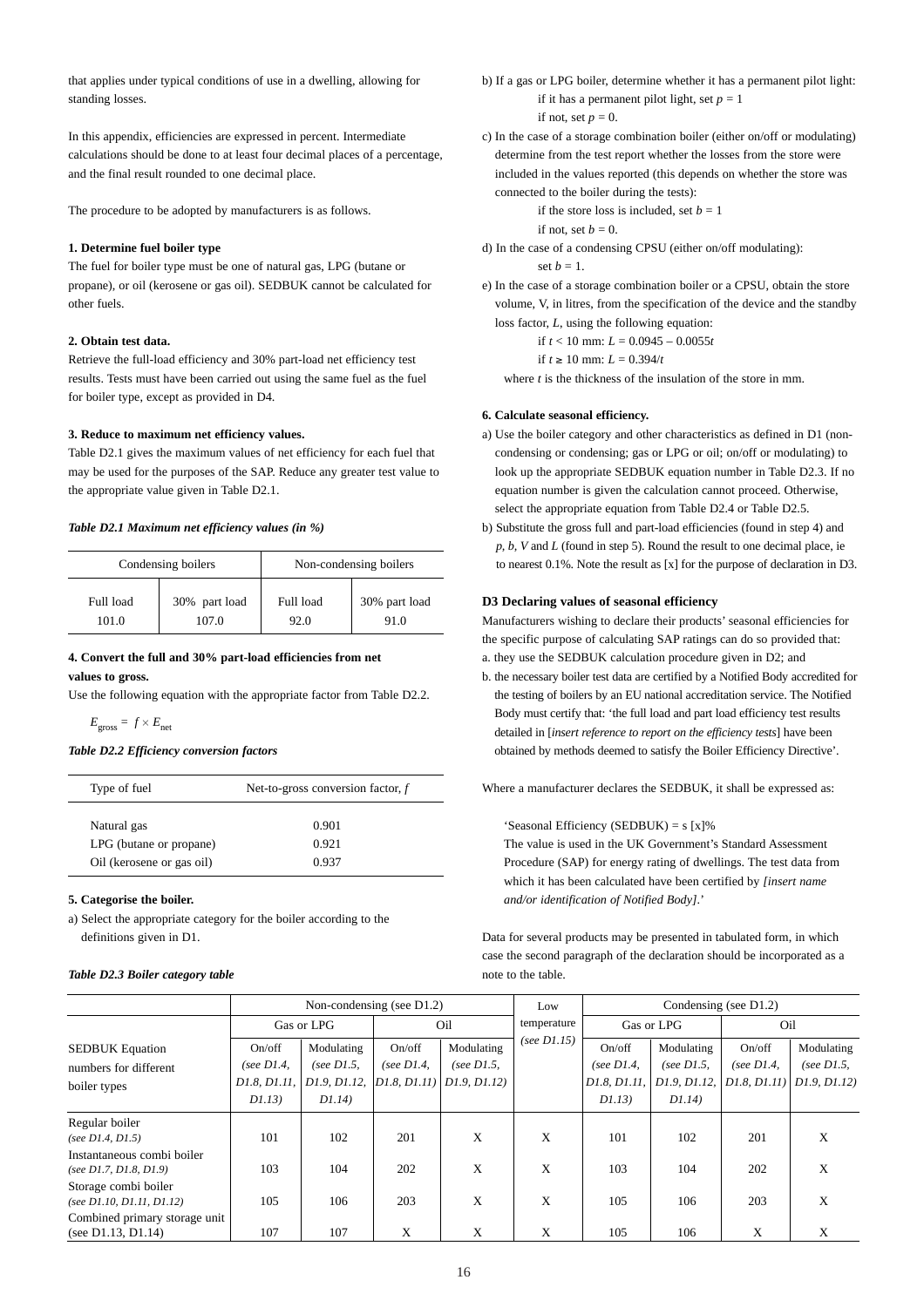that applies under typical conditions of use in a dwelling, allowing for standing losses.

In this appendix, efficiencies are expressed in percent. Intermediate calculations should be done to at least four decimal places of a percentage, and the final result rounded to one decimal place.

The procedure to be adopted by manufacturers is as follows.

**1. Determine fuel boiler type**

The fuel for boiler type must be one of natural gas, LPG (butane or propane), or oil (kerosene or gas oil). SEDBUK cannot be calculated for other fuels.

**2. Obtain test data.**

Retrieve the full-load efficiency and 30% part-load net efficiency test results. Tests must have been carried out using the same fuel as the fuel for boiler type, except as provided in D4.

**3. Reduce to maximum net efficiency values.**

Table D2.1 gives the maximum values of net efficiency for each fuel that may be used for the purposes of the SAP. Reduce any greater test value to the appropriate value given in Table D2.1.

***Table D2.1 Maximum net efficiency values (in %)***

| Condensing boilers | | Non-condensing boilers | |
|---|---|---|---|
| Full load | 30% part load | Full load | 30% part load |
| 101.0 | 107.0 | 92.0 | 91.0 |

**4. Convert the full and 30% part-load efficiencies from net values to gross.**

Use the following equation with the appropriate factor from Table D2.2.

$$E_{gross} = f \times E_{net}$$

***Table D2.2 Efficiency conversion factors***

| Type of fuel | Net-to-gross conversion factor, $f$ |
|---|---|
| Natural gas | 0.901 |
| LPG (butane or propane) | 0.921 |
| Oil (kerosene or gas oil) | 0.937 |

**5. Categorise the boiler.**

a) Select the appropriate category for the boiler according to the definitions given in D1.

b) If a gas or LPG boiler, determine whether it has a permanent pilot light:
   if it has a permanent pilot light, set $p = 1$
   if not, set $p = 0$.

c) In the case of a storage combination boiler (either on/off or modulating) determine from the test report whether the losses from the store were included in the values reported (this depends on whether the store was connected to the boiler during the tests):
   if the store loss is included, set $b = 1$
   if not, set $b = 0$.

d) In the case of a condensing CPSU (either on/off modulating):
   set $b = 1$.

e) In the case of a storage combination boiler or a CPSU, obtain the store volume, V, in litres, from the specification of the device and the standby loss factor, $L$, using the following equation:
   if $t < 10$ mm: $L = 0.0945 - 0.0055t$
   if $t \geq 10$ mm: $L = 0.394/t$
   where $t$ is the thickness of the insulation of the store in mm.

**6. Calculate seasonal efficiency.**

a) Use the boiler category and other characteristics as defined in D1 (non-condensing or condensing; gas or LPG or oil; on/off or modulating) to look up the appropriate SEDBUK equation number in Table D2.3. If no equation number is given the calculation cannot proceed. Otherwise, select the appropriate equation from Table D2.4 or Table D2.5.

b) Substitute the gross full and part-load efficiencies (found in step 4) and $p$, $b$, $V$ and $L$ (found in step 5). Round the result to one decimal place, ie to nearest 0.1%. Note the result as [x] for the purpose of declaration in D3.

**D3 Declaring values of seasonal efficiency**

Manufacturers wishing to declare their products' seasonal efficiencies for the specific purpose of calculating SAP ratings can do so provided that:

a. they use the SEDBUK calculation procedure given in D2; and

b. the necessary boiler test data are certified by a Notified Body accredited for the testing of boilers by an EU national accreditation service. The Notified Body must certify that: 'the full load and part load efficiency test results detailed in [*insert reference to report on the efficiency tests*] have been obtained by methods deemed to satisfy the Boiler Efficiency Directive'.

Where a manufacturer declares the SEDBUK, it shall be expressed as:

'Seasonal Efficiency (SEDBUK) = s [x]%
The value is used in the UK Government's Standard Assessment Procedure (SAP) for energy rating of dwellings. The test data from which it has been calculated have been certified by *[insert name and/or identification of Notified Body]*.'

Data for several products may be presented in tabulated form, in which case the second paragraph of the declaration should be incorporated as a note to the table.

***Table D2.3 Boiler category table***

| SEDBUK Equation numbers for different boiler types | Non-condensing (see D1.2) | | | | Low temperature *(see D1.15)* | Condensing (see D1.2) | | | |
|---|---|---|---|---|---|---|---|---|---|
| | Gas or LPG | | Oil | | | Gas or LPG | | Oil | |
| | On/off *(see D1.4, D1.8, D1.11, D1.13)* | Modulating *(see D1.5, D1.9, D1.12, D1.14)* | On/off *(see D1.4, D1.8, D1.11)* | Modulating *(see D1.5, D1.9, D1.12)* | | On/off *(see D1.4, D1.8, D1.11, D1.13)* | Modulating *(see D1.5, D1.9, D1.12, D1.14)* | On/off *(see D1.4, D1.8, D1.11)* | Modulating *(see D1.5, D1.9, D1.12)* |
| Regular boiler *(see D1.4, D1.5)* | 101 | 102 | 201 | X | X | 101 | 102 | 201 | X |
| Instantaneous combi boiler *(see D1.7, D1.8, D1.9)* | 103 | 104 | 202 | X | X | 103 | 104 | 202 | X |
| Storage combi boiler *(see D1.10, D1.11, D1.12)* | 105 | 106 | 203 | X | X | 105 | 106 | 203 | X |
| Combined primary storage unit (see D1.13, D1.14) | 107 | 107 | X | X | X | 105 | 106 | X | X |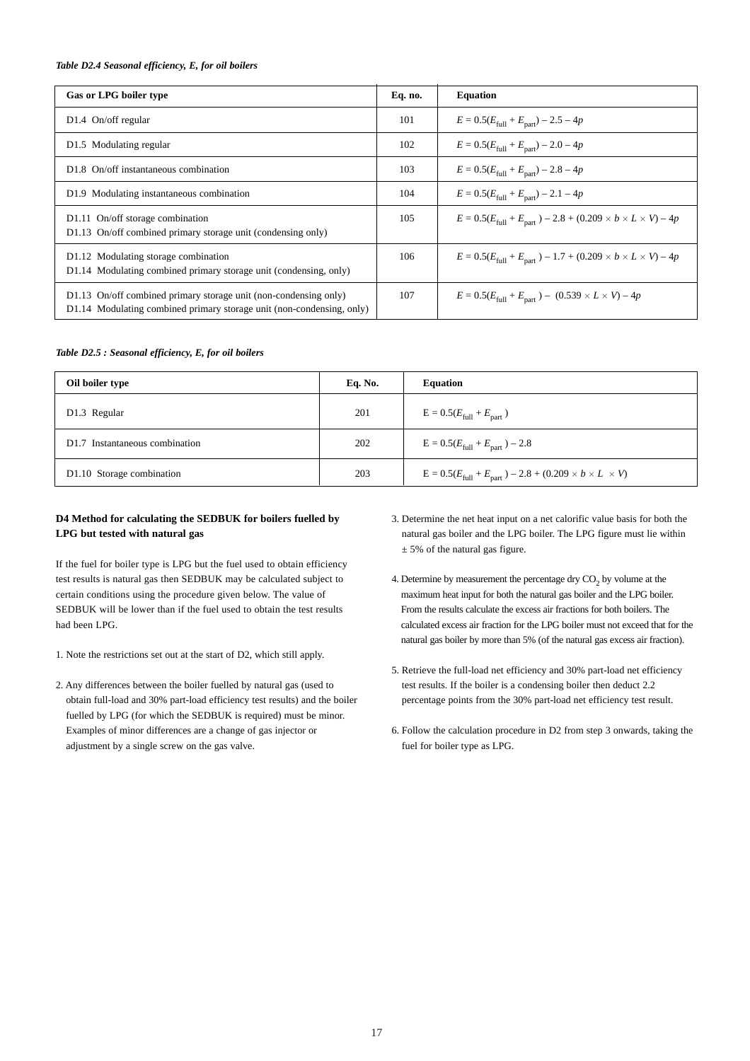*Table D2.4 Seasonal efficiency, E, for oil boilers*

| Gas or LPG boiler type | Eq. no. | Equation |
|---|---|---|
| D1.4 On/off regular | 101 | $E = 0.5(E_{full} + E_{part}) - 2.5 - 4p$ |
| D1.5 Modulating regular | 102 | $E = 0.5(E_{full} + E_{part}) - 2.0 - 4p$ |
| D1.8 On/off instantaneous combination | 103 | $E = 0.5(E_{full} + E_{part}) - 2.8 - 4p$ |
| D1.9 Modulating instantaneous combination | 104 | $E = 0.5(E_{full} + E_{part}) - 2.1 - 4p$ |
| D1.11 On/off storage combination<br>D1.13 On/off combined primary storage unit (condensing only) | 105 | $E = 0.5(E_{full} + E_{part}) - 2.8 + (0.209 \times b \times L \times V) - 4p$ |
| D1.12 Modulating storage combination<br>D1.14 Modulating combined primary storage unit (condensing, only) | 106 | $E = 0.5(E_{full} + E_{part}) - 1.7 + (0.209 \times b \times L \times V) - 4p$ |
| D1.13 On/off combined primary storage unit (non-condensing only)<br>D1.14 Modulating combined primary storage unit (non-condensing, only) | 107 | $E = 0.5(E_{full} + E_{part}) - (0.539 \times L \times V) - 4p$ |

*Table D2.5 : Seasonal efficiency, E, for oil boilers*

| Oil boiler type | Eq. No. | Equation |
|---|---|---|
| D1.3 Regular | 201 | $E = 0.5(E_{full} + E_{part})$ |
| D1.7 Instantaneous combination | 202 | $E = 0.5(E_{full} + E_{part}) - 2.8$ |
| D1.10 Storage combination | 203 | $E = 0.5(E_{full} + E_{part}) - 2.8 + (0.209 \times b \times L \times V)$ |

### D4 Method for calculating the SEDBUK for boilers fuelled by LPG but tested with natural gas

If the fuel for boiler type is LPG but the fuel used to obtain efficiency test results is natural gas then SEDBUK may be calculated subject to certain conditions using the procedure given below. The value of SEDBUK will be lower than if the fuel used to obtain the test results had been LPG.

1. Note the restrictions set out at the start of D2, which still apply.

2. Any differences between the boiler fuelled by natural gas (used to obtain full-load and 30% part-load efficiency test results) and the boiler fuelled by LPG (for which the SEDBUK is required) must be minor. Examples of minor differences are a change of gas injector or adjustment by a single screw on the gas valve.

3. Determine the net heat input on a net calorific value basis for both the natural gas boiler and the LPG boiler. The LPG figure must lie within ± 5% of the natural gas figure.

4. Determine by measurement the percentage dry $CO_2$ by volume at the maximum heat input for both the natural gas boiler and the LPG boiler. From the results calculate the excess air fractions for both boilers. The calculated excess air fraction for the LPG boiler must not exceed that for the natural gas boiler by more than 5% (of the natural gas excess air fraction).

5. Retrieve the full-load net efficiency and 30% part-load net efficiency test results. If the boiler is a condensing boiler then deduct 2.2 percentage points from the 30% part-load net efficiency test result.

6. Follow the calculation procedure in D2 from step 3 onwards, taking the fuel for boiler type as LPG.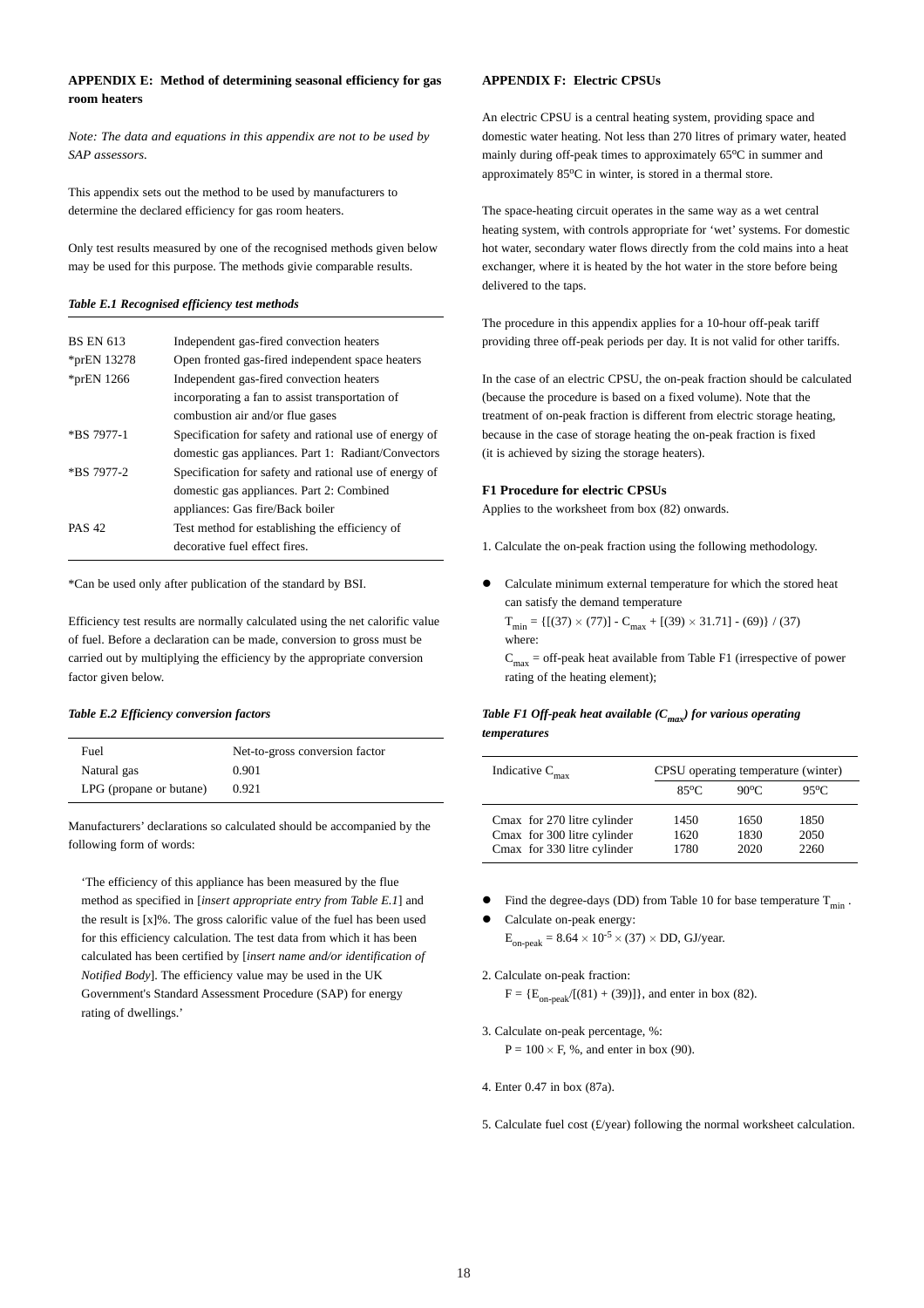### APPENDIX E: Method of determining seasonal efficiency for gas room heaters

*Note: The data and equations in this appendix are not to be used by SAP assessors.*

This appendix sets out the method to be used by manufacturers to determine the declared efficiency for gas room heaters.

Only test results measured by one of the recognised methods given below may be used for this purpose. The methods givie comparable results.

***Table E.1 Recognised efficiency test methods***

| | |
|---|---|
| BS EN 613 | Independent gas-fired convection heaters |
| *prEN 13278 | Open fronted gas-fired independent space heaters |
| *prEN 1266 | Independent gas-fired convection heaters incorporating a fan to assist transportation of combustion air and/or flue gases |
| *BS 7977-1 | Specification for safety and rational use of energy of domestic gas appliances. Part 1: Radiant/Convectors |
| *BS 7977-2 | Specification for safety and rational use of energy of domestic gas appliances. Part 2: Combined appliances: Gas fire/Back boiler |
| PAS 42 | Test method for establishing the efficiency of decorative fuel effect fires. |

*Can be used only after publication of the standard by BSI.

Efficiency test results are normally calculated using the net calorific value of fuel. Before a declaration can be made, conversion to gross must be carried out by multiplying the efficiency by the appropriate conversion factor given below.

***Table E.2 Efficiency conversion factors***

| Fuel | Net-to-gross conversion factor |
|---|---|
| Natural gas | 0.901 |
| LPG (propane or butane) | 0.921 |

Manufacturers' declarations so calculated should be accompanied by the following form of words:

> 'The efficiency of this appliance has been measured by the flue method as specified in [*insert appropriate entry from Table E.1*] and the result is [x]%. The gross calorific value of the fuel has been used for this efficiency calculation. The test data from which it has been calculated has been certified by [*insert name and/or identification of Notified Body*]. The efficiency value may be used in the UK Government's Standard Assessment Procedure (SAP) for energy rating of dwellings.'

### APPENDIX F: Electric CPSUs

An electric CPSU is a central heating system, providing space and domestic water heating. Not less than 270 litres of primary water, heated mainly during off-peak times to approximately 65ºC in summer and approximately 85ºC in winter, is stored in a thermal store.

The space-heating circuit operates in the same way as a wet central heating system, with controls appropriate for 'wet' systems. For domestic hot water, secondary water flows directly from the cold mains into a heat exchanger, where it is heated by the hot water in the store before being delivered to the taps.

The procedure in this appendix applies for a 10-hour off-peak tariff providing three off-peak periods per day. It is not valid for other tariffs.

In the case of an electric CPSU, the on-peak fraction should be calculated (because the procedure is based on a fixed volume). Note that the treatment of on-peak fraction is different from electric storage heating, because in the case of storage heating the on-peak fraction is fixed (it is achieved by sizing the storage heaters).

**F1 Procedure for electric CPSUs**

Applies to the worksheet from box (82) onwards.

1. Calculate the on-peak fraction using the following methodology.

- Calculate minimum external temperature for which the stored heat can satisfy the demand temperature
  $T_{min} = \{[(37) \times (77)] - C_{max} + [(39) \times 31.71] - (69)\} / (37)$
  where:
  $C_{max}$ = off-peak heat available from Table F1 (irrespective of power rating of the heating element);

***Table F1 Off-peak heat available ($C_{max}$) for various operating temperatures***

| Indicative $C_{max}$ | CPSU operating temperature (winter) | | |
|---|---|---|---|
| | 85ºC | 90ºC | 95ºC |
| Cmax for 270 litre cylinder | 1450 | 1650 | 1850 |
| Cmax for 300 litre cylinder | 1620 | 1830 | 2050 |
| Cmax for 330 litre cylinder | 1780 | 2020 | 2260 |

- Find the degree-days (DD) from Table 10 for base temperature $T_{min}$.
- Calculate on-peak energy:
  $E_{on\text{-}peak} = 8.64 \times 10^{-5} \times (37) \times DD$, GJ/year.

2. Calculate on-peak fraction:
   $F = \{E_{on\text{-}peak}/[(81) + (39)]\}$, and enter in box (82).

3. Calculate on-peak percentage, %:
   $P = 100 \times F$, %, and enter in box (90).

4. Enter 0.47 in box (87a).

5. Calculate fuel cost (£/year) following the normal worksheet calculation.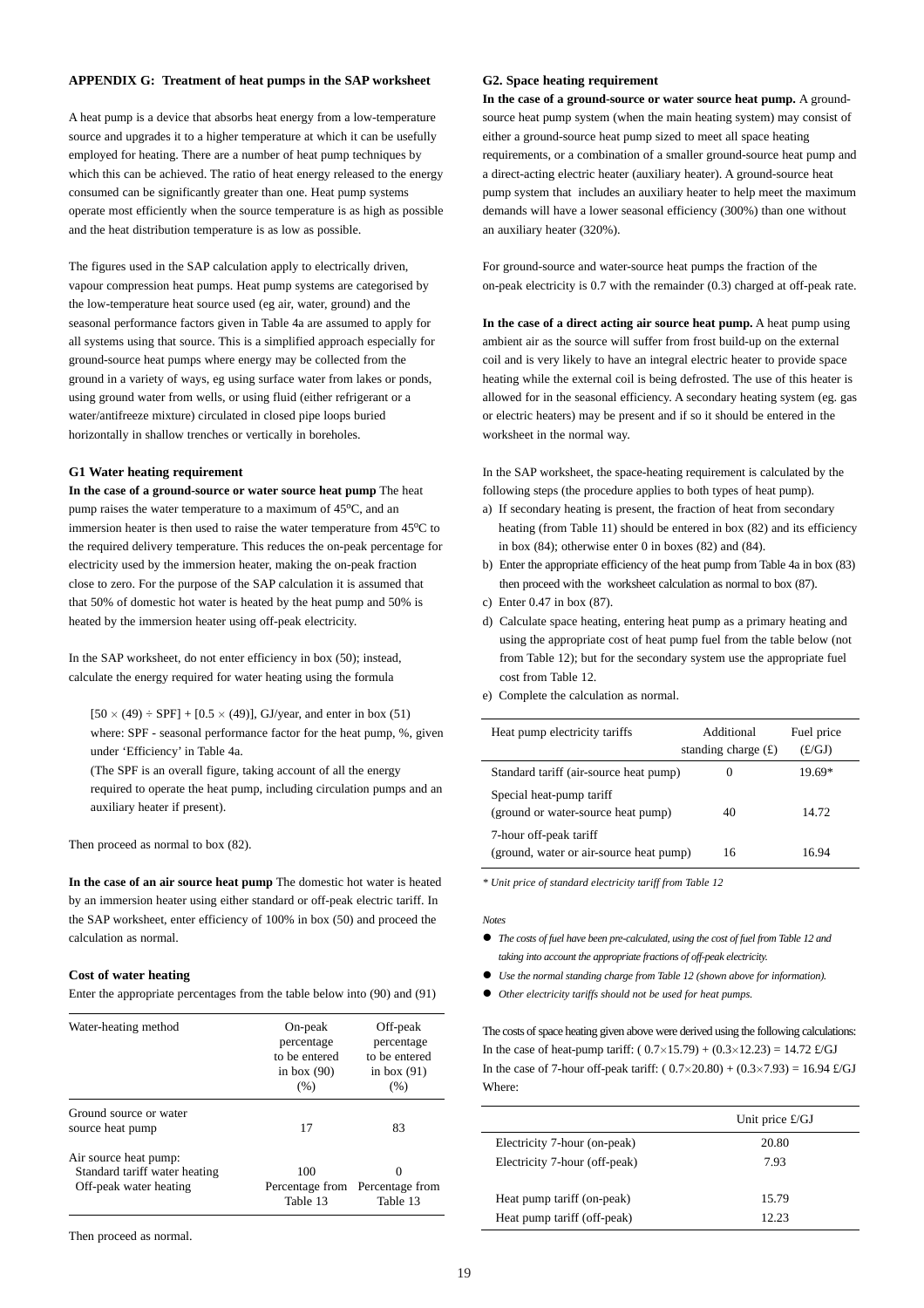## APPENDIX G: Treatment of heat pumps in the SAP worksheet

A heat pump is a device that absorbs heat energy from a low-temperature source and upgrades it to a higher temperature at which it can be usefully employed for heating. There are a number of heat pump techniques by which this can be achieved. The ratio of heat energy released to the energy consumed can be significantly greater than one. Heat pump systems operate most efficiently when the source temperature is as high as possible and the heat distribution temperature is as low as possible.

The figures used in the SAP calculation apply to electrically driven, vapour compression heat pumps. Heat pump systems are categorised by the low-temperature heat source used (eg air, water, ground) and the seasonal performance factors given in Table 4a are assumed to apply for all systems using that source. This is a simplified approach especially for ground-source heat pumps where energy may be collected from the ground in a variety of ways, eg using surface water from lakes or ponds, using ground water from wells, or using fluid (either refrigerant or a water/antifreeze mixture) circulated in closed pipe loops buried horizontally in shallow trenches or vertically in boreholes.

### G1 Water heating requirement

**In the case of a ground-source or water source heat pump** The heat pump raises the water temperature to a maximum of 45ºC, and an immersion heater is then used to raise the water temperature from 45ºC to the required delivery temperature. This reduces the on-peak percentage for electricity used by the immersion heater, making the on-peak fraction close to zero. For the purpose of the SAP calculation it is assumed that that 50% of domestic hot water is heated by the heat pump and 50% is heated by the immersion heater using off-peak electricity.

In the SAP worksheet, do not enter efficiency in box (50); instead, calculate the energy required for water heating using the formula

$[50 \times (49) \div \text{SPF}] + [0.5 \times (49)]$, GJ/year, and enter in box (51)
where: SPF - seasonal performance factor for the heat pump, %, given under 'Efficiency' in Table 4a.
(The SPF is an overall figure, taking account of all the energy required to operate the heat pump, including circulation pumps and an auxiliary heater if present).

Then proceed as normal to box (82).

**In the case of an air source heat pump** The domestic hot water is heated by an immersion heater using either standard or off-peak electric tariff. In the SAP worksheet, enter efficiency of 100% in box (50) and proceed the calculation as normal.

#### Cost of water heating

Enter the appropriate percentages from the table below into (90) and (91)

| Water-heating method | On-peak percentage to be entered in box (90) (%) | Off-peak percentage to be entered in box (91) (%) |
|---|---|---|
| Ground source or water source heat pump | 17 | 83 |
| Air source heat pump: | | |
| Standard tariff water heating | 100 | 0 |
| Off-peak water heating | Percentage from Table 13 | Percentage from Table 13 |

Then proceed as normal.

### G2. Space heating requirement

**In the case of a ground-source or water source heat pump.** A ground-source heat pump system (when the main heating system) may consist of either a ground-source heat pump sized to meet all space heating requirements, or a combination of a smaller ground-source heat pump and a direct-acting electric heater (auxiliary heater). A ground-source heat pump system that includes an auxiliary heater to help meet the maximum demands will have a lower seasonal efficiency (300%) than one without an auxiliary heater (320%).

For ground-source and water-source heat pumps the fraction of the on-peak electricity is 0.7 with the remainder (0.3) charged at off-peak rate.

**In the case of a direct acting air source heat pump.** A heat pump using ambient air as the source will suffer from frost build-up on the external coil and is very likely to have an integral electric heater to provide space heating while the external coil is being defrosted. The use of this heater is allowed for in the seasonal efficiency. A secondary heating system (eg. gas or electric heaters) may be present and if so it should be entered in the worksheet in the normal way.

In the SAP worksheet, the space-heating requirement is calculated by the following steps (the procedure applies to both types of heat pump).

a) If secondary heating is present, the fraction of heat from secondary heating (from Table 11) should be entered in box (82) and its efficiency in box (84); otherwise enter 0 in boxes (82) and (84).
b) Enter the appropriate efficiency of the heat pump from Table 4a in box (83) then proceed with the worksheet calculation as normal to box (87).
c) Enter 0.47 in box (87).
d) Calculate space heating, entering heat pump as a primary heating and using the appropriate cost of heat pump fuel from the table below (not from Table 12); but for the secondary system use the appropriate fuel cost from Table 12.
e) Complete the calculation as normal.

| Heat pump electricity tariffs | Additional standing charge (£) | Fuel price (£/GJ) |
|---|---|---|
| Standard tariff (air-source heat pump) | 0 | 19.69* |
| Special heat-pump tariff (ground or water-source heat pump) | 40 | 14.72 |
| 7-hour off-peak tariff (ground, water or air-source heat pump) | 16 | 16.94 |

*\* Unit price of standard electricity tariff from Table 12*

*Notes*

- *The costs of fuel have been pre-calculated, using the cost of fuel from Table 12 and taking into account the appropriate fractions of off-peak electricity.*
- *Use the normal standing charge from Table 12 (shown above for information).*
- *Other electricity tariffs should not be used for heat pumps.*

The costs of space heating given above were derived using the following calculations:
In the case of heat-pump tariff: $(0.7 \times 15.79) + (0.3 \times 12.23) = 14.72$ £/GJ
In the case of 7-hour off-peak tariff: $(0.7 \times 20.80) + (0.3 \times 7.93) = 16.94$ £/GJ
Where:

| | Unit price £/GJ |
|---|---|
| Electricity 7-hour (on-peak) | 20.80 |
| Electricity 7-hour (off-peak) | 7.93 |
| Heat pump tariff (on-peak) | 15.79 |
| Heat pump tariff (off-peak) | 12.23 |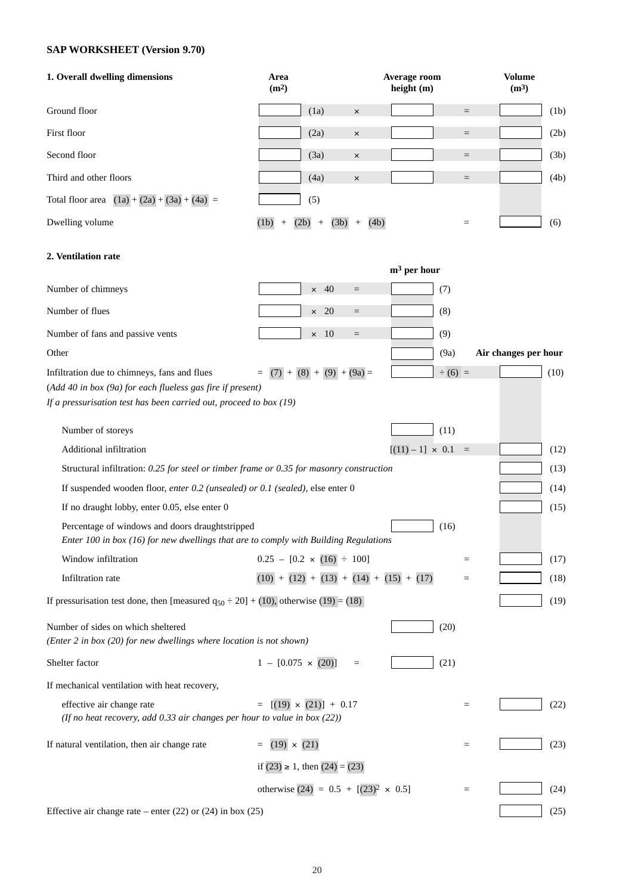**SAP WORKSHEET (Version 9.70)**

**1. Overall dwelling dimensions**

| | Area ($m^2$) | | | Average room height (m) | | Volume ($m^3$) | |
|---|---|---|---|---|---|---|---|
| Ground floor | | (1a) | × | | = | | (1b) |
| First floor | | (2a) | × | | = | | (2b) |
| Second floor | | (3a) | × | | = | | (3b) |
| Third and other floors | | (4a) | × | | = | | (4b) |
| Total floor area (1a) + (2a) + (3a) + (4a) = | | (5) | | | | | |
| Dwelling volume | (1b) + (2b) + (3b) + (4b) | | | | = | | (6) |

**2. Ventilation rate**

| | | | $m^3$ per hour | | | Air changes per hour | |
|---|---|---|---|---|---|---|---|
| Number of chimneys | | × 40 = | | (7) | | | |
| Number of flues | | × 20 = | | (8) | | | |
| Number of fans and passive vents | | × 10 = | | (9) | | | |
| Other | | | | (9a) | | | |
| Infiltration due to chimneys, fans and flues | = (7) + (8) + (9) + (9a) = | | | | ÷ (6) = | | (10) |

*(Add 40 in box (9a) for each flueless gas fire if present)*
*If a pressurisation test has been carried out, proceed to box (19)*

| | | | | | |
|---|---|---|---|---|---|
| Number of storeys | | | (11) | | |
| Additional infiltration | | [(11) – 1] × 0.1 | = | | (12) |
| Structural infiltration: *0.25 for steel or timber frame or 0.35 for masonry construction* | | | | | (13) |
| If suspended wooden floor, *enter 0.2 (unsealed) or 0.1 (sealed)*, else enter 0 | | | | | (14) |
| If no draught lobby, enter 0.05, else enter 0 | | | | | (15) |
| Percentage of windows and doors draughtstripped *Enter 100 in box (16) for new dwellings that are to comply with Building Regulations* | | | (16) | | |
| Window infiltration | 0.25 – [0.2 × (16) ÷ 100] | | = | | (17) |
| Infiltration rate | (10) + (12) + (13) + (14) + (15) + (17) | | = | | (18) |

| | | |
|---|---|---|
| If pressurisation test done, then [measured $q_{50}$ ÷ 20] + (10), otherwise (19) = (18) | | (19) |

| | | | | | |
|---|---|---|---|---|---|
| Number of sides on which sheltered *(Enter 2 in box (20) for new dwellings where location is not shown)* | | | (20) | | |
| Shelter factor | 1 – [0.075 × (20)] = | | (21) | | |

If mechanical ventilation with heat recovery,

| | | | | |
|---|---|---|---|---|
| effective air change rate *(If no heat recovery, add 0.33 air changes per hour to value in box (22))* | = [(19) × (21)] + 0.17 | = | | (22) |
| If natural ventilation, then air change rate | = (19) × (21) | = | | (23) |
| | if (23) ≥ 1, then (24) = (23) | | | |
| | otherwise (24) = 0.5 + [$(23)^2$ × 0.5] | = | | (24) |
| Effective air change rate – enter (22) or (24) in box (25) | | | | (25) |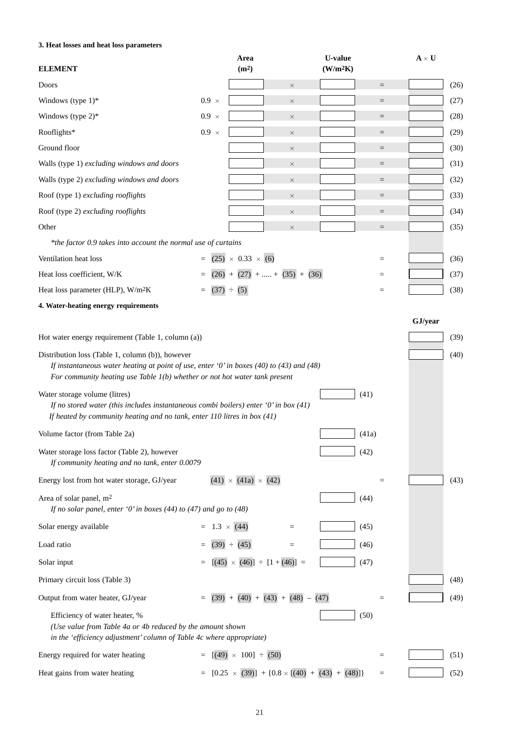### 3. Heat losses and heat loss parameters

| ELEMENT | | Area (m²) | | U-value (W/m²K) | | A × U | |
|---|---|---|---|---|---|---|---|
| Doors | | | × | | = | | (26) |
| Windows (type 1)* | 0.9 × | | × | | = | | (27) |
| Windows (type 2)* | 0.9 × | | × | | = | | (28) |
| Rooflights* | 0.9 × | | × | | = | | (29) |
| Ground floor | | | × | | = | | (30) |
| Walls (type 1) *excluding windows and doors* | | | × | | = | | (31) |
| Walls (type 2) *excluding windows and doors* | | | × | | = | | (32) |
| Roof (type 1) *excluding rooflights* | | | × | | = | | (33) |
| Roof (type 2) *excluding rooflights* | | | × | | = | | (34) |
| Other | | | × | | = | | (35) |

*\*the factor 0.9 takes into account the normal use of curtains*

| | | | | |
|---|---|---|---|---|
| Ventilation heat loss | = (25) × 0.33 × (6) | = | | (36) |
| Heat loss coefficient, W/K | = (26) + (27) + ..... + (35) + (36) | = | | (37) |
| Heat loss parameter (HLP), W/m²K | = (37) ÷ (5) | = | | (38) |

### 4. Water-heating energy requirements

| | | | | | GJ/year | |
|---|---|---|---|---|---|---|
| Hot water energy requirement (Table 1, column (a)) | | | | | | (39) |
| Distribution loss (Table 1, column (b)), however<br>*If instantaneous water heating at point of use, enter '0' in boxes (40) to (43) and (48)*<br>*For community heating use Table 1(b) whether or not hot water tank present* | | | | | | (40) |
| Water storage volume (litres)<br>*If no stored water (this includes instantaneous combi boilers) enter '0' in box (41)*<br>*If heated by community heating and no tank, enter 110 litres in box (41)* | | | (41) | | | |
| Volume factor (from Table 2a) | | | (41a) | | | |
| Water storage loss factor (Table 2), however<br>*If community heating and no tank, enter 0.0079* | | | (42) | | | |
| Energy lost from hot water storage, GJ/year | (41) × (41a) × (42) | | | = | | (43) |
| Area of solar panel, m²<br>*If no solar panel, enter '0' in boxes (44) to (47) and go to (48)* | | | (44) | | | |
| Solar energy available | = 1.3 × (44) = | | (45) | | | |
| Load ratio | = (39) ÷ (45) = | | (46) | | | |
| Solar input | = [(45) × (46)] ÷ [1 + (46)] = | | (47) | | | |
| Primary circuit loss (Table 3) | | | | | | (48) |
| Output from water heater, GJ/year | = (39) + (40) + (43) + (48) – (47) | | | = | | (49) |
| Efficiency of water heater, %<br>*(Use value from Table 4a or 4b reduced by the amount shown in the 'efficiency adjustment' column of Table 4c where appropriate)* | | | (50) | | | |
| Energy required for water heating | = [(49) × 100] ÷ (50) | | | = | | (51) |
| Heat gains from water heating | = [0.25 × (39)] + {0.8 × [(40) + (43) + (48)]} | | | = | | (52) |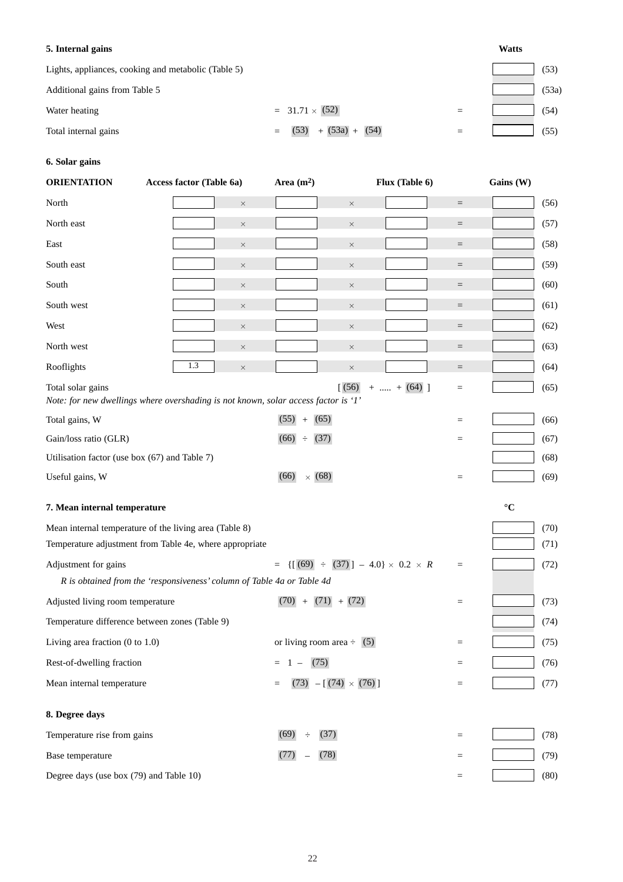### 5. Internal gains

| | | | Watts | |
|---|---|---|---|---|
| Lights, appliances, cooking and metabolic (Table 5) | | | | (53) |
| Additional gains from Table 5 | | | | (53a) |
| Water heating | = 31.71 × (52) | = | | (54) |
| Total internal gains | = (53) + (53a) + (54) | = | | (55) |

### 6. Solar gains

| ORIENTATION | Access factor (Table 6a) | | Area (m²) | | Flux (Table 6) | | Gains (W) | |
|---|---|---|---|---|---|---|---|---|
| North | | × | | × | | = | | (56) |
| North east | | × | | × | | = | | (57) |
| East | | × | | × | | = | | (58) |
| South east | | × | | × | | = | | (59) |
| South | | × | | × | | = | | (60) |
| South west | | × | | × | | = | | (61) |
| West | | × | | × | | = | | (62) |
| North west | | × | | × | | = | | (63) |
| Rooflights | 1.3 | × | | × | | = | | (64) |
| Total solar gains | | | | [ (56) + ..... + (64) ] | | = | | (65) |

*Note: for new dwellings where overshading is not known, solar access factor is '1'*

| | | | | |
|---|---|---|---|---|
| Total gains, W | (55) + (65) | = | | (66) |
| Gain/loss ratio (GLR) | (66) ÷ (37) | = | | (67) |
| Utilisation factor (use box (67) and Table 7) | | | | (68) |
| Useful gains, W | (66) × (68) | = | | (69) |

### 7. Mean internal temperature

| | | | °C | |
|---|---|---|---|---|
| Mean internal temperature of the living area (Table 8) | | | | (70) |
| Temperature adjustment from Table 4e, where appropriate | | | | (71) |
| Adjustment for gains | = {[ (69) ÷ (37) ] − 4.0} × 0.2 × *R* | = | | (72) |
| *R is obtained from the 'responsiveness' column of Table 4a or Table 4d* | | | | |
| Adjusted living room temperature | (70) + (71) + (72) | = | | (73) |
| Temperature difference between zones (Table 9) | | | | (74) |
| Living area fraction (0 to 1.0) | or living room area ÷ (5) | = | | (75) |
| Rest-of-dwelling fraction | = 1 − (75) | = | | (76) |
| Mean internal temperature | = (73) − [ (74) × (76) ] | = | | (77) |

### 8. Degree days

| | | | | |
|---|---|---|---|---|
| Temperature rise from gains | (69) ÷ (37) | = | | (78) |
| Base temperature | (77) − (78) | = | | (79) |
| Degree days (use box (79) and Table 10) | | = | | (80) |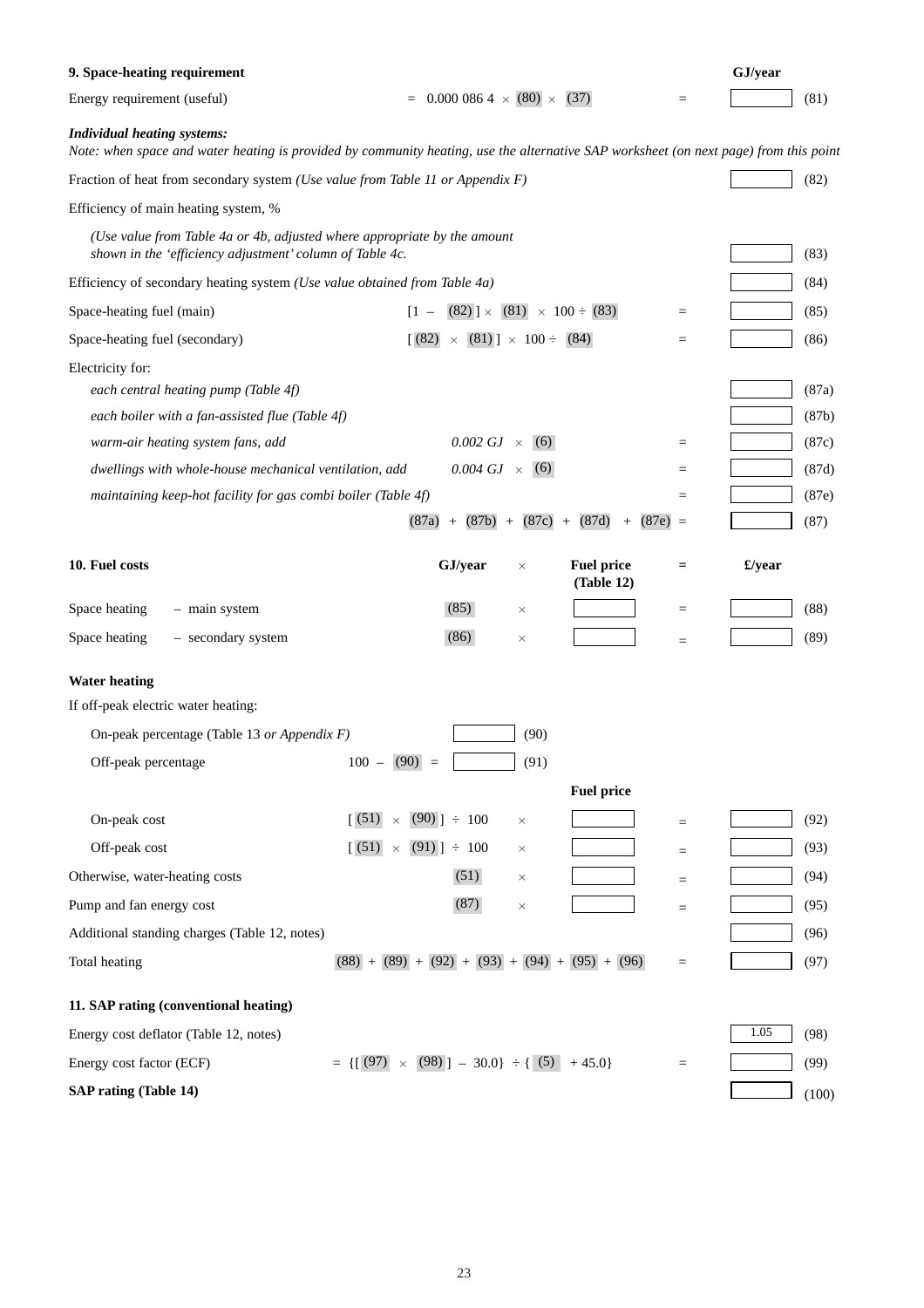## 9. Space-heating requirement

| | | | GJ/year | |
|---|---|---|---|---|
| Energy requirement (useful) | = 0.000 086 4 × (80) × (37) | = | | (81) |

***Individual heating systems:***

*Note: when space and water heating is provided by community heating, use the alternative SAP worksheet (on next page) from this point*

| | | | | |
|---|---|---|---|---|
| Fraction of heat from secondary system *(Use value from Table 11 or Appendix F)* | | | | (82) |
| Efficiency of main heating system, % | | | | |
| *(Use value from Table 4a or 4b, adjusted where appropriate by the amount shown in the 'efficiency adjustment' column of Table 4c.* | | | | (83) |
| Efficiency of secondary heating system *(Use value obtained from Table 4a)* | | | | (84) |
| Space-heating fuel (main) | [1 – (82) ] × (81) × 100 ÷ (83) | = | | (85) |
| Space-heating fuel (secondary) | [ (82) × (81) ] × 100 ÷ (84) | = | | (86) |
| Electricity for: | | | | |
| *each central heating pump (Table 4f)* | | | | (87a) |
| *each boiler with a fan-assisted flue (Table 4f)* | | | | (87b) |
| *warm-air heating system fans, add* | *0.002 GJ* × (6) | = | | (87c) |
| *dwellings with whole-house mechanical ventilation, add* | *0.004 GJ* × (6) | = | | (87d) |
| *maintaining keep-hot facility for gas combi boiler (Table 4f)* | | = | | (87e) |
| | (87a) + (87b) + (87c) + (87d) + (87e) | = | | (87) |

## 10. Fuel costs

| | | GJ/year | × | Fuel price (Table 12) | = | £/year | |
|---|---|---|---|---|---|---|---|
| Space heating | – main system | (85) | × | | = | | (88) |
| Space heating | – secondary system | (86) | × | | = | | (89) |

**Water heating**

If off-peak electric water heating:

| | | | | | | | |
|---|---|---|---|---|---|---|---|
| On-peak percentage (Table 13 *or Appendix F)* | | | (90) | | | | |
| Off-peak percentage | 100 – (90) = | | (91) | | | | |
| | | | | Fuel price | | | |
| On-peak cost | [ (51) × (90) ] ÷ 100 | | × | | = | | (92) |
| Off-peak cost | [ (51) × (91) ] ÷ 100 | | × | | = | | (93) |
| Otherwise, water-heating costs | (51) | | × | | = | | (94) |
| Pump and fan energy cost | (87) | | × | | = | | (95) |
| Additional standing charges (Table 12, notes) | | | | | | | (96) |
| Total heating | (88) + (89) + (92) + (93) + (94) + (95) + (96) | | | | = | | (97) |

## 11. SAP rating (conventional heating)

| | | | | |
|---|---|---|---|---|
| Energy cost deflator (Table 12, notes) | | | 1.05 | (98) |
| Energy cost factor (ECF) | = {[ (97) × (98) ] – 30.0} ÷ { (5) + 45.0} | = | | (99) |
| **SAP rating (Table 14)** | | | | (100) |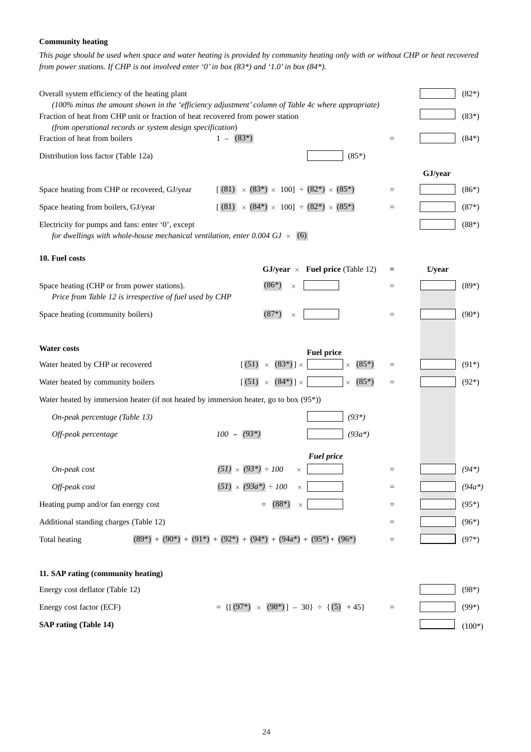**Community heating**

*This page should be used when space and water heating is provided by community heating only with or without CHP or heat recovered from power stations. If CHP is not involved enter '0' in box (83\*) and '1.0' in box (84\*).*

| | | | | |
|---|---|---|---|---|
| Overall system efficiency of the heating plant<br>*(100% minus the amount shown in the 'efficiency adjustment' column of Table 4c where appropriate)* | | | | (82*) |
| Fraction of heat from CHP unit or fraction of heat recovered from power station<br>*(from operational records or system design specification)* | | | | (83*) |
| Fraction of heat from boilers | 1 – (83*) | = | | (84*) |
| Distribution loss factor (Table 12a) | (85*) | | | |
| | | | **GJ/year** | |
| Space heating from CHP or recovered, GJ/year | [ (81) × (83*) × 100] ÷ (82*) × (85*) | = | | (86*) |
| Space heating from boilers, GJ/year | [ (81) × (84*) × 100] ÷ (82*) × (85*) | = | | (87*) |
| Electricity for pumps and fans: enter '0', except<br>*for dwellings with whole-house mechanical ventilation, enter 0.004 GJ × (6)* | | | | (88*) |

**10. Fuel costs**

| | **GJ/year** × **Fuel price** (Table 12) | = | **£/year** | |
|---|---|---|---|---|
| Space heating (CHP or from power stations).<br>*Price from Table 12 is irrespective of fuel used by CHP* | (86*) × | = | | (89*) |
| Space heating (community boilers) | (87*) × | = | | (90*) |

**Water costs**

| | | **Fuel price** | | = | | |
|---|---|---|---|---|---|---|
| Water heated by CHP or recovered | [ (51) × (83*) ] × | | × (85*) | = | | (91*) |
| Water heated by community boilers | [ (51) × (84*) ] × | | × (85*) | = | | (92*) |
| Water heated by immersion heater (if not heated by immersion heater, go to box (95*)) | | | | | | |
| *On-peak percentage (Table 13)* | | | *(93\*)* | | | |
| *Off-peak percentage* | *100 – (93\*)* | | *(93a\*)* | | | |
| | | ***Fuel price*** | | | | |
| *On-peak cost* | *(51) × (93\*) ÷ 100* × | | | = | | *(94\*)* |
| *Off-peak cost* | *(51) × (93a\*) ÷ 100* × | | | = | | *(94a\*)* |
| Heating pump and/or fan energy cost | = (88*) × | | | = | | (95*) |
| Additional standing charges (Table 12) | | | | = | | (96*) |
| Total heating | (89*) + (90*) + (91*) + (92*) + (94*) + (94a*) + (95*) + (96*) | | | = | | (97*) |

**11. SAP rating (community heating)**

| | | | | |
|---|---|---|---|---|
| Energy cost deflator (Table 12) | | | | (98*) |
| Energy cost factor (ECF) | = {[ (97*) × (98*) ] – 30} ÷ { (5) + 45} | = | | (99*) |
| **SAP rating (Table 14)** | | | | (100*) |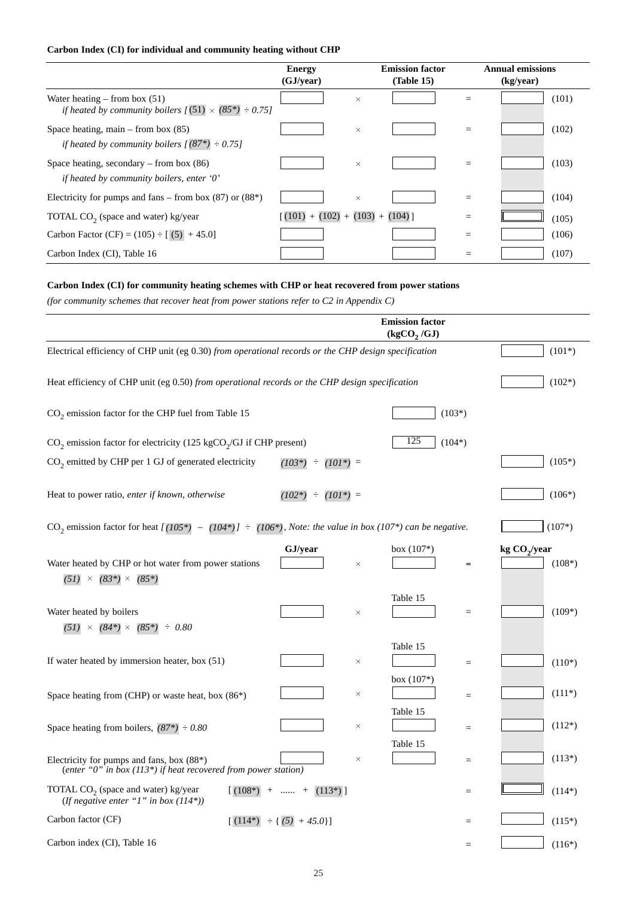**Carbon Index (CI) for individual and community heating without CHP**

| | Energy (GJ/year) | | Emission factor (Table 15) | | Annual emissions (kg/year) | |
|---|---|---|---|---|---|---|
| Water heating – from box (51) *if heated by community boilers [ (51) × (85\*) ÷ 0.75]* | | × | | = | | (101) |
| Space heating, main – from box (85) *if heated by community boilers [ (87\*) ÷ 0.75]* | | × | | = | | (102) |
| Space heating, secondary – from box (86) *if heated by community boilers, enter '0'* | | × | | = | | (103) |
| Electricity for pumps and fans – from box (87) or (88\*) | | × | | = | | (104) |
| TOTAL $CO_2$ (space and water) kg/year | [ (101) + (102) + (103) + (104) ] | | | = | | (105) |
| Carbon Factor (CF) = (105) ÷ [ (5) + 45.0] | | | | = | | (106) |
| Carbon Index (CI), Table 16 | | | | = | | (107) |

**Carbon Index (CI) for community heating schemes with CHP or heat recovered from power stations**

*(for community schemes that recover heat from power stations refer to C2 in Appendix C)*

| | | Emission factor ($kgCO_2$ /GJ) | | | |
|---|---|---|---|---|---|
| Electrical efficiency of CHP unit (eg 0.30) *from operational records or the CHP design specification* | | | | | (101\*) |
| Heat efficiency of CHP unit (eg 0.50) *from operational records or the CHP design specification* | | | | | (102\*) |
| $CO_2$ emission factor for the CHP fuel from Table 15 | | | (103\*) | | |
| $CO_2$ emission factor for electricity (125 $kgCO_2$/GJ if CHP present) | | 125 | (104\*) | | |
| $CO_2$ emitted by CHP per 1 GJ of generated electricity | *(103\*) ÷ (101\*) =* | | | | (105\*) |
| Heat to power ratio, *enter if known, otherwise* | *(102\*) ÷ (101\*) =* | | | | (106\*) |
| $CO_2$ emission factor for heat *[ (105\*) – (104\*) ] ÷ (106\*), Note: the value in box (107\*) can be negative.* | | | | | (107\*) |

| | GJ/year | | | | kg $CO_2$/year | |
|---|---|---|---|---|---|---|
| Water heated by CHP or hot water from power stations *(51) × (83\*) × (85\*)* | | × | box (107\*) | = | | (108\*) |
| Water heated by boilers *(51) × (84\*) × (85\*) ÷ 0.80* | | × | Table 15 | = | | (109\*) |
| If water heated by immersion heater, box (51) | | × | Table 15 | = | | (110\*) |
| Space heating from (CHP) or waste heat, box (86\*) | | × | box (107\*) | = | | (111\*) |
| Space heating from boilers, *(87\*) ÷ 0.80* | | × | Table 15 | = | | (112\*) |
| Electricity for pumps and fans, box (88\*) (*enter "0" in box (113\*) if heat recovered from power station)* | | × | Table 15 | = | | (113\*) |
| TOTAL $CO_2$ (space and water) kg/year (*If negative enter "1" in box (114\*))* | [ (108\*) + ...... + (113\*) ] | | | = | | (114\*) |
| Carbon factor (CF) | [ (114\*) ÷ { (5) + 45.0}] | | | = | | (115\*) |
| Carbon index (CI), Table 16 | | | | = | | (116\*) |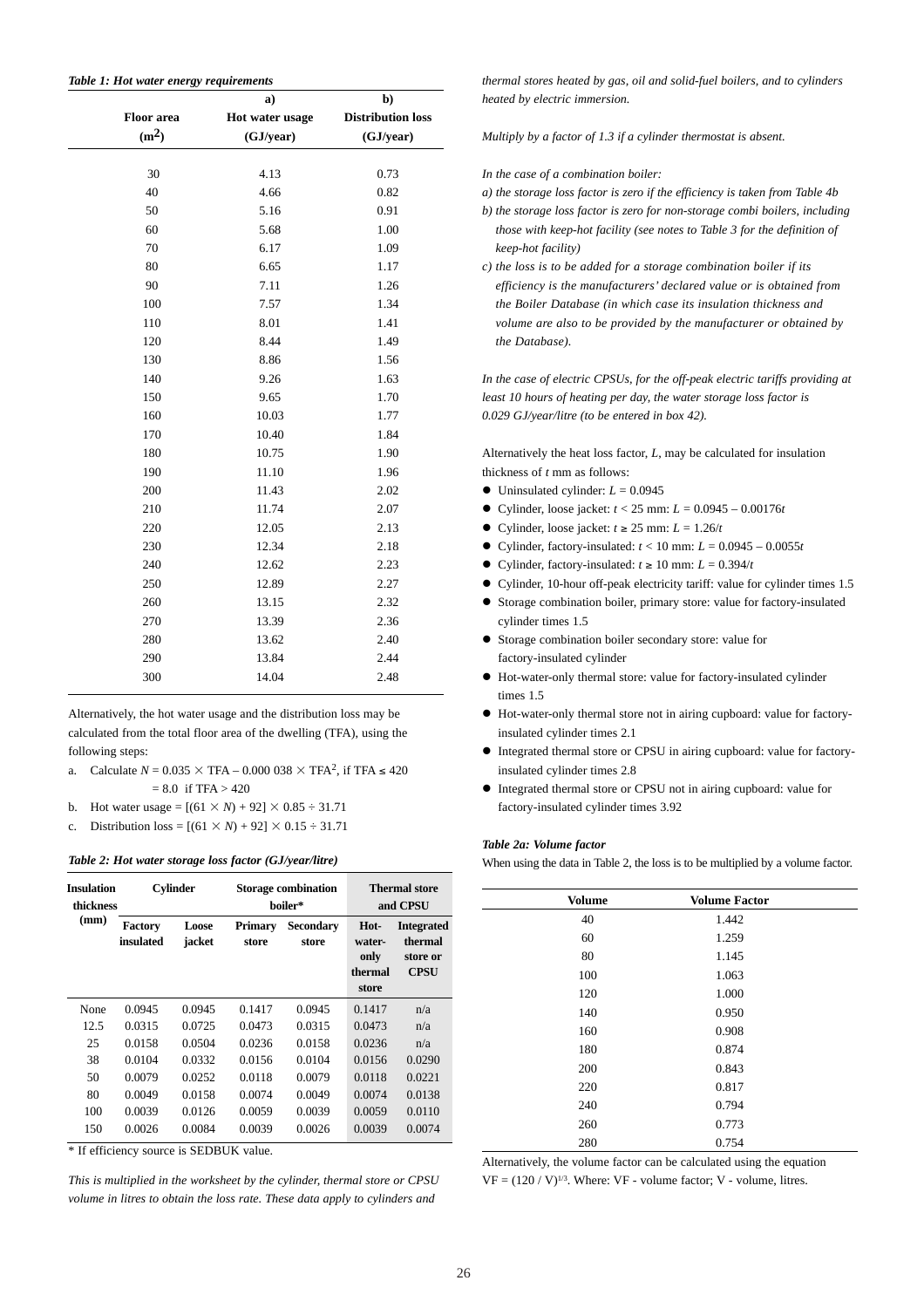*Table 1: Hot water energy requirements*

| Floor area (m$^2$) | a) Hot water usage (GJ/year) | b) Distribution loss (GJ/year) |
|---|---|---|
| 30 | 4.13 | 0.73 |
| 40 | 4.66 | 0.82 |
| 50 | 5.16 | 0.91 |
| 60 | 5.68 | 1.00 |
| 70 | 6.17 | 1.09 |
| 80 | 6.65 | 1.17 |
| 90 | 7.11 | 1.26 |
| 100 | 7.57 | 1.34 |
| 110 | 8.01 | 1.41 |
| 120 | 8.44 | 1.49 |
| 130 | 8.86 | 1.56 |
| 140 | 9.26 | 1.63 |
| 150 | 9.65 | 1.70 |
| 160 | 10.03 | 1.77 |
| 170 | 10.40 | 1.84 |
| 180 | 10.75 | 1.90 |
| 190 | 11.10 | 1.96 |
| 200 | 11.43 | 2.02 |
| 210 | 11.74 | 2.07 |
| 220 | 12.05 | 2.13 |
| 230 | 12.34 | 2.18 |
| 240 | 12.62 | 2.23 |
| 250 | 12.89 | 2.27 |
| 260 | 13.15 | 2.32 |
| 270 | 13.39 | 2.36 |
| 280 | 13.62 | 2.40 |
| 290 | 13.84 | 2.44 |
| 300 | 14.04 | 2.48 |

Alternatively, the hot water usage and the distribution loss may be calculated from the total floor area of the dwelling (TFA), using the following steps:

a. Calculate $N = 0.035 \times \text{TFA} - 0.000\,038 \times \text{TFA}^2$, if TFA $\leq$ 420
$= 8.0$ if TFA > 420

b. Hot water usage = $[(61 \times N) + 92] \times 0.85 \div 31.71$

c. Distribution loss = $[(61 \times N) + 92] \times 0.15 \div 31.71$

*Table 2: Hot water storage loss factor (GJ/year/litre)*

| Insulation thickness (mm) | Cylinder | | Storage combination boiler* | | Thermal store and CPSU | |
|---|---|---|---|---|---|---|
| | Factory insulated | Loose jacket | Primary store | Secondary store | Hot-water-only thermal store | Integrated thermal store or CPSU |
| None | 0.0945 | 0.0945 | 0.1417 | 0.0945 | 0.1417 | n/a |
| 12.5 | 0.0315 | 0.0725 | 0.0473 | 0.0315 | 0.0473 | n/a |
| 25 | 0.0158 | 0.0504 | 0.0236 | 0.0158 | 0.0236 | n/a |
| 38 | 0.0104 | 0.0332 | 0.0156 | 0.0104 | 0.0156 | 0.0290 |
| 50 | 0.0079 | 0.0252 | 0.0118 | 0.0079 | 0.0118 | 0.0221 |
| 80 | 0.0049 | 0.0158 | 0.0074 | 0.0049 | 0.0074 | 0.0138 |
| 100 | 0.0039 | 0.0126 | 0.0059 | 0.0039 | 0.0059 | 0.0110 |
| 150 | 0.0026 | 0.0084 | 0.0039 | 0.0026 | 0.0039 | 0.0074 |

\* If efficiency source is SEDBUK value.

*This is multiplied in the worksheet by the cylinder, thermal store or CPSU volume in litres to obtain the loss rate. These data apply to cylinders and thermal stores heated by gas, oil and solid-fuel boilers, and to cylinders heated by electric immersion.*

*Multiply by a factor of 1.3 if a cylinder thermostat is absent.*

*In the case of a combination boiler:*

*a) the storage loss factor is zero if the efficiency is taken from Table 4b*

*b) the storage loss factor is zero for non-storage combi boilers, including those with keep-hot facility (see notes to Table 3 for the definition of keep-hot facility)*

*c) the loss is to be added for a storage combination boiler if its efficiency is the manufacturers' declared value or is obtained from the Boiler Database (in which case its insulation thickness and volume are also to be provided by the manufacturer or obtained by the Database).*

*In the case of electric CPSUs, for the off-peak electric tariffs providing at least 10 hours of heating per day, the water storage loss factor is 0.029 GJ/year/litre (to be entered in box 42).*

Alternatively the heat loss factor, $L$, may be calculated for insulation thickness of $t$ mm as follows:

- Uninsulated cylinder: $L = 0.0945$
- Cylinder, loose jacket: $t < 25$ mm: $L = 0.0945 - 0.00176t$
- Cylinder, loose jacket: $t \geq 25$ mm: $L = 1.26/t$
- Cylinder, factory-insulated: $t < 10$ mm: $L = 0.0945 - 0.0055t$
- Cylinder, factory-insulated: $t \geq 10$ mm: $L = 0.394/t$
- Cylinder, 10-hour off-peak electricity tariff: value for cylinder times 1.5
- Storage combination boiler, primary store: value for factory-insulated cylinder times 1.5
- Storage combination boiler secondary store: value for factory-insulated cylinder
- Hot-water-only thermal store: value for factory-insulated cylinder times 1.5
- Hot-water-only thermal store not in airing cupboard: value for factory-insulated cylinder times 2.1
- Integrated thermal store or CPSU in airing cupboard: value for factory-insulated cylinder times 2.8
- Integrated thermal store or CPSU not in airing cupboard: value for factory-insulated cylinder times 3.92

*Table 2a: Volume factor*

When using the data in Table 2, the loss is to be multiplied by a volume factor.

| Volume | Volume Factor |
|---|---|
| 40 | 1.442 |
| 60 | 1.259 |
| 80 | 1.145 |
| 100 | 1.063 |
| 120 | 1.000 |
| 140 | 0.950 |
| 160 | 0.908 |
| 180 | 0.874 |
| 200 | 0.843 |
| 220 | 0.817 |
| 240 | 0.794 |
| 260 | 0.773 |
| 280 | 0.754 |

Alternatively, the volume factor can be calculated using the equation $\text{VF} = (120 / \text{V})^{1/3}$. Where: VF - volume factor; V - volume, litres.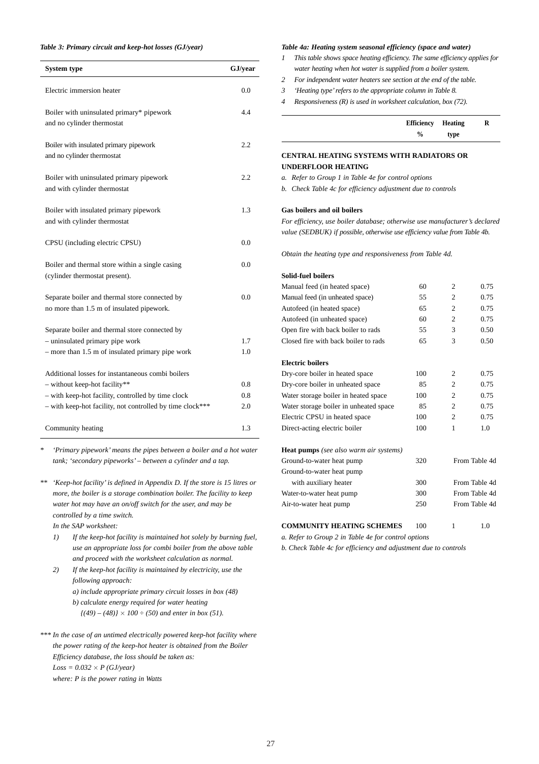*Table 3: Primary circuit and keep-hot losses (GJ/year)*

| System type | GJ/year |
|---|---|
| Electric immersion heater | 0.0 |
| Boiler with uninsulated primary* pipework and no cylinder thermostat | 4.4 |
| Boiler with insulated primary pipework and no cylinder thermostat | 2.2 |
| Boiler with uninsulated primary pipework and with cylinder thermostat | 2.2 |
| Boiler with insulated primary pipework and with cylinder thermostat | 1.3 |
| CPSU (including electric CPSU) | 0.0 |
| Boiler and thermal store within a single casing (cylinder thermostat present). | 0.0 |
| Separate boiler and thermal store connected by no more than 1.5 m of insulated pipework. | 0.0 |
| Separate boiler and thermal store connected by | |
| – uninsulated primary pipe work | 1.7 |
| – more than 1.5 m of insulated primary pipe work | 1.0 |
| Additional losses for instantaneous combi boilers | |
| – without keep-hot facility** | 0.8 |
| – with keep-hot facility, controlled by time clock | 0.8 |
| – with keep-hot facility, not controlled by time clock*** | 2.0 |
| Community heating | 1.3 |

\* *'Primary pipework' means the pipes between a boiler and a hot water tank; 'secondary pipeworks' – between a cylinder and a tap.*

\*\* *'Keep-hot facility' is defined in Appendix D. If the store is 15 litres or more, the boiler is a storage combination boiler. The facility to keep water hot may have an on/off switch for the user, and may be controlled by a time switch.*
*In the SAP worksheet:*

1) *If the keep-hot facility is maintained hot solely by burning fuel, use an appropriate loss for combi boiler from the above table and proceed with the worksheet calculation as normal.*
2) *If the keep-hot facility is maintained by electricity, use the following approach:*
   *a) include appropriate primary circuit losses in box (48)*
   *b) calculate energy required for water heating*
   *$\{(49) – (48)\} \times 100 \div (50)$ and enter in box (51).*

\*\*\* *In the case of an untimed electrically powered keep-hot facility where the power rating of the keep-hot heater is obtained from the Boiler Efficiency database, the loss should be taken as:*
*Loss = $0.032 \times P$ (GJ/year)*
*where: P is the power rating in Watts*

*Table 4a: Heating system seasonal efficiency (space and water)*

1. *This table shows space heating efficiency. The same efficiency applies for water heating when hot water is supplied from a boiler system.*
2. *For independent water heaters see section at the end of the table.*
3. *'Heating type' refers to the appropriate column in Table 8.*
4. *Responsiveness (R) is used in worksheet calculation, box (72).*

| | Efficiency % | Heating type | R |
|---|---|---|---|
| **CENTRAL HEATING SYSTEMS WITH RADIATORS OR UNDERFLOOR HEATING** | | | |
| *a. Refer to Group 1 in Table 4e for control options* | | | |
| *b. Check Table 4c for efficiency adjustment due to controls* | | | |
| **Gas boilers and oil boilers** | | | |
| *For efficiency, use boiler database; otherwise use manufacturer's declared value (SEDBUK) if possible, otherwise use efficiency value from Table 4b.* | | | |
| *Obtain the heating type and responsiveness from Table 4d.* | | | |
| **Solid-fuel boilers** | | | |
| Manual feed (in heated space) | 60 | 2 | 0.75 |
| Manual feed (in unheated space) | 55 | 2 | 0.75 |
| Autofeed (in heated space) | 65 | 2 | 0.75 |
| Autofeed (in unheated space) | 60 | 2 | 0.75 |
| Open fire with back boiler to rads | 55 | 3 | 0.50 |
| Closed fire with back boiler to rads | 65 | 3 | 0.50 |
| **Electric boilers** | | | |
| Dry-core boiler in heated space | 100 | 2 | 0.75 |
| Dry-core boiler in unheated space | 85 | 2 | 0.75 |
| Water storage boiler in heated space | 100 | 2 | 0.75 |
| Water storage boiler in unheated space | 85 | 2 | 0.75 |
| Electric CPSU in heated space | 100 | 2 | 0.75 |
| Direct-acting electric boiler | 100 | 1 | 1.0 |
| **Heat pumps** *(see also warm air systems)* | | | |
| Ground-to-water heat pump | 320 | From Table 4d | |
| Ground-to-water heat pump with auxiliary heater | 300 | From Table 4d | |
| Water-to-water heat pump | 300 | From Table 4d | |
| Air-to-water heat pump | 250 | From Table 4d | |
| **COMMUNITY HEATING SCHEMES** | 100 | 1 | 1.0 |
| *a. Refer to Group 2 in Table 4e for control options* | | | |
| *b. Check Table 4c for efficiency and adjustment due to controls* | | | |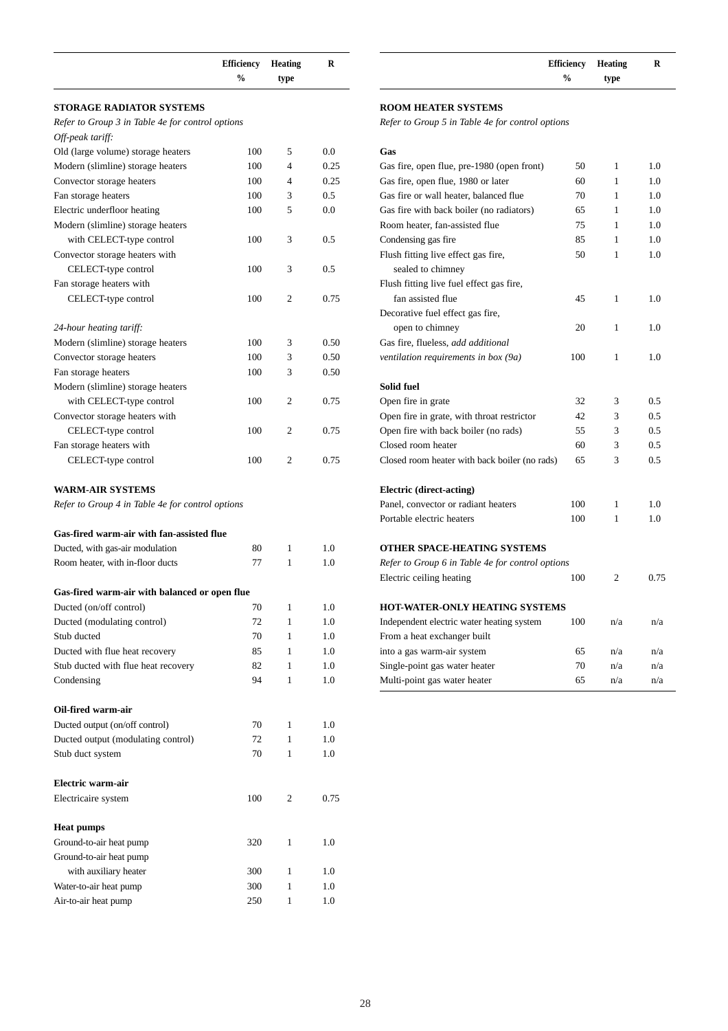| | Efficiency % | Heating type | R |
|---|---|---|---|
| **STORAGE RADIATOR SYSTEMS** | | | |
| *Refer to Group 3 in Table 4e for control options* | | | |
| *Off-peak tariff:* | | | |
| Old (large volume) storage heaters | 100 | 5 | 0.0 |
| Modern (slimline) storage heaters | 100 | 4 | 0.25 |
| Convector storage heaters | 100 | 4 | 0.25 |
| Fan storage heaters | 100 | 3 | 0.5 |
| Electric underfloor heating | 100 | 5 | 0.0 |
| Modern (slimline) storage heaters with CELECT-type control | 100 | 3 | 0.5 |
| Convector storage heaters with CELECT-type control | 100 | 3 | 0.5 |
| Fan storage heaters with CELECT-type control | 100 | 2 | 0.75 |
| *24-hour heating tariff:* | | | |
| Modern (slimline) storage heaters | 100 | 3 | 0.50 |
| Convector storage heaters | 100 | 3 | 0.50 |
| Fan storage heaters | 100 | 3 | 0.50 |
| Modern (slimline) storage heaters with CELECT-type control | 100 | 2 | 0.75 |
| Convector storage heaters with CELECT-type control | 100 | 2 | 0.75 |
| Fan storage heaters with CELECT-type control | 100 | 2 | 0.75 |
| **WARM-AIR SYSTEMS** | | | |
| *Refer to Group 4 in Table 4e for control options* | | | |
| **Gas-fired warm-air with fan-assisted flue** | | | |
| Ducted, with gas-air modulation | 80 | 1 | 1.0 |
| Room heater, with in-floor ducts | 77 | 1 | 1.0 |
| **Gas-fired warm-air with balanced or open flue** | | | |
| Ducted (on/off control) | 70 | 1 | 1.0 |
| Ducted (modulating control) | 72 | 1 | 1.0 |
| Stub ducted | 70 | 1 | 1.0 |
| Ducted with flue heat recovery | 85 | 1 | 1.0 |
| Stub ducted with flue heat recovery | 82 | 1 | 1.0 |
| Condensing | 94 | 1 | 1.0 |
| **Oil-fired warm-air** | | | |
| Ducted output (on/off control) | 70 | 1 | 1.0 |
| Ducted output (modulating control) | 72 | 1 | 1.0 |
| Stub duct system | 70 | 1 | 1.0 |
| **Electric warm-air** | | | |
| Electricaire system | 100 | 2 | 0.75 |
| **Heat pumps** | | | |
| Ground-to-air heat pump | 320 | 1 | 1.0 |
| Ground-to-air heat pump with auxiliary heater | 300 | 1 | 1.0 |
| Water-to-air heat pump | 300 | 1 | 1.0 |
| Air-to-air heat pump | 250 | 1 | 1.0 |

| | Efficiency % | Heating type | R |
|---|---|---|---|
| **ROOM HEATER SYSTEMS** | | | |
| *Refer to Group 5 in Table 4e for control options* | | | |
| **Gas** | | | |
| Gas fire, open flue, pre-1980 (open front) | 50 | 1 | 1.0 |
| Gas fire, open flue, 1980 or later | 60 | 1 | 1.0 |
| Gas fire or wall heater, balanced flue | 70 | 1 | 1.0 |
| Gas fire with back boiler (no radiators) | 65 | 1 | 1.0 |
| Room heater, fan-assisted flue | 75 | 1 | 1.0 |
| Condensing gas fire | 85 | 1 | 1.0 |
| Flush fitting live effect gas fire, sealed to chimney | 50 | 1 | 1.0 |
| Flush fitting live fuel effect gas fire, fan assisted flue | 45 | 1 | 1.0 |
| Decorative fuel effect gas fire, open to chimney | 20 | 1 | 1.0 |
| Gas fire, flueless, *add additional ventilation requirements in box (9a)* | 100 | 1 | 1.0 |
| **Solid fuel** | | | |
| Open fire in grate | 32 | 3 | 0.5 |
| Open fire in grate, with throat restrictor | 42 | 3 | 0.5 |
| Open fire with back boiler (no rads) | 55 | 3 | 0.5 |
| Closed room heater | 60 | 3 | 0.5 |
| Closed room heater with back boiler (no rads) | 65 | 3 | 0.5 |
| **Electric (direct-acting)** | | | |
| Panel, convector or radiant heaters | 100 | 1 | 1.0 |
| Portable electric heaters | 100 | 1 | 1.0 |
| **OTHER SPACE-HEATING SYSTEMS** | | | |
| *Refer to Group 6 in Table 4e for control options* | | | |
| Electric ceiling heating | 100 | 2 | 0.75 |
| **HOT-WATER-ONLY HEATING SYSTEMS** | | | |
| Independent electric water heating system | 100 | n/a | n/a |
| From a heat exchanger built into a gas warm-air system | 65 | n/a | n/a |
| Single-point gas water heater | 70 | n/a | n/a |
| Multi-point gas water heater | 65 | n/a | n/a |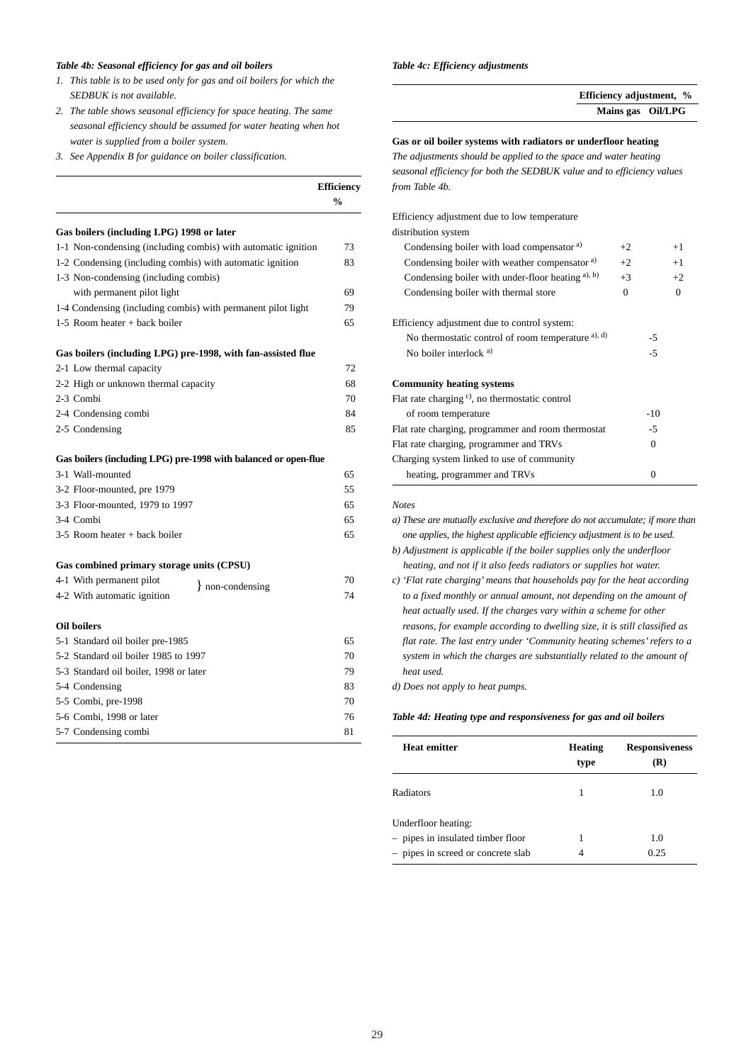*Table 4b: Seasonal efficiency for gas and oil boilers*

1. *This table is to be used only for gas and oil boilers for which the SEDBUK is not available.*
2. *The table shows seasonal efficiency for space heating. The same seasonal efficiency should be assumed for water heating when hot water is supplied from a boiler system.*
3. *See Appendix B for guidance on boiler classification.*

| | Efficiency % |
|---|---|
| **Gas boilers (including LPG) 1998 or later** | |
| 1-1 Non-condensing (including combis) with automatic ignition | 73 |
| 1-2 Condensing (including combis) with automatic ignition | 83 |
| 1-3 Non-condensing (including combis) with permanent pilot light | 69 |
| 1-4 Condensing (including combis) with permanent pilot light | 79 |
| 1-5 Room heater + back boiler | 65 |
| **Gas boilers (including LPG) pre-1998, with fan-assisted flue** | |
| 2-1 Low thermal capacity | 72 |
| 2-2 High or unknown thermal capacity | 68 |
| 2-3 Combi | 70 |
| 2-4 Condensing combi | 84 |
| 2-5 Condensing | 85 |
| **Gas boilers (including LPG) pre-1998 with balanced or open-flue** | |
| 3-1 Wall-mounted | 65 |
| 3-2 Floor-mounted, pre 1979 | 55 |
| 3-3 Floor-mounted, 1979 to 1997 | 65 |
| 3-4 Combi | 65 |
| 3-5 Room heater + back boiler | 65 |
| **Gas combined primary storage units (CPSU)** | |
| 4-1 With permanent pilot (non-condensing) | 70 |
| 4-2 With automatic ignition (non-condensing) | 74 |
| **Oil boilers** | |
| 5-1 Standard oil boiler pre-1985 | 65 |
| 5-2 Standard oil boiler 1985 to 1997 | 70 |
| 5-3 Standard oil boiler, 1998 or later | 79 |
| 5-4 Condensing | 83 |
| 5-5 Combi, pre-1998 | 70 |
| 5-6 Combi, 1998 or later | 76 |
| 5-7 Condensing combi | 81 |

*Table 4c: Efficiency adjustments*

| | Efficiency adjustment, % | |
|---|---|---|
| | Mains gas | Oil/LPG |
| **Gas or oil boiler systems with radiators or underfloor heating** | | |
| *The adjustments should be applied to the space and water heating seasonal efficiency for both the SEDBUK value and to efficiency values from Table 4b.* | | |
| Efficiency adjustment due to low temperature distribution system | | |
| Condensing boiler with load compensator [a] | +2 | +1 |
| Condensing boiler with weather compensator [a] | +2 | +1 |
| Condensing boiler with under-floor heating [a), b)] | +3 | +2 |
| Condensing boiler with thermal store | 0 | 0 |
| Efficiency adjustment due to control system: | | |
| No thermostatic control of room temperature [a), d)] | -5 | |
| No boiler interlock [a] | -5 | |
| **Community heating systems** | | |
| Flat rate charging [c], no thermostatic control of room temperature | -10 | |
| Flat rate charging, programmer and room thermostat | -5 | |
| Flat rate charging, programmer and TRVs | 0 | |
| Charging system linked to use of community heating, programmer and TRVs | 0 | |

*Notes*

*a) These are mutually exclusive and therefore do not accumulate; if more than one applies, the highest applicable efficiency adjustment is to be used.*

*b) Adjustment is applicable if the boiler supplies only the underfloor heating, and not if it also feeds radiators or supplies hot water.*

*c) 'Flat rate charging' means that households pay for the heat according to a fixed monthly or annual amount, not depending on the amount of heat actually used. If the charges vary within a scheme for other reasons, for example according to dwelling size, it is still classified as flat rate. The last entry under 'Community heating schemes' refers to a system in which the charges are substantially related to the amount of heat used.*

*d) Does not apply to heat pumps.*

*Table 4d: Heating type and responsiveness for gas and oil boilers*

| Heat emitter | Heating type | Responsiveness (R) |
|---|---|---|
| Radiators | 1 | 1.0 |
| Underfloor heating: | | |
| – pipes in insulated timber floor | 1 | 1.0 |
| – pipes in screed or concrete slab | 4 | 0.25 |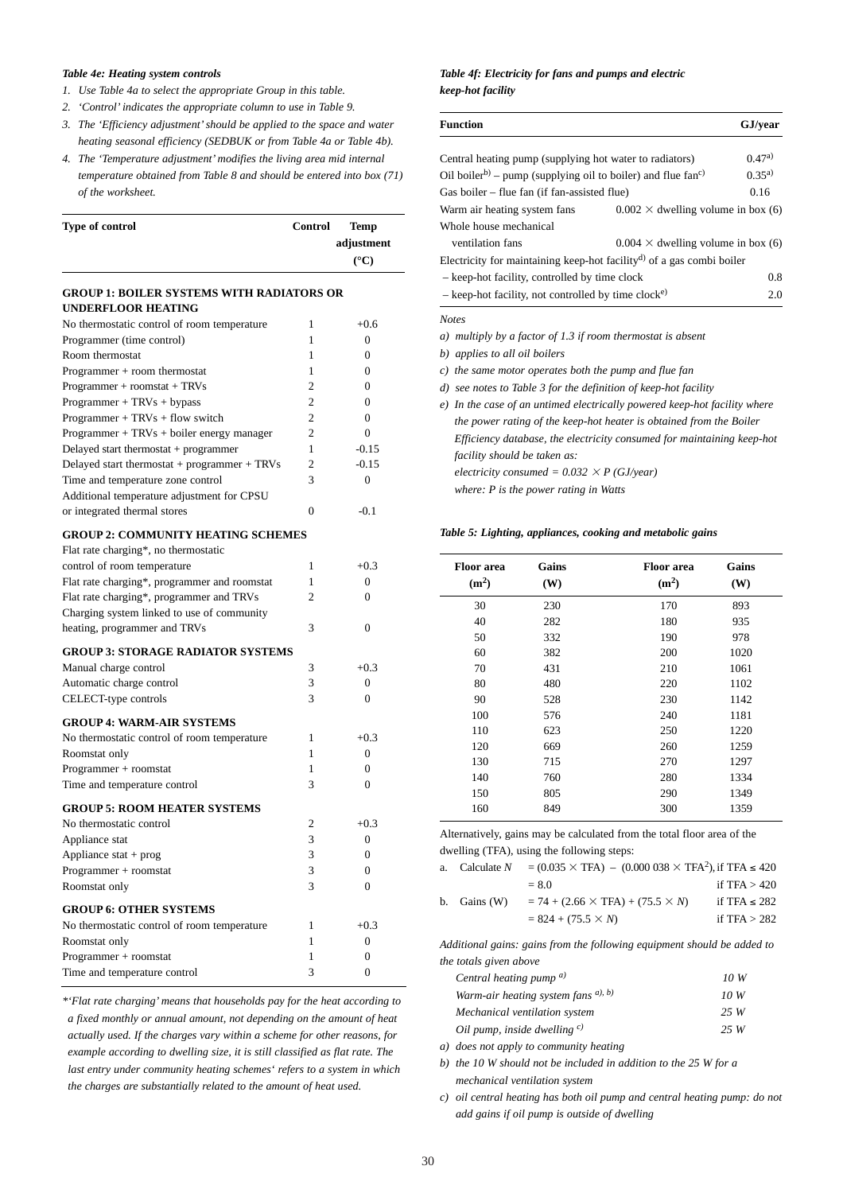***Table 4e: Heating system controls***

1. *Use Table 4a to select the appropriate Group in this table.*
2. *'Control' indicates the appropriate column to use in Table 9.*
3. *The 'Efficiency adjustment' should be applied to the space and water heating seasonal efficiency (SEDBUK or from Table 4a or Table 4b).*
4. *The 'Temperature adjustment' modifies the living area mid internal temperature obtained from Table 8 and should be entered into box (71) of the worksheet.*

| Type of control | Control | Temp adjustment (°C) |
|---|---|---|
| **GROUP 1: BOILER SYSTEMS WITH RADIATORS OR UNDERFLOOR HEATING** | | |
| No thermostatic control of room temperature | 1 | +0.6 |
| Programmer (time control) | 1 | 0 |
| Room thermostat | 1 | 0 |
| Programmer + room thermostat | 1 | 0 |
| Programmer + roomstat + TRVs | 2 | 0 |
| Programmer + TRVs + bypass | 2 | 0 |
| Programmer + TRVs + flow switch | 2 | 0 |
| Programmer + TRVs + boiler energy manager | 2 | 0 |
| Delayed start thermostat + programmer | 1 | -0.15 |
| Delayed start thermostat + programmer + TRVs | 2 | -0.15 |
| Time and temperature zone control | 3 | 0 |
| Additional temperature adjustment for CPSU or integrated thermal stores | 0 | -0.1 |
| **GROUP 2: COMMUNITY HEATING SCHEMES** | | |
| Flat rate charging*, no thermostatic control of room temperature | 1 | +0.3 |
| Flat rate charging*, programmer and roomstat | 1 | 0 |
| Flat rate charging*, programmer and TRVs | 2 | 0 |
| Charging system linked to use of community heating, programmer and TRVs | 3 | 0 |
| **GROUP 3: STORAGE RADIATOR SYSTEMS** | | |
| Manual charge control | 3 | +0.3 |
| Automatic charge control | 3 | 0 |
| CELECT-type controls | 3 | 0 |
| **GROUP 4: WARM-AIR SYSTEMS** | | |
| No thermostatic control of room temperature | 1 | +0.3 |
| Roomstat only | 1 | 0 |
| Programmer + roomstat | 1 | 0 |
| Time and temperature control | 3 | 0 |
| **GROUP 5: ROOM HEATER SYSTEMS** | | |
| No thermostatic control | 2 | +0.3 |
| Appliance stat | 3 | 0 |
| Appliance stat + prog | 3 | 0 |
| Programmer + roomstat | 3 | 0 |
| Roomstat only | 3 | 0 |
| **GROUP 6: OTHER SYSTEMS** | | |
| No thermostatic control of room temperature | 1 | +0.3 |
| Roomstat only | 1 | 0 |
| Programmer + roomstat | 1 | 0 |
| Time and temperature control | 3 | 0 |

*\*'Flat rate charging' means that households pay for the heat according to a fixed monthly or annual amount, not depending on the amount of heat actually used. If the charges vary within a scheme for other reasons, for example according to dwelling size, it is still classified as flat rate. The last entry under community heating schemes' refers to a system in which the charges are substantially related to the amount of heat used.*

***Table 4f: Electricity for fans and pumps and electric keep-hot facility***

| Function | GJ/year |
|---|---|
| Central heating pump (supplying hot water to radiators) | 0.47[a)] |
| Oil boiler[b)] – pump (supplying oil to boiler) and flue fan[c)] | 0.35[a)] |
| Gas boiler – flue fan (if fan-assisted flue) | 0.16 |
| Warm air heating system fans | $0.002 \times$ dwelling volume in box (6) |
| Whole house mechanical ventilation fans | $0.004 \times$ dwelling volume in box (6) |
| Electricity for maintaining keep-hot facility[d)] of a gas combi boiler | |
| – keep-hot facility, controlled by time clock | 0.8 |
| – keep-hot facility, not controlled by time clock[e)] | 2.0 |

*Notes*

*a) multiply by a factor of 1.3 if room thermostat is absent*

*b) applies to all oil boilers*

*c) the same motor operates both the pump and flue fan*

*d) see notes to Table 3 for the definition of keep-hot facility*

*e) In the case of an untimed electrically powered keep-hot facility where the power rating of the keep-hot heater is obtained from the Boiler Efficiency database, the electricity consumed for maintaining keep-hot facility should be taken as:*
*electricity consumed = $0.032 \times P$ (GJ/year)*
*where: P is the power rating in Watts*

***Table 5: Lighting, appliances, cooking and metabolic gains***

| Floor area ($m^2$) | Gains (W) | Floor area ($m^2$) | Gains (W) |
|---|---|---|---|
| 30 | 230 | 170 | 893 |
| 40 | 282 | 180 | 935 |
| 50 | 332 | 190 | 978 |
| 60 | 382 | 200 | 1020 |
| 70 | 431 | 210 | 1061 |
| 80 | 480 | 220 | 1102 |
| 90 | 528 | 230 | 1142 |
| 100 | 576 | 240 | 1181 |
| 110 | 623 | 250 | 1220 |
| 120 | 669 | 260 | 1259 |
| 130 | 715 | 270 | 1297 |
| 140 | 760 | 280 | 1334 |
| 150 | 805 | 290 | 1349 |
| 160 | 849 | 300 | 1359 |

Alternatively, gains may be calculated from the total floor area of the dwelling (TFA), using the following steps:

a. Calculate $N$ $= (0.035 \times \text{TFA}) - (0.000\,038 \times \text{TFA}^2)$, if TFA ≤ 420
$= 8.0$ if TFA > 420

b. Gains (W) $= 74 + (2.66 \times \text{TFA}) + (75.5 \times N)$ if TFA ≤ 282
$= 824 + (75.5 \times N)$ if TFA > 282

*Additional gains: gains from the following equipment should be added to the totals given above*

| | |
|---|---|
| *Central heating pump [a)]* | *10 W* |
| *Warm-air heating system fans [a), b)]* | *10 W* |
| *Mechanical ventilation system* | *25 W* |
| *Oil pump, inside dwelling [c)]* | *25 W* |

*a) does not apply to community heating*

*b) the 10 W should not be included in addition to the 25 W for a mechanical ventilation system*

*c) oil central heating has both oil pump and central heating pump: do not add gains if oil pump is outside of dwelling*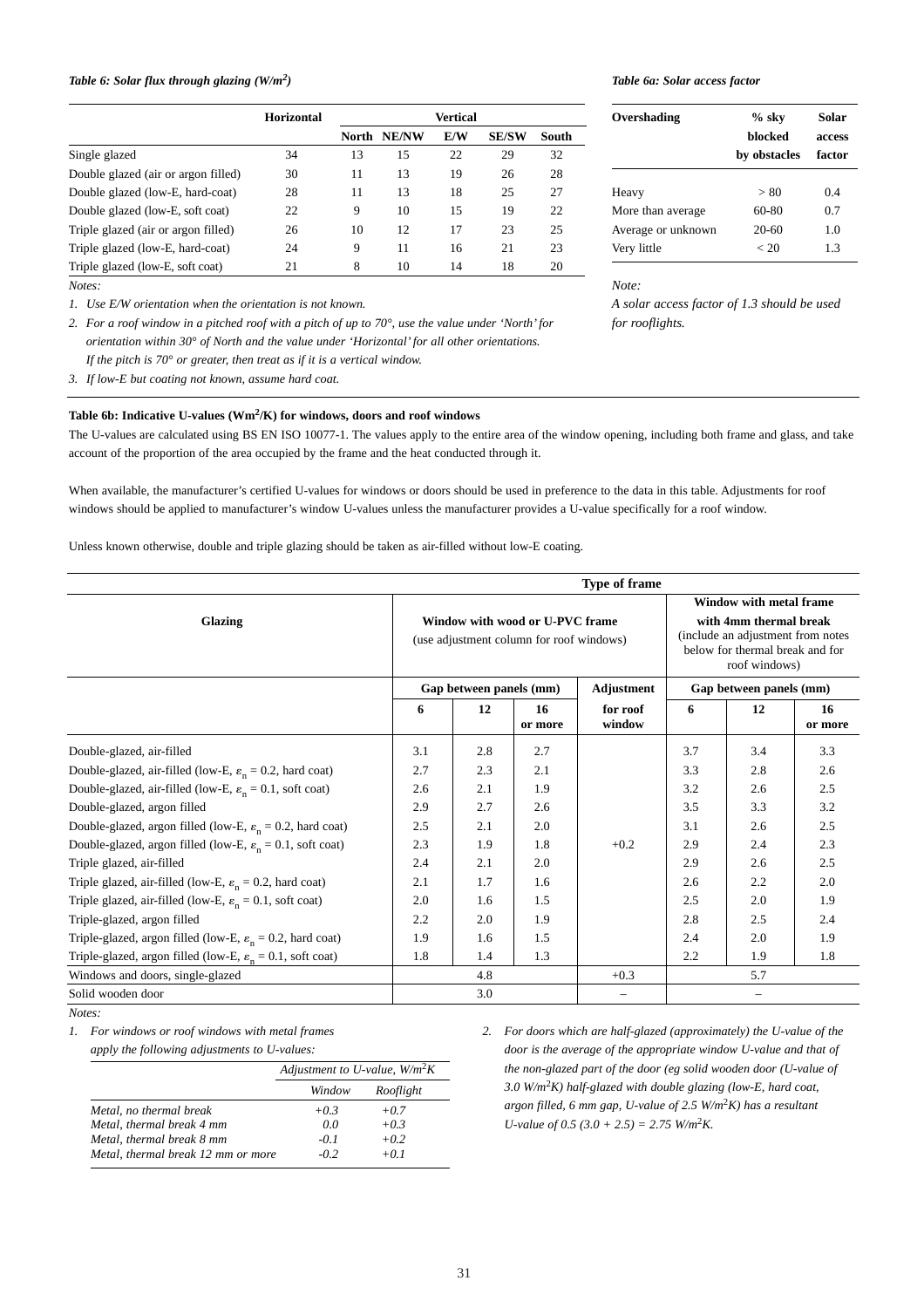*Table 6: Solar flux through glazing (W/m²)*

| | Horizontal | Vertical | | | | |
|---|---|---|---|---|---|---|
| | | North | NE/NW | E/W | SE/SW | South |
| Single glazed | 34 | 13 | 15 | 22 | 29 | 32 |
| Double glazed (air or argon filled) | 30 | 11 | 13 | 19 | 26 | 28 |
| Double glazed (low-E, hard-coat) | 28 | 11 | 13 | 18 | 25 | 27 |
| Double glazed (low-E, soft coat) | 22 | 9 | 10 | 15 | 19 | 22 |
| Triple glazed (air or argon filled) | 26 | 10 | 12 | 17 | 23 | 25 |
| Triple glazed (low-E, hard-coat) | 24 | 9 | 11 | 16 | 21 | 23 |
| Triple glazed (low-E, soft coat) | 21 | 8 | 10 | 14 | 18 | 20 |

*Notes:*

1. *Use E/W orientation when the orientation is not known.*
2. *For a roof window in a pitched roof with a pitch of up to 70°, use the value under 'North' for orientation within 30° of North and the value under 'Horizontal' for all other orientations. If the pitch is 70° or greater, then treat as if it is a vertical window.*
3. *If low-E but coating not known, assume hard coat.*

*Table 6a: Solar access factor*

| Overshading | % sky blocked by obstacles | Solar access factor |
|---|---|---|
| Heavy | > 80 | 0.4 |
| More than average | 60-80 | 0.7 |
| Average or unknown | 20-60 | 1.0 |
| Very little | < 20 | 1.3 |

*Note:*

*A solar access factor of 1.3 should be used for rooflights.*

**Table 6b: Indicative U-values (Wm²/K) for windows, doors and roof windows**

The U-values are calculated using BS EN ISO 10077-1. The values apply to the entire area of the window opening, including both frame and glass, and take account of the proportion of the area occupied by the frame and the heat conducted through it.

When available, the manufacturer's certified U-values for windows or doors should be used in preference to the data in this table. Adjustments for roof windows should be applied to manufacturer's window U-values unless the manufacturer provides a U-value specifically for a roof window.

Unless known otherwise, double and triple glazing should be taken as air-filled without low-E coating.

| Glazing | Type of frame: Window with wood or U-PVC frame (use adjustment column for roof windows) | | | | Window with metal frame with 4mm thermal break (include an adjustment from notes below for thermal break and for roof windows) | | |
|---|---|---|---|---|---|---|---|
| | Gap between panels (mm) | | | Adjustment | Gap between panels (mm) | | |
| | 6 | 12 | 16 or more | for roof window | 6 | 12 | 16 or more |
| Double-glazed, air-filled | 3.1 | 2.8 | 2.7 | | 3.7 | 3.4 | 3.3 |
| Double-glazed, air-filled (low-E, $\varepsilon_n$ = 0.2, hard coat) | 2.7 | 2.3 | 2.1 | | 3.3 | 2.8 | 2.6 |
| Double-glazed, air-filled (low-E, $\varepsilon_n$ = 0.1, soft coat) | 2.6 | 2.1 | 1.9 | | 3.2 | 2.6 | 2.5 |
| Double-glazed, argon filled | 2.9 | 2.7 | 2.6 | | 3.5 | 3.3 | 3.2 |
| Double-glazed, argon filled (low-E, $\varepsilon_n$ = 0.2, hard coat) | 2.5 | 2.1 | 2.0 | | 3.1 | 2.6 | 2.5 |
| Double-glazed, argon filled (low-E, $\varepsilon_n$ = 0.1, soft coat) | 2.3 | 1.9 | 1.8 | +0.2 | 2.9 | 2.4 | 2.3 |
| Triple glazed, air-filled | 2.4 | 2.1 | 2.0 | | 2.9 | 2.6 | 2.5 |
| Triple glazed, air-filled (low-E, $\varepsilon_n$ = 0.2, hard coat) | 2.1 | 1.7 | 1.6 | | 2.6 | 2.2 | 2.0 |
| Triple glazed, air-filled (low-E, $\varepsilon_n$ = 0.1, soft coat) | 2.0 | 1.6 | 1.5 | | 2.5 | 2.0 | 1.9 |
| Triple-glazed, argon filled | 2.2 | 2.0 | 1.9 | | 2.8 | 2.5 | 2.4 |
| Triple-glazed, argon filled (low-E, $\varepsilon_n$ = 0.2, hard coat) | 1.9 | 1.6 | 1.5 | | 2.4 | 2.0 | 1.9 |
| Triple-glazed, argon filled (low-E, $\varepsilon_n$ = 0.1, soft coat) | 1.8 | 1.4 | 1.3 | | 2.2 | 1.9 | 1.8 |
| Windows and doors, single-glazed | 4.8 | | | +0.3 | 5.7 | | |
| Solid wooden door | 3.0 | | | – | – | | |

*Notes:*

1. *For windows or roof windows with metal frames apply the following adjustments to U-values:*

| | *Adjustment to U-value, W/m²K* | |
|---|---|---|
| | *Window* | *Rooflight* |
| *Metal, no thermal break* | *+0.3* | *+0.7* |
| *Metal, thermal break 4 mm* | *0.0* | *+0.3* |
| *Metal, thermal break 8 mm* | *-0.1* | *+0.2* |
| *Metal, thermal break 12 mm or more* | *-0.2* | *+0.1* |

2. *For doors which are half-glazed (approximately) the U-value of the door is the average of the appropriate window U-value and that of the non-glazed part of the door (eg solid wooden door (U-value of 3.0 W/m²K) half-glazed with double glazing (low-E, hard coat, argon filled, 6 mm gap, U-value of 2.5 W/m²K) has a resultant U-value of 0.5 (3.0 + 2.5) = 2.75 W/m²K.*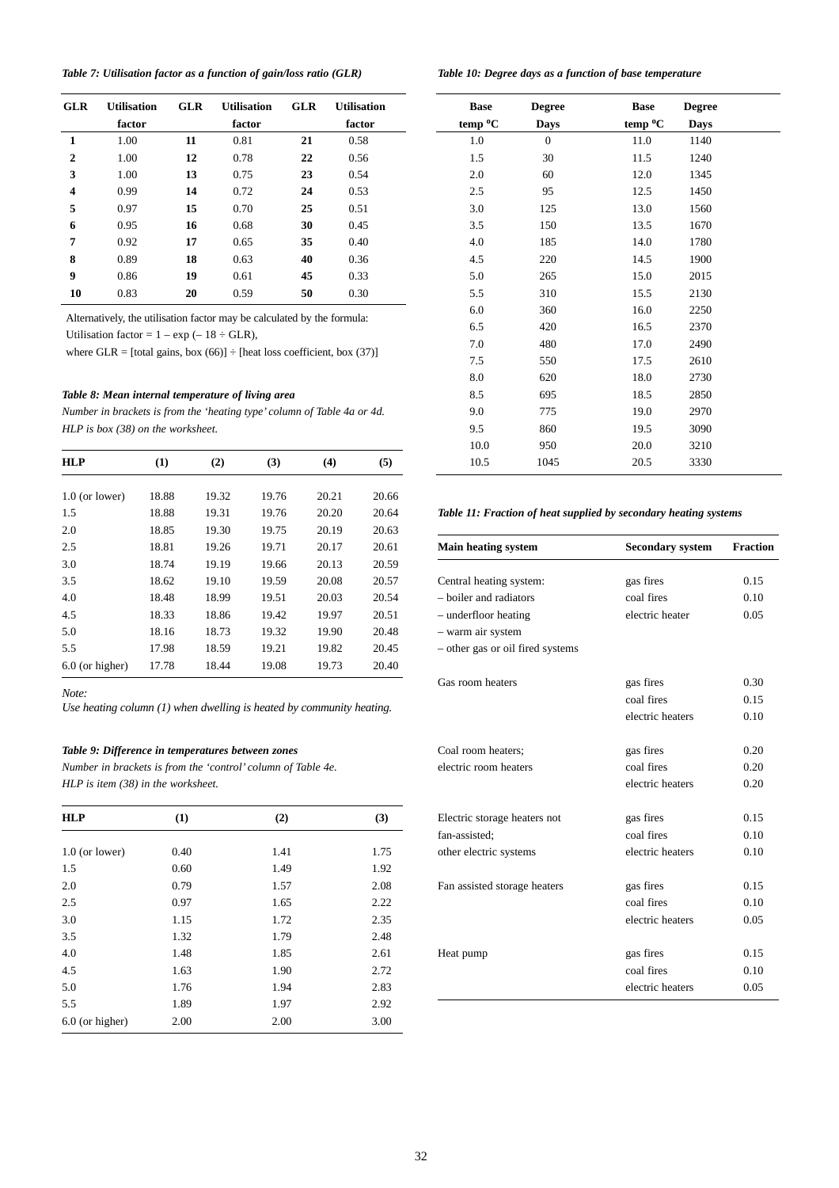*Table 7: Utilisation factor as a function of gain/loss ratio (GLR)*

| GLR | Utilisation factor | GLR | Utilisation factor | GLR | Utilisation factor |
|---|---|---|---|---|---|
| **1** | 1.00 | **11** | 0.81 | **21** | 0.58 |
| **2** | 1.00 | **12** | 0.78 | **22** | 0.56 |
| **3** | 1.00 | **13** | 0.75 | **23** | 0.54 |
| **4** | 0.99 | **14** | 0.72 | **24** | 0.53 |
| **5** | 0.97 | **15** | 0.70 | **25** | 0.51 |
| **6** | 0.95 | **16** | 0.68 | **30** | 0.45 |
| **7** | 0.92 | **17** | 0.65 | **35** | 0.40 |
| **8** | 0.89 | **18** | 0.63 | **40** | 0.36 |
| **9** | 0.86 | **19** | 0.61 | **45** | 0.33 |
| **10** | 0.83 | **20** | 0.59 | **50** | 0.30 |

Alternatively, the utilisation factor may be calculated by the formula:

Utilisation factor = $1 - \exp(-18 \div \text{GLR})$,

where GLR = [total gains, box (66)] ÷ [heat loss coefficient, box (37)]

*Table 8: Mean internal temperature of living area*

*Number in brackets is from the 'heating type' column of Table 4a or 4d.*
*HLP is box (38) on the worksheet.*

| HLP | (1) | (2) | (3) | (4) | (5) |
|---|---|---|---|---|---|
| 1.0 (or lower) | 18.88 | 19.32 | 19.76 | 20.21 | 20.66 |
| 1.5 | 18.88 | 19.31 | 19.76 | 20.20 | 20.64 |
| 2.0 | 18.85 | 19.30 | 19.75 | 20.19 | 20.63 |
| 2.5 | 18.81 | 19.26 | 19.71 | 20.17 | 20.61 |
| 3.0 | 18.74 | 19.19 | 19.66 | 20.13 | 20.59 |
| 3.5 | 18.62 | 19.10 | 19.59 | 20.08 | 20.57 |
| 4.0 | 18.48 | 18.99 | 19.51 | 20.03 | 20.54 |
| 4.5 | 18.33 | 18.86 | 19.42 | 19.97 | 20.51 |
| 5.0 | 18.16 | 18.73 | 19.32 | 19.90 | 20.48 |
| 5.5 | 17.98 | 18.59 | 19.21 | 19.82 | 20.45 |
| 6.0 (or higher) | 17.78 | 18.44 | 19.08 | 19.73 | 20.40 |

*Note:*
*Use heating column (1) when dwelling is heated by community heating.*

*Table 9: Difference in temperatures between zones*

*Number in brackets is from the 'control' column of Table 4e.*
*HLP is item (38) in the worksheet.*

| HLP | (1) | (2) | (3) |
|---|---|---|---|
| 1.0 (or lower) | 0.40 | 1.41 | 1.75 |
| 1.5 | 0.60 | 1.49 | 1.92 |
| 2.0 | 0.79 | 1.57 | 2.08 |
| 2.5 | 0.97 | 1.65 | 2.22 |
| 3.0 | 1.15 | 1.72 | 2.35 |
| 3.5 | 1.32 | 1.79 | 2.48 |
| 4.0 | 1.48 | 1.85 | 2.61 |
| 4.5 | 1.63 | 1.90 | 2.72 |
| 5.0 | 1.76 | 1.94 | 2.83 |
| 5.5 | 1.89 | 1.97 | 2.92 |
| 6.0 (or higher) | 2.00 | 2.00 | 3.00 |

*Table 10: Degree days as a function of base temperature*

| Base temp °C | Degree Days | Base temp °C | Degree Days |
|---|---|---|---|
| 1.0 | 0 | 11.0 | 1140 |
| 1.5 | 30 | 11.5 | 1240 |
| 2.0 | 60 | 12.0 | 1345 |
| 2.5 | 95 | 12.5 | 1450 |
| 3.0 | 125 | 13.0 | 1560 |
| 3.5 | 150 | 13.5 | 1670 |
| 4.0 | 185 | 14.0 | 1780 |
| 4.5 | 220 | 14.5 | 1900 |
| 5.0 | 265 | 15.0 | 2015 |
| 5.5 | 310 | 15.5 | 2130 |
| 6.0 | 360 | 16.0 | 2250 |
| 6.5 | 420 | 16.5 | 2370 |
| 7.0 | 480 | 17.0 | 2490 |
| 7.5 | 550 | 17.5 | 2610 |
| 8.0 | 620 | 18.0 | 2730 |
| 8.5 | 695 | 18.5 | 2850 |
| 9.0 | 775 | 19.0 | 2970 |
| 9.5 | 860 | 19.5 | 3090 |
| 10.0 | 950 | 20.0 | 3210 |
| 10.5 | 1045 | 20.5 | 3330 |

*Table 11: Fraction of heat supplied by secondary heating systems*

| Main heating system | Secondary system | Fraction |
|---|---|---|
| Central heating system: | gas fires | 0.15 |
| – boiler and radiators | coal fires | 0.10 |
| – underfloor heating | electric heater | 0.05 |
| – warm air system | | |
| – other gas or oil fired systems | | |
| Gas room heaters | gas fires | 0.30 |
| | coal fires | 0.15 |
| | electric heaters | 0.10 |
| Coal room heaters; | gas fires | 0.20 |
| electric room heaters | coal fires | 0.20 |
| | electric heaters | 0.20 |
| Electric storage heaters not | gas fires | 0.15 |
| fan-assisted; | coal fires | 0.10 |
| other electric systems | electric heaters | 0.10 |
| Fan assisted storage heaters | gas fires | 0.15 |
| | coal fires | 0.10 |
| | electric heaters | 0.05 |
| Heat pump | gas fires | 0.15 |
| | coal fires | 0.10 |
| | electric heaters | 0.05 |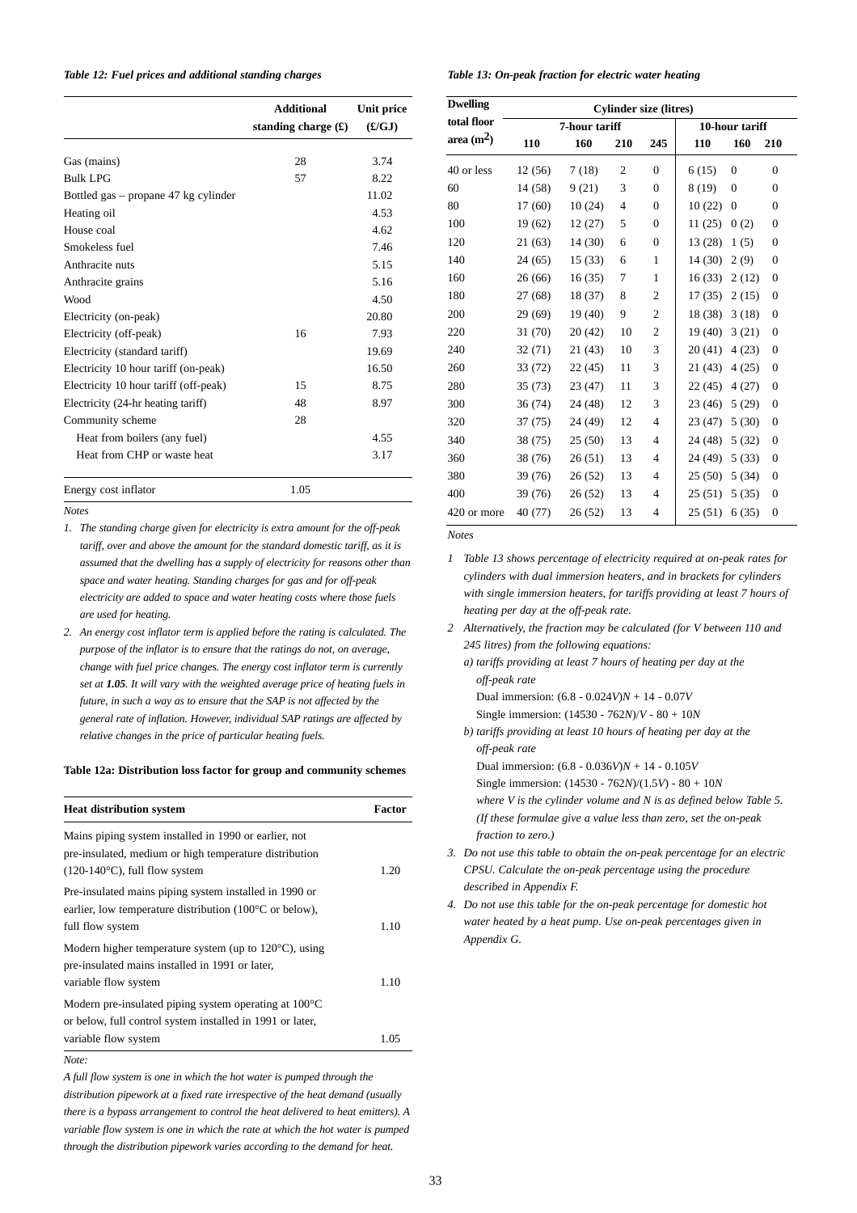*Table 12: Fuel prices and additional standing charges*

| | Additional standing charge (£) | Unit price (£/GJ) |
|---|---|---|
| Gas (mains) | 28 | 3.74 |
| Bulk LPG | 57 | 8.22 |
| Bottled gas – propane 47 kg cylinder | | 11.02 |
| Heating oil | | 4.53 |
| House coal | | 4.62 |
| Smokeless fuel | | 7.46 |
| Anthracite nuts | | 5.15 |
| Anthracite grains | | 5.16 |
| Wood | | 4.50 |
| Electricity (on-peak) | | 20.80 |
| Electricity (off-peak) | 16 | 7.93 |
| Electricity (standard tariff) | | 19.69 |
| Electricity 10 hour tariff (on-peak) | | 16.50 |
| Electricity 10 hour tariff (off-peak) | 15 | 8.75 |
| Electricity (24-hr heating tariff) | 48 | 8.97 |
| Community scheme | 28 | |
| Heat from boilers (any fuel) | | 4.55 |
| Heat from CHP or waste heat | | 3.17 |
| Energy cost inflator | 1.05 | |

*Notes*

1. *The standing charge given for electricity is extra amount for the off-peak tariff, over and above the amount for the standard domestic tariff, as it is assumed that the dwelling has a supply of electricity for reasons other than space and water heating. Standing charges for gas and for off-peak electricity are added to space and water heating costs where those fuels are used for heating.*
2. *An energy cost inflator term is applied before the rating is calculated. The purpose of the inflator is to ensure that the ratings do not, on average, change with fuel price changes. The energy cost inflator term is currently set at **1.05**. It will vary with the weighted average price of heating fuels in future, in such a way as to ensure that the SAP is not affected by the general rate of inflation. However, individual SAP ratings are affected by relative changes in the price of particular heating fuels.*

**Table 12a: Distribution loss factor for group and community schemes**

| Heat distribution system | Factor |
|---|---|
| Mains piping system installed in 1990 or earlier, not pre-insulated, medium or high temperature distribution (120-140°C), full flow system | 1.20 |
| Pre-insulated mains piping system installed in 1990 or earlier, low temperature distribution (100°C or below), full flow system | 1.10 |
| Modern higher temperature system (up to 120°C), using pre-insulated mains installed in 1991 or later, variable flow system | 1.10 |
| Modern pre-insulated piping system operating at 100°C or below, full control system installed in 1991 or later, variable flow system | 1.05 |

*Note:*

*A full flow system is one in which the hot water is pumped through the distribution pipework at a fixed rate irrespective of the heat demand (usually there is a bypass arrangement to control the heat delivered to heat emitters). A variable flow system is one in which the rate at which the hot water is pumped through the distribution pipework varies according to the demand for heat.*

*Table 13: On-peak fraction for electric water heating*

| Dwelling total floor area ($m^2$) | Cylinder size (litres) | | | | | | |
|---|---|---|---|---|---|---|---|
| | 7-hour tariff | | | | 10-hour tariff | | |
| | 110 | 160 | 210 | 245 | 110 | 160 | 210 |
| 40 or less | 12 (56) | 7 (18) | 2 | 0 | 6 (15) | 0 | 0 |
| 60 | 14 (58) | 9 (21) | 3 | 0 | 8 (19) | 0 | 0 |
| 80 | 17 (60) | 10 (24) | 4 | 0 | 10 (22) | 0 | 0 |
| 100 | 19 (62) | 12 (27) | 5 | 0 | 11 (25) | 0 (2) | 0 |
| 120 | 21 (63) | 14 (30) | 6 | 0 | 13 (28) | 1 (5) | 0 |
| 140 | 24 (65) | 15 (33) | 6 | 1 | 14 (30) | 2 (9) | 0 |
| 160 | 26 (66) | 16 (35) | 7 | 1 | 16 (33) | 2 (12) | 0 |
| 180 | 27 (68) | 18 (37) | 8 | 2 | 17 (35) | 2 (15) | 0 |
| 200 | 29 (69) | 19 (40) | 9 | 2 | 18 (38) | 3 (18) | 0 |
| 220 | 31 (70) | 20 (42) | 10 | 2 | 19 (40) | 3 (21) | 0 |
| 240 | 32 (71) | 21 (43) | 10 | 3 | 20 (41) | 4 (23) | 0 |
| 260 | 33 (72) | 22 (45) | 11 | 3 | 21 (43) | 4 (25) | 0 |
| 280 | 35 (73) | 23 (47) | 11 | 3 | 22 (45) | 4 (27) | 0 |
| 300 | 36 (74) | 24 (48) | 12 | 3 | 23 (46) | 5 (29) | 0 |
| 320 | 37 (75) | 24 (49) | 12 | 4 | 23 (47) | 5 (30) | 0 |
| 340 | 38 (75) | 25 (50) | 13 | 4 | 24 (48) | 5 (32) | 0 |
| 360 | 38 (76) | 26 (51) | 13 | 4 | 24 (49) | 5 (33) | 0 |
| 380 | 39 (76) | 26 (52) | 13 | 4 | 25 (50) | 5 (34) | 0 |
| 400 | 39 (76) | 26 (52) | 13 | 4 | 25 (51) | 5 (35) | 0 |
| 420 or more | 40 (77) | 26 (52) | 13 | 4 | 25 (51) | 6 (35) | 0 |

*Notes*

1. *Table 13 shows percentage of electricity required at on-peak rates for cylinders with dual immersion heaters, and in brackets for cylinders with single immersion heaters, for tariffs providing at least 7 hours of heating per day at the off-peak rate.*
2. *Alternatively, the fraction may be calculated (for V between 110 and 245 litres) from the following equations:*
   *a) tariffs providing at least 7 hours of heating per day at the off-peak rate*
   Dual immersion: $(6.8 - 0.024V)N + 14 - 0.07V$
   Single immersion: $(14530 - 762N)/V - 80 + 10N$
   *b) tariffs providing at least 10 hours of heating per day at the off-peak rate*
   Dual immersion: $(6.8 - 0.036V)N + 14 - 0.105V$
   Single immersion: $(14530 - 762N)/(1.5V) - 80 + 10N$
   *where V is the cylinder volume and N is as defined below Table 5. (If these formulae give a value less than zero, set the on-peak fraction to zero.)*
3. *Do not use this table to obtain the on-peak percentage for an electric CPSU. Calculate the on-peak percentage using the procedure described in Appendix F.*
4. *Do not use this table for the on-peak percentage for domestic hot water heated by a heat pump. Use on-peak percentages given in Appendix G.*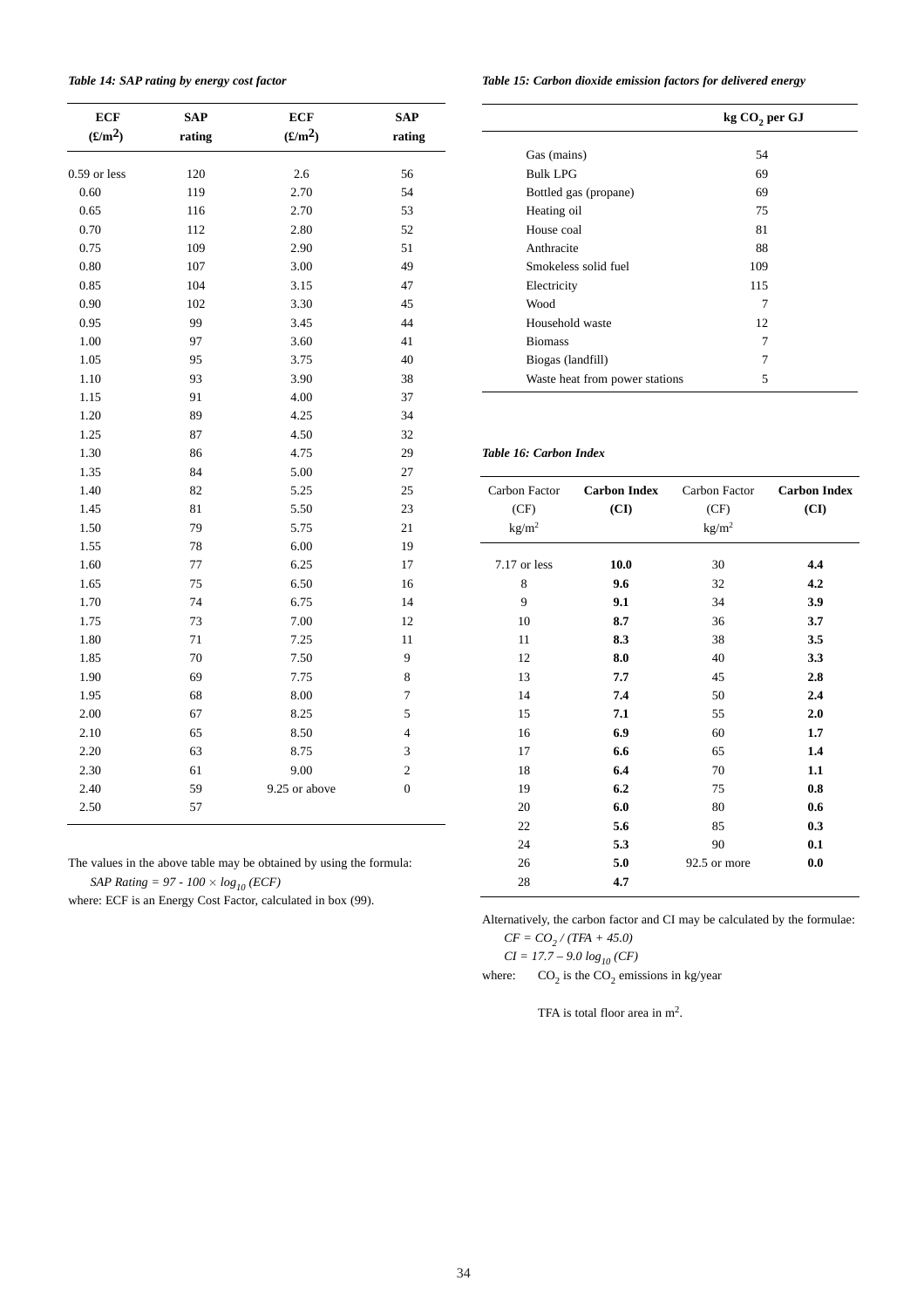*Table 14: SAP rating by energy cost factor*

| ECF (£/m²) | SAP rating | ECF (£/m²) | SAP rating |
|---|---|---|---|
| 0.59 or less | 120 | 2.6 | 56 |
| 0.60 | 119 | 2.70 | 54 |
| 0.65 | 116 | 2.70 | 53 |
| 0.70 | 112 | 2.80 | 52 |
| 0.75 | 109 | 2.90 | 51 |
| 0.80 | 107 | 3.00 | 49 |
| 0.85 | 104 | 3.15 | 47 |
| 0.90 | 102 | 3.30 | 45 |
| 0.95 | 99 | 3.45 | 44 |
| 1.00 | 97 | 3.60 | 41 |
| 1.05 | 95 | 3.75 | 40 |
| 1.10 | 93 | 3.90 | 38 |
| 1.15 | 91 | 4.00 | 37 |
| 1.20 | 89 | 4.25 | 34 |
| 1.25 | 87 | 4.50 | 32 |
| 1.30 | 86 | 4.75 | 29 |
| 1.35 | 84 | 5.00 | 27 |
| 1.40 | 82 | 5.25 | 25 |
| 1.45 | 81 | 5.50 | 23 |
| 1.50 | 79 | 5.75 | 21 |
| 1.55 | 78 | 6.00 | 19 |
| 1.60 | 77 | 6.25 | 17 |
| 1.65 | 75 | 6.50 | 16 |
| 1.70 | 74 | 6.75 | 14 |
| 1.75 | 73 | 7.00 | 12 |
| 1.80 | 71 | 7.25 | 11 |
| 1.85 | 70 | 7.50 | 9 |
| 1.90 | 69 | 7.75 | 8 |
| 1.95 | 68 | 8.00 | 7 |
| 2.00 | 67 | 8.25 | 5 |
| 2.10 | 65 | 8.50 | 4 |
| 2.20 | 63 | 8.75 | 3 |
| 2.30 | 61 | 9.00 | 2 |
| 2.40 | 59 | 9.25 or above | 0 |
| 2.50 | 57 | | |

The values in the above table may be obtained by using the formula:

$$SAP\ Rating = 97 - 100 \times \log_{10}(ECF)$$

where: ECF is an Energy Cost Factor, calculated in box (99).

*Table 15: Carbon dioxide emission factors for delivered energy*

| | kg $CO_2$ per GJ |
|---|---|
| Gas (mains) | 54 |
| Bulk LPG | 69 |
| Bottled gas (propane) | 69 |
| Heating oil | 75 |
| House coal | 81 |
| Anthracite | 88 |
| Smokeless solid fuel | 109 |
| Electricity | 115 |
| Wood | 7 |
| Household waste | 12 |
| Biomass | 7 |
| Biogas (landfill) | 7 |
| Waste heat from power stations | 5 |

*Table 16: Carbon Index*

| Carbon Factor (CF) kg/m² | **Carbon Index (CI)** | Carbon Factor (CF) kg/m² | **Carbon Index (CI)** |
|---|---|---|---|
| 7.17 or less | **10.0** | 30 | **4.4** |
| 8 | **9.6** | 32 | **4.2** |
| 9 | **9.1** | 34 | **3.9** |
| 10 | **8.7** | 36 | **3.7** |
| 11 | **8.3** | 38 | **3.5** |
| 12 | **8.0** | 40 | **3.3** |
| 13 | **7.7** | 45 | **2.8** |
| 14 | **7.4** | 50 | **2.4** |
| 15 | **7.1** | 55 | **2.0** |
| 16 | **6.9** | 60 | **1.7** |
| 17 | **6.6** | 65 | **1.4** |
| 18 | **6.4** | 70 | **1.1** |
| 19 | **6.2** | 75 | **0.8** |
| 20 | **6.0** | 80 | **0.6** |
| 22 | **5.6** | 85 | **0.3** |
| 24 | **5.3** | 90 | **0.1** |
| 26 | **5.0** | 92.5 or more | **0.0** |
| 28 | **4.7** | | |

Alternatively, the carbon factor and CI may be calculated by the formulae:

$$CF = CO_2 / (TFA + 45.0)$$

$$CI = 17.7 - 9.0 \log_{10}(CF)$$

where: $CO_2$ is the $CO_2$ emissions in kg/year

TFA is total floor area in m².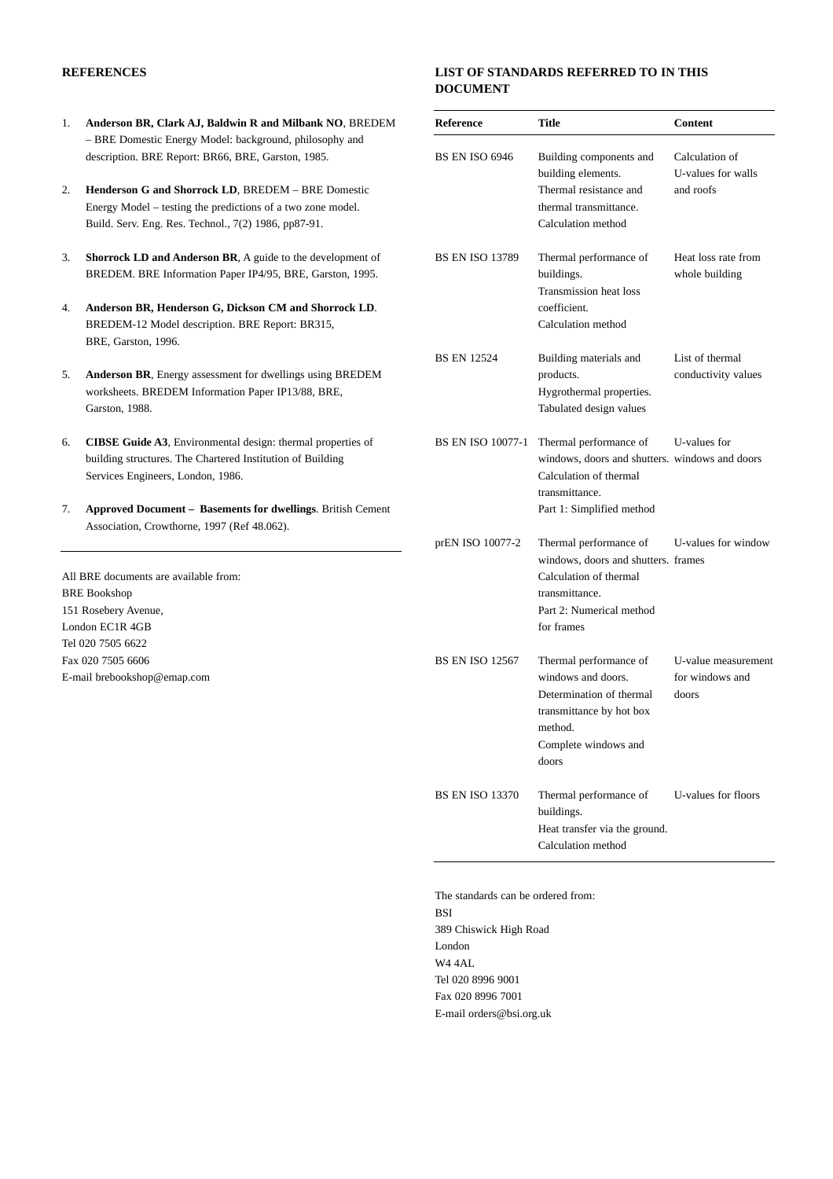## REFERENCES

1. **Anderson BR, Clark AJ, Baldwin R and Milbank NO**, BREDEM – BRE Domestic Energy Model: background, philosophy and description. BRE Report: BR66, BRE, Garston, 1985.

2. **Henderson G and Shorrock LD**, BREDEM – BRE Domestic Energy Model – testing the predictions of a two zone model. Build. Serv. Eng. Res. Technol., 7(2) 1986, pp87-91.

3. **Shorrock LD and Anderson BR**, A guide to the development of BREDEM. BRE Information Paper IP4/95, BRE, Garston, 1995.

4. **Anderson BR, Henderson G, Dickson CM and Shorrock LD**. BREDEM-12 Model description. BRE Report: BR315, BRE, Garston, 1996.

5. **Anderson BR**, Energy assessment for dwellings using BREDEM worksheets. BREDEM Information Paper IP13/88, BRE, Garston, 1988.

6. **CIBSE Guide A3**, Environmental design: thermal properties of building structures. The Chartered Institution of Building Services Engineers, London, 1986.

7. **Approved Document – Basements for dwellings**. British Cement Association, Crowthorne, 1997 (Ref 48.062).

All BRE documents are available from:
BRE Bookshop
151 Rosebery Avenue,
London EC1R 4GB
Tel 020 7505 6622
Fax 020 7505 6606
E-mail brebookshop@emap.com

## LIST OF STANDARDS REFERRED TO IN THIS DOCUMENT

| Reference | Title | Content |
|---|---|---|
| BS EN ISO 6946 | Building components and building elements. Thermal resistance and thermal transmittance. Calculation method | Calculation of U-values for walls and roofs |
| BS EN ISO 13789 | Thermal performance of buildings. Transmission heat loss coefficient. Calculation method | Heat loss rate from whole building |
| BS EN 12524 | Building materials and products. Hygrothermal properties. Tabulated design values | List of thermal conductivity values |
| BS EN ISO 10077-1 | Thermal performance of windows, doors and shutters. Calculation of thermal transmittance. Part 1: Simplified method | U-values for windows and doors |
| prEN ISO 10077-2 | Thermal performance of windows, doors and shutters. Calculation of thermal transmittance. Part 2: Numerical method for frames | U-values for window frames |
| BS EN ISO 12567 | Thermal performance of windows and doors. Determination of thermal transmittance by hot box method. Complete windows and doors | U-value measurement for windows and doors |
| BS EN ISO 13370 | Thermal performance of buildings. Heat transfer via the ground. Calculation method | U-values for floors |

The standards can be ordered from:
BSI
389 Chiswick High Road
London
W4 4AL
Tel 020 8996 9001
Fax 020 8996 7001
E-mail orders@bsi.org.uk